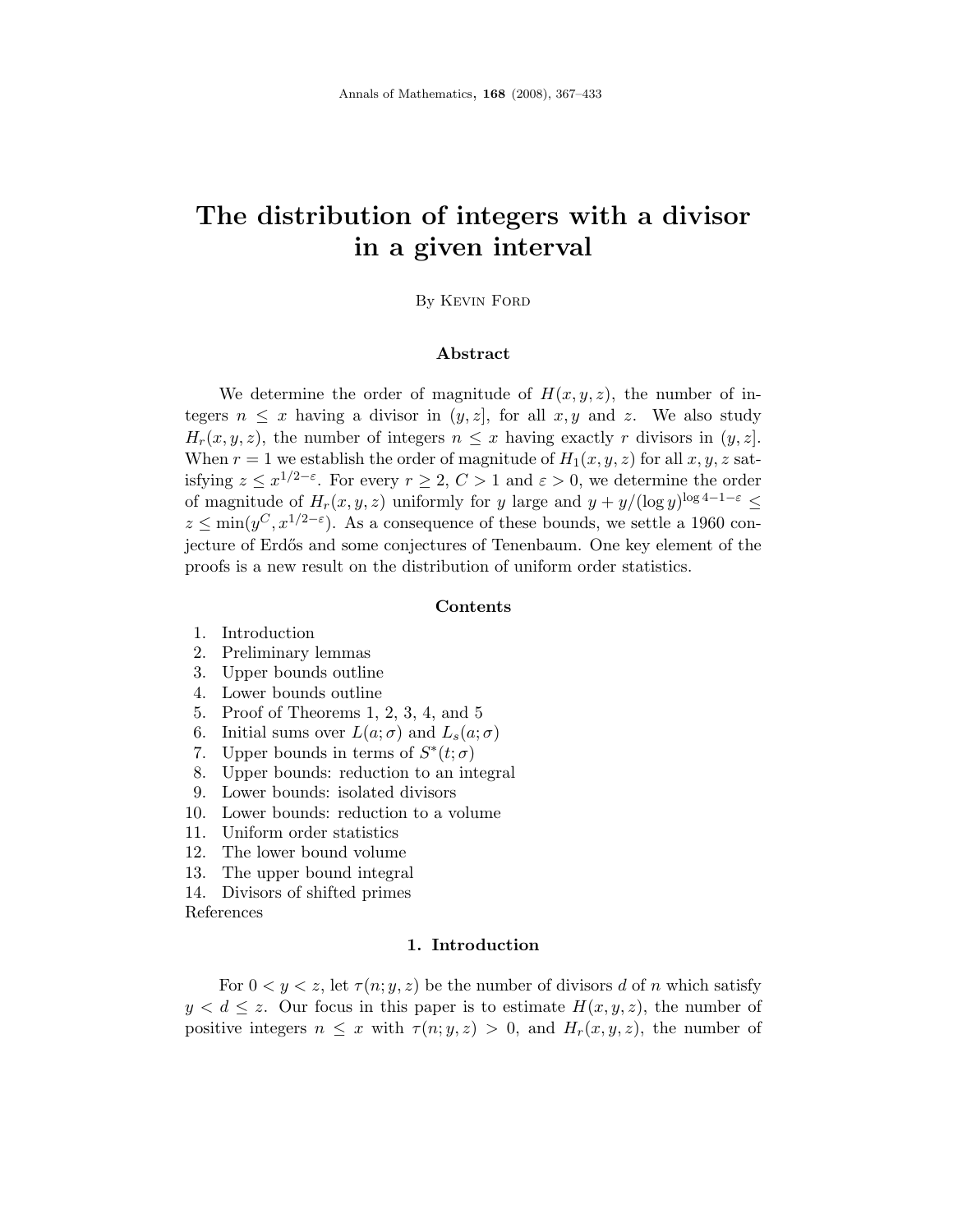# The distribution of integers with a divisor in a given interval

By Kevin Ford

## Abstract

We determine the order of magnitude of $H(x, y, z)$, the number of integers $n \le x$ having a divisor in $(y, z]$, for all $x, y$ and $z$. We also study $H_r(x, y, z)$, the number of integers $n \le x$ having exactly $r$ divisors in $(y, z]$. When $r = 1$ we establish the order of magnitude of $H_1(x, y, z)$ for all $x, y, z$ satisfying $z \le x^{1/2-\varepsilon}$. For every $r \ge 2$, $C > 1$ and $\varepsilon > 0$, we determine the order of magnitude of $H_r(x, y, z)$ uniformly for $y$ large and $y + y/(\log y)^{\log 4 - 1 - \varepsilon} \le z \le \min(y^C, x^{1/2-\varepsilon})$. As a consequence of these bounds, we settle a 1960 conjecture of Erdős and some conjectures of Tenenbaum. One key element of the proofs is a new result on the distribution of uniform order statistics.

## Contents

1. Introduction
2. Preliminary lemmas
3. Upper bounds outline
4. Lower bounds outline
5. Proof of Theorems 1, 2, 3, 4, and 5
6. Initial sums over $L(a; \sigma)$ and $L_s(a; \sigma)$
7. Upper bounds in terms of $S^*(t; \sigma)$
8. Upper bounds: reduction to an integral
9. Lower bounds: isolated divisors
10. Lower bounds: reduction to a volume
11. Uniform order statistics
12. The lower bound volume
13. The upper bound integral
14. Divisors of shifted primes

References

## 1. Introduction

For $0 < y < z$, let $\tau(n; y, z)$ be the number of divisors $d$ of $n$ which satisfy $y < d \le z$. Our focus in this paper is to estimate $H(x, y, z)$, the number of positive integers $n \le x$ with $\tau(n; y, z) > 0$, and $H_r(x, y, z)$, the number of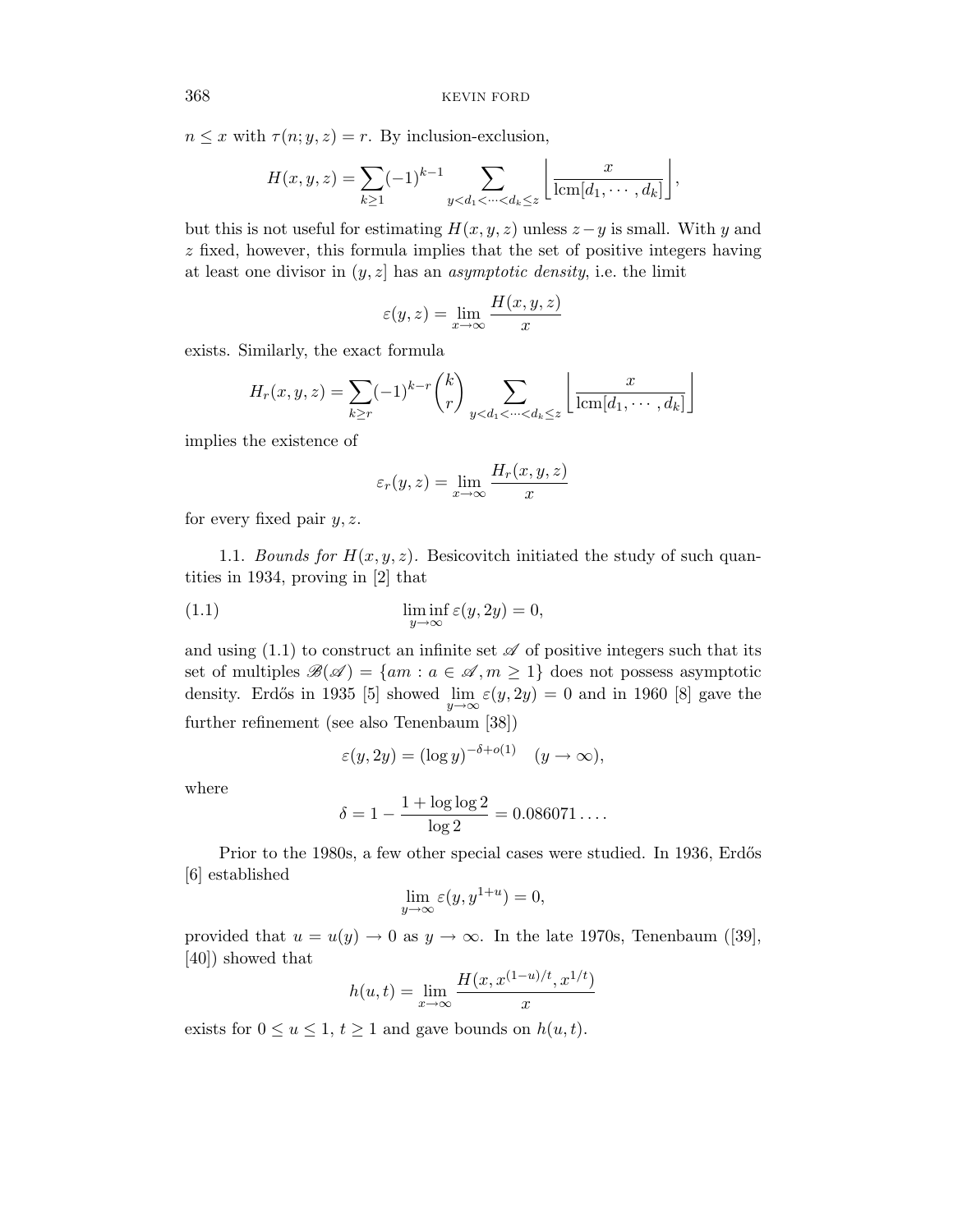$n \le x$ with $\tau(n; y, z) = r$. By inclusion-exclusion,

$$H(x, y, z) = \sum_{k \ge 1} (-1)^{k-1} \sum_{y < d_1 < \cdots < d_k \le z} \left\lfloor \frac{x}{\operatorname{lcm}[d_1, \cdots, d_k]} \right\rfloor,$$

but this is not useful for estimating $H(x, y, z)$ unless $z - y$ is small. With $y$ and $z$ fixed, however, this formula implies that the set of positive integers having at least one divisor in $(y, z]$ has an *asymptotic density*, i.e. the limit

$$\varepsilon(y, z) = \lim_{x \to \infty} \frac{H(x, y, z)}{x}$$

exists. Similarly, the exact formula

$$H_r(x, y, z) = \sum_{k \ge r} (-1)^{k-r} \binom{k}{r} \sum_{y < d_1 < \cdots < d_k \le z} \left\lfloor \frac{x}{\operatorname{lcm}[d_1, \cdots, d_k]} \right\rfloor$$

implies the existence of

$$\varepsilon_r(y, z) = \lim_{x \to \infty} \frac{H_r(x, y, z)}{x}$$

for every fixed pair $y, z$.

1.1. *Bounds for $H(x, y, z)$.* Besicovitch initiated the study of such quantities in 1934, proving in [2] that

$$\liminf_{y \to \infty} \varepsilon(y, 2y) = 0, \tag{1.1}$$

and using (1.1) to construct an infinite set $\mathscr{A}$ of positive integers such that its set of multiples $\mathscr{B}(\mathscr{A}) = \{am : a \in \mathscr{A}, m \ge 1\}$ does not possess asymptotic density. Erdős in 1935 [5] showed $\lim_{y \to \infty} \varepsilon(y, 2y) = 0$ and in 1960 [8] gave the further refinement (see also Tenenbaum [38])

$$\varepsilon(y, 2y) = (\log y)^{-\delta + o(1)} \quad (y \to \infty),$$

where

$$\delta = 1 - \frac{1 + \log\log 2}{\log 2} = 0.086071 \ldots.$$

Prior to the 1980s, a few other special cases were studied. In 1936, Erdős [6] established

$$\lim_{y \to \infty} \varepsilon(y, y^{1+u}) = 0,$$

provided that $u = u(y) \to 0$ as $y \to \infty$. In the late 1970s, Tenenbaum ([39], [40]) showed that

$$h(u, t) = \lim_{x \to \infty} \frac{H(x, x^{(1-u)/t}, x^{1/t})}{x}$$

exists for $0 \le u \le 1$, $t \ge 1$ and gave bounds on $h(u, t)$.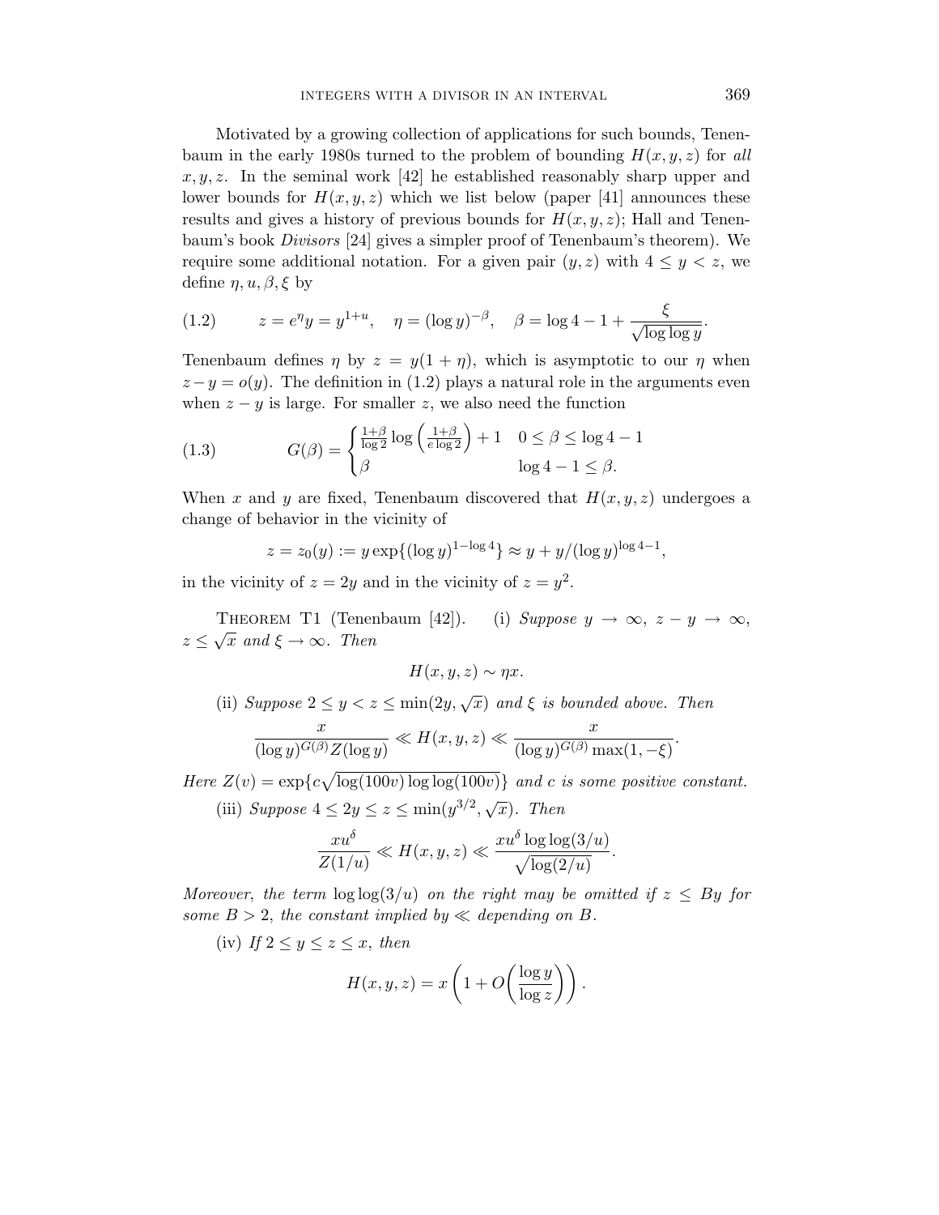Motivated by a growing collection of applications for such bounds, Tenenbaum in the early 1980s turned to the problem of bounding $H(x, y, z)$ for *all* $x, y, z$. In the seminal work [42] he established reasonably sharp upper and lower bounds for $H(x, y, z)$ which we list below (paper [41] announces these results and gives a history of previous bounds for $H(x, y, z)$; Hall and Tenenbaum's book *Divisors* [24] gives a simpler proof of Tenenbaum's theorem). We require some additional notation. For a given pair $(y, z)$ with $4 \le y < z$, we define $\eta, u, \beta, \xi$ by

$$(1.2) \qquad z = e^{\eta} y = y^{1+u}, \quad \eta = (\log y)^{-\beta}, \quad \beta = \log 4 - 1 + \frac{\xi}{\sqrt{\log\log y}}.$$

Tenenbaum defines $\eta$ by $z = y(1+\eta)$, which is asymptotic to our $\eta$ when $z - y = o(y)$. The definition in (1.2) plays a natural role in the arguments even when $z - y$ is large. For smaller $z$, we also need the function

$$(1.3) \qquad G(\beta) = \begin{cases} \frac{1+\beta}{\log 2} \log\left(\frac{1+\beta}{e \log 2}\right) + 1 & 0 \le \beta \le \log 4 - 1 \\ \beta & \log 4 - 1 \le \beta. \end{cases}$$

When $x$ and $y$ are fixed, Tenenbaum discovered that $H(x, y, z)$ undergoes a change of behavior in the vicinity of

$$z = z_0(y) := y \exp\{(\log y)^{1-\log 4}\} \approx y + y/(\log y)^{\log 4 - 1},$$

in the vicinity of $z = 2y$ and in the vicinity of $z = y^2$.

Theorem T1 (Tenenbaum [42]). (i) *Suppose* $y \to \infty$, $z - y \to \infty$, $z \le \sqrt{x}$ *and* $\xi \to \infty$. *Then*

$$H(x, y, z) \sim \eta x.$$

(ii) *Suppose* $2 \le y < z \le \min(2y, \sqrt{x})$ *and* $\xi$ *is bounded above. Then*

$$\frac{x}{(\log y)^{G(\beta)} Z(\log y)} \ll H(x, y, z) \ll \frac{x}{(\log y)^{G(\beta)} \max(1, -\xi)}.$$

*Here* $Z(v) = \exp\{c\sqrt{\log(100v)\log\log(100v)}\}$ *and* $c$ *is some positive constant.*

(iii) *Suppose* $4 \le 2y \le z \le \min(y^{3/2}, \sqrt{x})$. *Then*

$$\frac{xu^{\delta}}{Z(1/u)} \ll H(x, y, z) \ll \frac{xu^{\delta} \log\log(3/u)}{\sqrt{\log(2/u)}}.$$

*Moreover, the term* $\log\log(3/u)$ *on the right may be omitted if* $z \le By$ *for some* $B > 2$, *the constant implied by* $\ll$ *depending on* $B$.

(iv) *If* $2 \le y \le z \le x$, *then*

$$H(x, y, z) = x\left(1 + O\left(\frac{\log y}{\log z}\right)\right).$$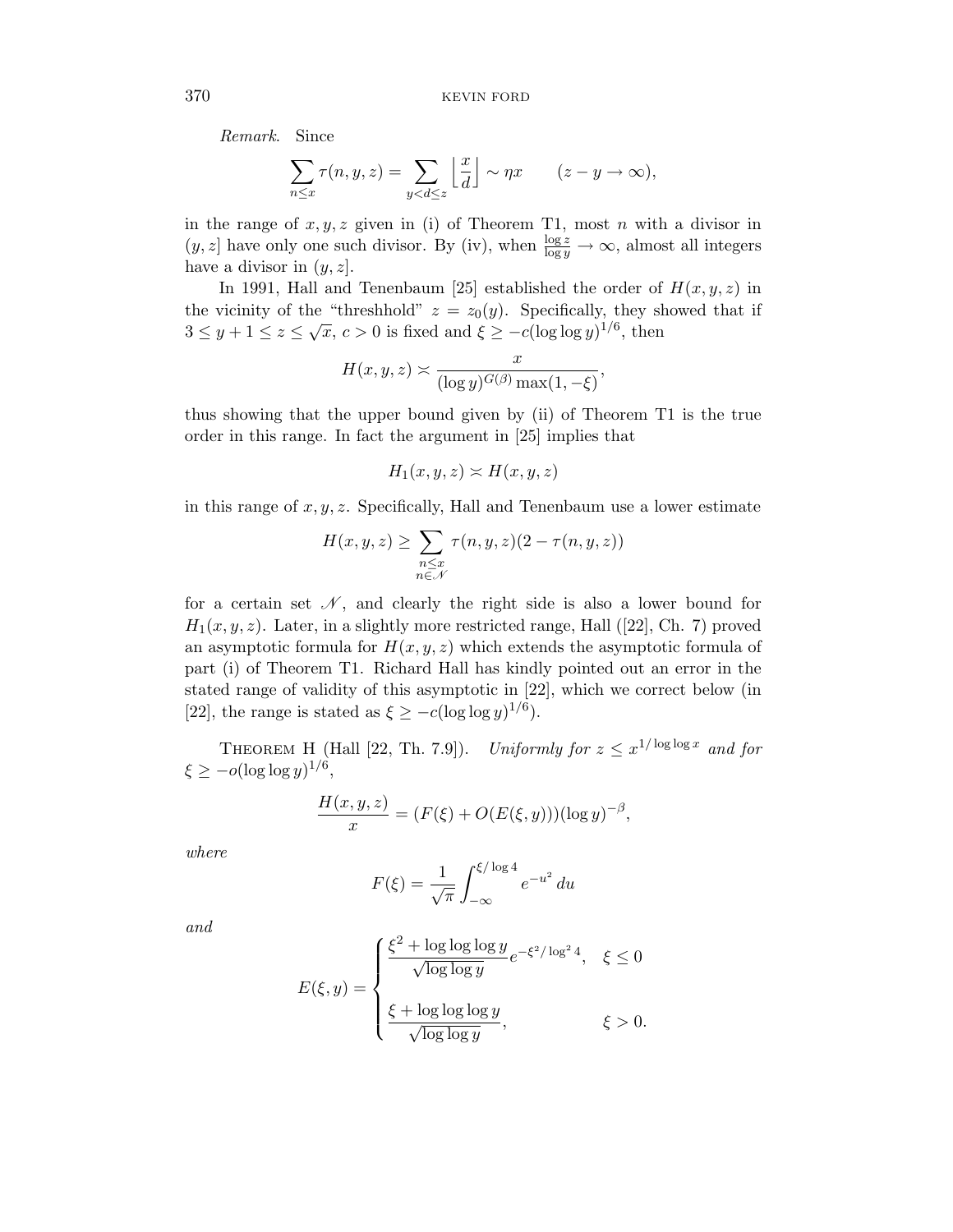*Remark.* Since

$$\sum_{n\le x} \tau(n,y,z) = \sum_{y<d\le z} \left\lfloor \frac{x}{d} \right\rfloor \sim \eta x \qquad (z-y\to\infty),$$

in the range of $x, y, z$ given in (i) of Theorem T1, most $n$ with a divisor in $(y,z]$ have only one such divisor. By (iv), when $\frac{\log z}{\log y} \to \infty$, almost all integers have a divisor in $(y,z]$.

In 1991, Hall and Tenenbaum [25] established the order of $H(x,y,z)$ in the vicinity of the "threshhold" $z = z_0(y)$. Specifically, they showed that if $3 \le y+1 \le z \le \sqrt{x}$, $c>0$ is fixed and $\xi \ge -c(\log\log y)^{1/6}$, then

$$H(x,y,z) \asymp \frac{x}{(\log y)^{G(\beta)} \max(1,-\xi)},$$

thus showing that the upper bound given by (ii) of Theorem T1 is the true order in this range. In fact the argument in [25] implies that

$$H_1(x,y,z) \asymp H(x,y,z)$$

in this range of $x, y, z$. Specifically, Hall and Tenenbaum use a lower estimate

$$H(x,y,z) \ge \sum_{\substack{n\le x\\ n\in\mathscr{N}}} \tau(n,y,z)(2-\tau(n,y,z))$$

for a certain set $\mathscr{N}$, and clearly the right side is also a lower bound for $H_1(x,y,z)$. Later, in a slightly more restricted range, Hall ([22], Ch. 7) proved an asymptotic formula for $H(x,y,z)$ which extends the asymptotic formula of part (i) of Theorem T1. Richard Hall has kindly pointed out an error in the stated range of validity of this asymptotic in [22], which we correct below (in [22], the range is stated as $\xi \ge -c(\log\log y)^{1/6}$).

Theorem H (Hall [22, Th. 7.9]). *Uniformly for $z \le x^{1/\log\log x}$ and for $\xi \ge -o(\log\log y)^{1/6}$,*

$$\frac{H(x,y,z)}{x} = (F(\xi) + O(E(\xi,y)))(\log y)^{-\beta},$$

*where*

$$F(\xi) = \frac{1}{\sqrt{\pi}} \int_{-\infty}^{\xi/\log 4} e^{-u^2}\, du$$

*and*

$$E(\xi,y) = \begin{cases} \dfrac{\xi^2 + \log\log\log y}{\sqrt{\log\log y}} e^{-\xi^2/\log^2 4}, & \xi \le 0 \\[2ex] \dfrac{\xi + \log\log\log y}{\sqrt{\log\log y}}, & \xi > 0. \end{cases}$$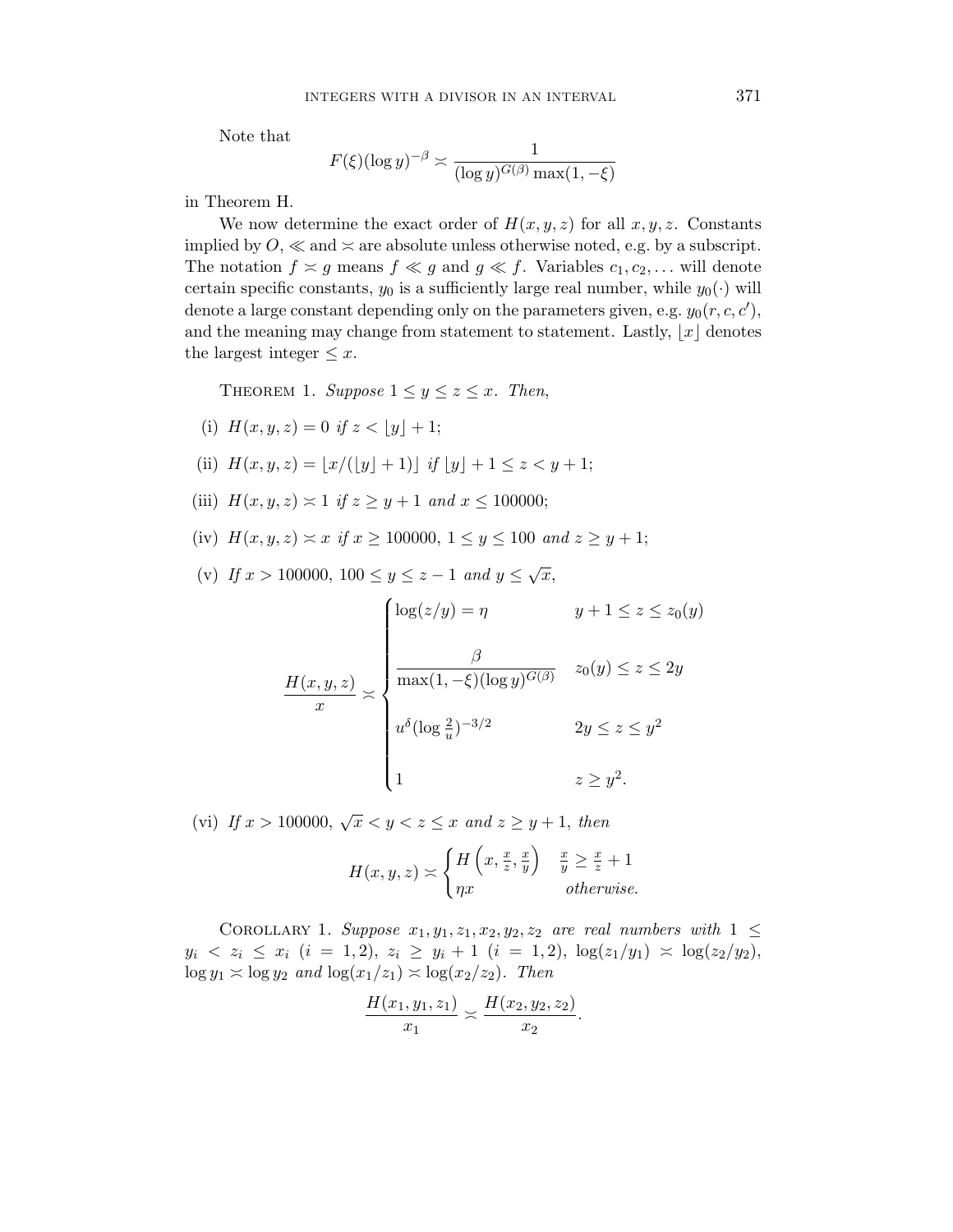Note that

$$F(\xi)(\log y)^{-\beta} \asymp \frac{1}{(\log y)^{G(\beta)} \max(1, -\xi)}$$

in Theorem H.

We now determine the exact order of $H(x, y, z)$ for all $x, y, z$. Constants implied by $O$, $\ll$ and $\asymp$ are absolute unless otherwise noted, e.g. by a subscript. The notation $f \asymp g$ means $f \ll g$ and $g \ll f$. Variables $c_1, c_2, \dots$ will denote certain specific constants, $y_0$ is a sufficiently large real number, while $y_0(\cdot)$ will denote a large constant depending only on the parameters given, e.g. $y_0(r, c, c')$, and the meaning may change from statement to statement. Lastly, $\lfloor x \rfloor$ denotes the largest integer $\le x$.

Theorem 1. *Suppose $1 \le y \le z \le x$. Then,*

(i) $H(x, y, z) = 0$ *if* $z < \lfloor y \rfloor + 1$;

(ii) $H(x, y, z) = \lfloor x/(\lfloor y \rfloor + 1) \rfloor$ *if* $\lfloor y \rfloor + 1 \le z < y + 1$;

(iii) $H(x, y, z) \asymp 1$ *if* $z \ge y + 1$ *and* $x \le 100000$;

(iv) $H(x, y, z) \asymp x$ *if* $x \ge 100000$, $1 \le y \le 100$ *and* $z \ge y + 1$;

(v) *If* $x > 100000$, $100 \le y \le z - 1$ *and* $y \le \sqrt{x}$,

$$\frac{H(x, y, z)}{x} \asymp \begin{cases} \log(z/y) = \eta & y + 1 \le z \le z_0(y) \\[2ex] \dfrac{\beta}{\max(1, -\xi)(\log y)^{G(\beta)}} & z_0(y) \le z \le 2y \\[2ex] u^{\delta} (\log \frac{2}{u})^{-3/2} & 2y \le z \le y^2 \\[2ex] 1 & z \ge y^2. \end{cases}$$

(vi) *If* $x > 100000$, $\sqrt{x} < y < z \le x$ *and* $z \ge y + 1$, *then*

$$H(x, y, z) \asymp \begin{cases} H\left(x, \frac{x}{z}, \frac{x}{y}\right) & \frac{x}{y} \ge \frac{x}{z} + 1 \\ \eta x & \textit{otherwise.} \end{cases}$$

Corollary 1. *Suppose $x_1, y_1, z_1, x_2, y_2, z_2$ are real numbers with $1 \le y_i < z_i \le x_i$ $(i = 1, 2)$, $z_i \ge y_i + 1$ $(i = 1, 2)$, $\log(z_1/y_1) \asymp \log(z_2/y_2)$, $\log y_1 \asymp \log y_2$ and $\log(x_1/z_1) \asymp \log(x_2/z_2)$. Then*

$$\frac{H(x_1, y_1, z_1)}{x_1} \asymp \frac{H(x_2, y_2, z_2)}{x_2}.$$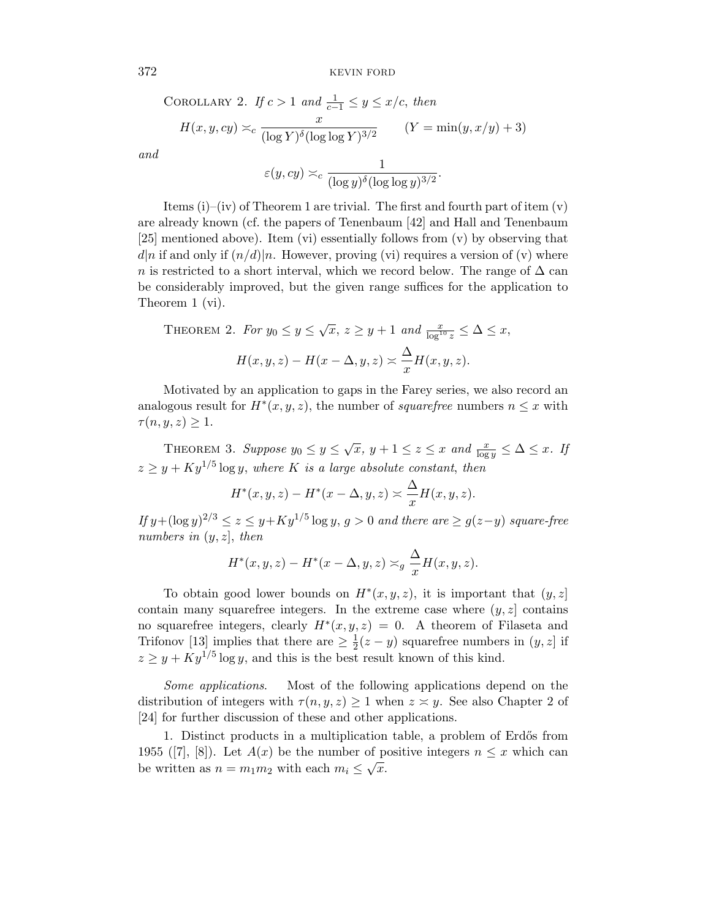Corollary 2. *If* $c > 1$ *and* $\frac{1}{c-1} \le y \le x/c$, *then*

$$H(x, y, cy) \asymp_c \frac{x}{(\log Y)^{\delta}(\log\log Y)^{3/2}} \qquad (Y = \min(y, x/y) + 3)$$

*and*

$$\varepsilon(y, cy) \asymp_c \frac{1}{(\log y)^{\delta}(\log\log y)^{3/2}}.$$

Items (i)–(iv) of Theorem 1 are trivial. The first and fourth part of item (v) are already known (cf. the papers of Tenenbaum [42] and Hall and Tenenbaum [25] mentioned above). Item (vi) essentially follows from (v) by observing that $d|n$ if and only if $(n/d)|n$. However, proving (vi) requires a version of (v) where $n$ is restricted to a short interval, which we record below. The range of $\Delta$ can be considerably improved, but the given range suffices for the application to Theorem 1 (vi).

Theorem 2. *For* $y_0 \le y \le \sqrt{x}$, $z \ge y + 1$ *and* $\frac{x}{\log^{10} z} \le \Delta \le x$,

$$H(x, y, z) - H(x - \Delta, y, z) \asymp \frac{\Delta}{x} H(x, y, z).$$

Motivated by an application to gaps in the Farey series, we also record an analogous result for $H^*(x, y, z)$, the number of *squarefree* numbers $n \le x$ with $\tau(n, y, z) \ge 1$.

Theorem 3. *Suppose* $y_0 \le y \le \sqrt{x}$, $y + 1 \le z \le x$ *and* $\frac{x}{\log y} \le \Delta \le x$. *If* $z \ge y + Ky^{1/5}\log y$, *where* $K$ *is a large absolute constant, then*

$$H^*(x, y, z) - H^*(x - \Delta, y, z) \asymp \frac{\Delta}{x} H(x, y, z).$$

*If* $y + (\log y)^{2/3} \le z \le y + Ky^{1/5}\log y$, $g > 0$ *and there are* $\ge g(z-y)$ *square-free numbers in* $(y, z]$, *then*

$$H^*(x, y, z) - H^*(x - \Delta, y, z) \asymp_g \frac{\Delta}{x} H(x, y, z).$$

To obtain good lower bounds on $H^*(x, y, z)$, it is important that $(y, z]$ contain many squarefree integers. In the extreme case where $(y, z]$ contains no squarefree integers, clearly $H^*(x, y, z) = 0$. A theorem of Filaseta and Trifonov [13] implies that there are $\ge \frac{1}{2}(z - y)$ squarefree numbers in $(y, z]$ if $z \ge y + Ky^{1/5}\log y$, and this is the best result known of this kind.

*Some applications.* Most of the following applications depend on the distribution of integers with $\tau(n, y, z) \ge 1$ when $z \asymp y$. See also Chapter 2 of [24] for further discussion of these and other applications.

1. Distinct products in a multiplication table, a problem of Erdős from 1955 ([7], [8]). Let $A(x)$ be the number of positive integers $n \le x$ which can be written as $n = m_1 m_2$ with each $m_i \le \sqrt{x}$.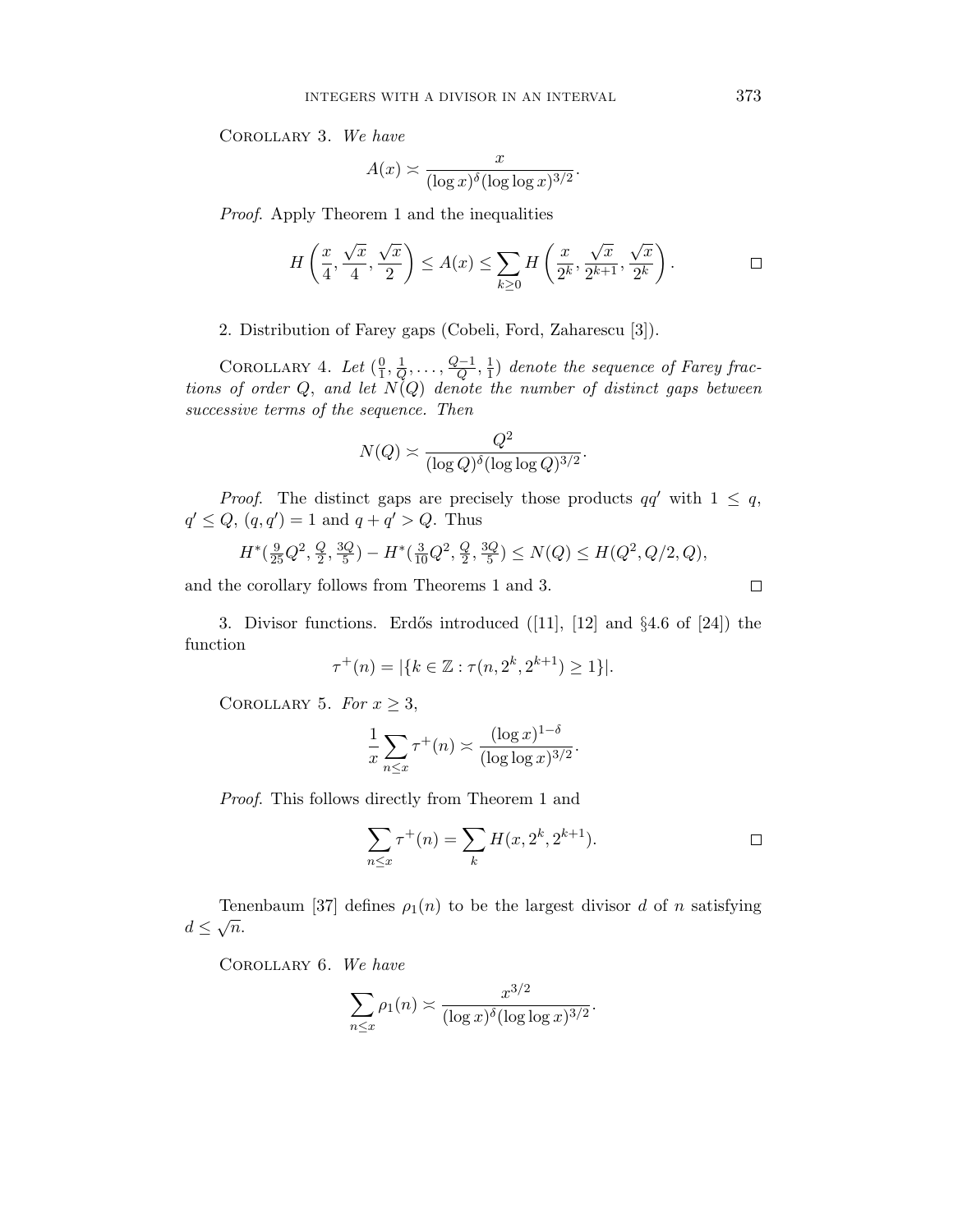Corollary 3. *We have*

$$A(x) \asymp \frac{x}{(\log x)^{\delta}(\log\log x)^{3/2}}.$$

*Proof.* Apply Theorem 1 and the inequalities

$$H\left(\frac{x}{4}, \frac{\sqrt{x}}{4}, \frac{\sqrt{x}}{2}\right) \le A(x) \le \sum_{k\ge 0} H\left(\frac{x}{2^k}, \frac{\sqrt{x}}{2^{k+1}}, \frac{\sqrt{x}}{2^k}\right). \qquad \square$$

2. Distribution of Farey gaps (Cobeli, Ford, Zaharescu [3]).

Corollary 4. *Let* $(\frac{0}{1}, \frac{1}{Q}, \ldots, \frac{Q-1}{Q}, \frac{1}{1})$ *denote the sequence of Farey fractions of order* $Q$, *and let* $N(Q)$ *denote the number of distinct gaps between successive terms of the sequence. Then*

$$N(Q) \asymp \frac{Q^2}{(\log Q)^{\delta}(\log\log Q)^{3/2}}.$$

*Proof.* The distinct gaps are precisely those products $qq'$ with $1 \le q, q' \le Q$, $(q,q')=1$ and $q+q' > Q$. Thus

$$H^*(\tfrac{9}{25}Q^2, \tfrac{Q}{2}, \tfrac{3Q}{5}) - H^*(\tfrac{3}{10}Q^2, \tfrac{Q}{2}, \tfrac{3Q}{5}) \le N(Q) \le H(Q^2, Q/2, Q),$$

and the corollary follows from Theorems 1 and 3. $\square$

3. Divisor functions. Erdős introduced ([11], [12] and §4.6 of [24]) the function

$$\tau^+(n) = |\{k \in \mathbb{Z} : \tau(n, 2^k, 2^{k+1}) \ge 1\}|.$$

Corollary 5. *For* $x \ge 3$,

$$\frac{1}{x}\sum_{n\le x} \tau^+(n) \asymp \frac{(\log x)^{1-\delta}}{(\log\log x)^{3/2}}.$$

*Proof.* This follows directly from Theorem 1 and

$$\sum_{n\le x} \tau^+(n) = \sum_k H(x, 2^k, 2^{k+1}). \qquad \square$$

Tenenbaum [37] defines $\rho_1(n)$ to be the largest divisor $d$ of $n$ satisfying $d \le \sqrt{n}$.

Corollary 6. *We have*

$$\sum_{n\le x} \rho_1(n) \asymp \frac{x^{3/2}}{(\log x)^{\delta}(\log\log x)^{3/2}}.$$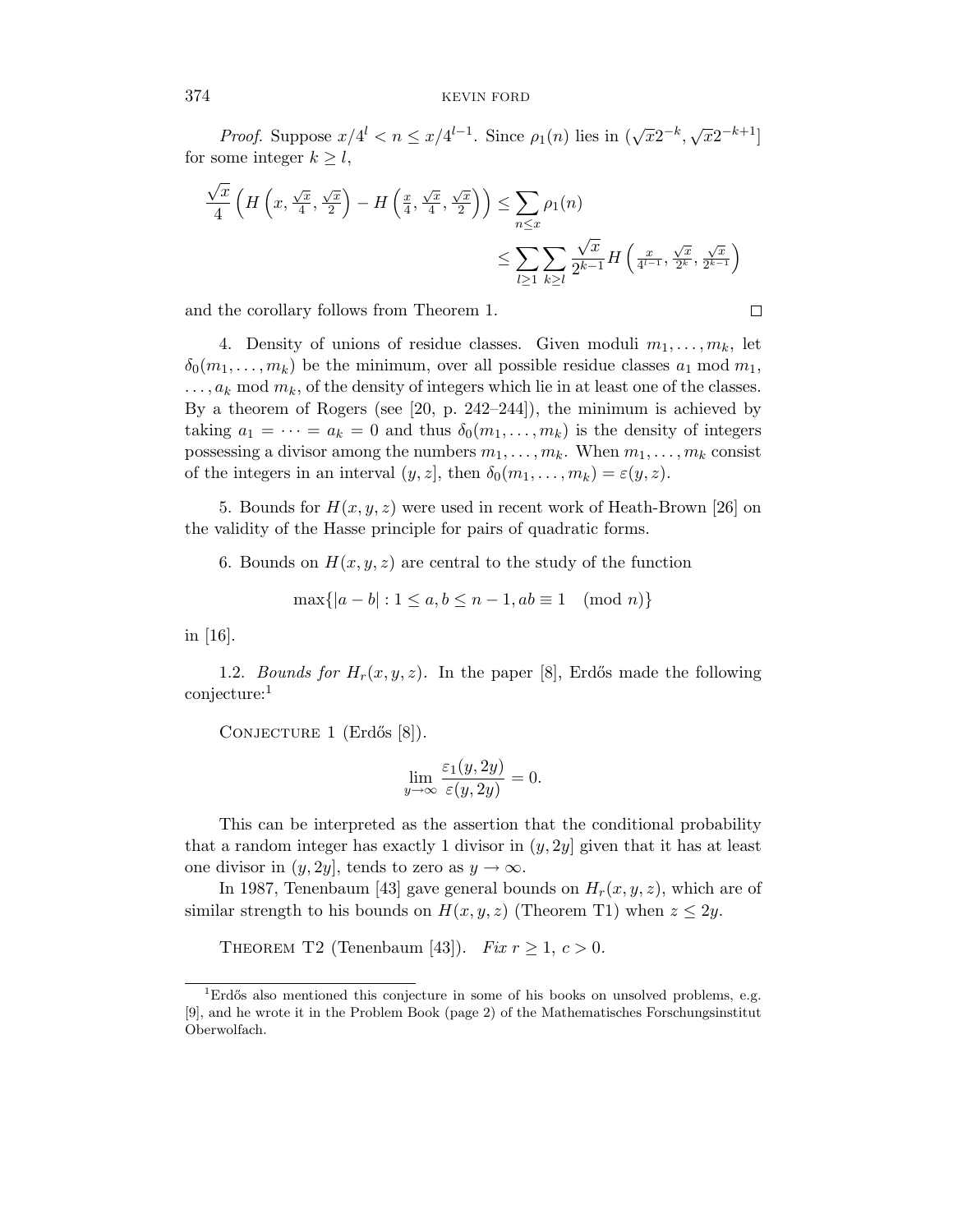*Proof.* Suppose $x/4^l < n \le x/4^{l-1}$. Since $\rho_1(n)$ lies in $(\sqrt{x}2^{-k}, \sqrt{x}2^{-k+1}]$ for some integer $k \ge l$,

$$\frac{\sqrt{x}}{4}\left(H\left(x, \tfrac{\sqrt{x}}{4}, \tfrac{\sqrt{x}}{2}\right) - H\left(\tfrac{x}{4}, \tfrac{\sqrt{x}}{4}, \tfrac{\sqrt{x}}{2}\right)\right) \le \sum_{n \le x} \rho_1(n)$$
$$\le \sum_{l \ge 1} \sum_{k \ge l} \frac{\sqrt{x}}{2^{k-1}} H\left(\tfrac{x}{4^{l-1}}, \tfrac{\sqrt{x}}{2^k}, \tfrac{\sqrt{x}}{2^{k-1}}\right)$$

and the corollary follows from Theorem 1. □

4. Density of unions of residue classes. Given moduli $m_1, \dots, m_k$, let $\delta_0(m_1, \dots, m_k)$ be the minimum, over all possible residue classes $a_1 \bmod m_1$, $\dots, a_k \bmod m_k$, of the density of integers which lie in at least one of the classes. By a theorem of Rogers (see [20, p. 242–244]), the minimum is achieved by taking $a_1 = \cdots = a_k = 0$ and thus $\delta_0(m_1, \dots, m_k)$ is the density of integers possessing a divisor among the numbers $m_1, \dots, m_k$. When $m_1, \dots, m_k$ consist of the integers in an interval $(y, z]$, then $\delta_0(m_1, \dots, m_k) = \varepsilon(y, z)$.

5. Bounds for $H(x, y, z)$ were used in recent work of Heath-Brown [26] on the validity of the Hasse principle for pairs of quadratic forms.

6. Bounds on $H(x, y, z)$ are central to the study of the function

$$\max\{|a - b| : 1 \le a, b \le n - 1, ab \equiv 1 \pmod{n}\}$$

in [16].

1.2. *Bounds for $H_r(x, y, z)$.* In the paper [8], Erdős made the following conjecture:[1]

Conjecture 1 (Erdős [8]).

$$\lim_{y \to \infty} \frac{\varepsilon_1(y, 2y)}{\varepsilon(y, 2y)} = 0.$$

This can be interpreted as the assertion that the conditional probability that a random integer has exactly 1 divisor in $(y, 2y]$ given that it has at least one divisor in $(y, 2y]$, tends to zero as $y \to \infty$.

In 1987, Tenenbaum [43] gave general bounds on $H_r(x, y, z)$, which are of similar strength to his bounds on $H(x, y, z)$ (Theorem T1) when $z \le 2y$.

Theorem T2 (Tenenbaum [43]). *Fix $r \ge 1$, $c > 0$.*

[1] Erdős also mentioned this conjecture in some of his books on unsolved problems, e.g. [9], and he wrote it in the Problem Book (page 2) of the Mathematisches Forschungsinstitut Oberwolfach.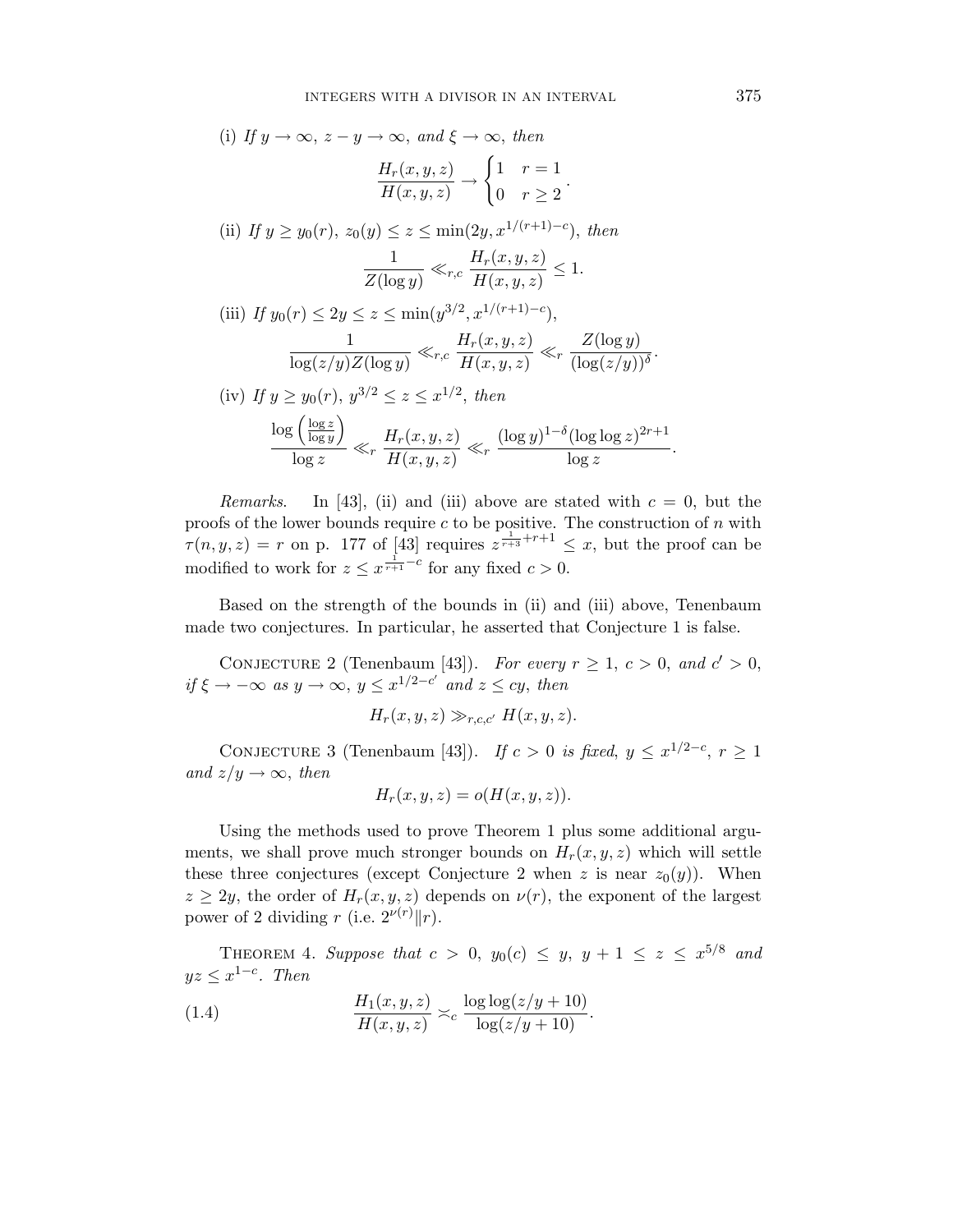(i) *If* $y \to \infty$, $z - y \to \infty$, *and* $\xi \to \infty$, *then*

$$\frac{H_r(x,y,z)}{H(x,y,z)} \to \begin{cases} 1 & r = 1 \\ 0 & r \ge 2 \end{cases}.$$

(ii) *If* $y \ge y_0(r)$, $z_0(y) \le z \le \min(2y, x^{1/(r+1)-c})$, *then*

$$\frac{1}{Z(\log y)} \ll_{r,c} \frac{H_r(x,y,z)}{H(x,y,z)} \le 1.$$

(iii) *If* $y_0(r) \le 2y \le z \le \min(y^{3/2}, x^{1/(r+1)-c})$,

$$\frac{1}{\log(z/y) Z(\log y)} \ll_{r,c} \frac{H_r(x,y,z)}{H(x,y,z)} \ll_r \frac{Z(\log y)}{(\log(z/y))^{\delta}}.$$

(iv) *If* $y \ge y_0(r)$, $y^{3/2} \le z \le x^{1/2}$, *then*

$$\frac{\log\left(\frac{\log z}{\log y}\right)}{\log z} \ll_r \frac{H_r(x,y,z)}{H(x,y,z)} \ll_r \frac{(\log y)^{1-\delta}(\log\log z)^{2r+1}}{\log z}.$$

*Remarks.* In [43], (ii) and (iii) above are stated with $c = 0$, but the proofs of the lower bounds require $c$ to be positive. The construction of $n$ with $\tau(n, y, z) = r$ on p. 177 of [43] requires $z^{\frac{1}{r+3}+r+1} \le x$, but the proof can be modified to work for $z \le x^{\frac{1}{r+1}-c}$ for any fixed $c > 0$.

Based on the strength of the bounds in (ii) and (iii) above, Tenenbaum made two conjectures. In particular, he asserted that Conjecture 1 is false.

Conjecture 2 (Tenenbaum [43]). *For every* $r \ge 1$, $c > 0$, *and* $c' > 0$, *if* $\xi \to -\infty$ *as* $y \to \infty$, $y \le x^{1/2-c'}$ *and* $z \le cy$, *then*

$$H_r(x,y,z) \gg_{r,c,c'} H(x,y,z).$$

Conjecture 3 (Tenenbaum [43]). *If* $c > 0$ *is fixed*, $y \le x^{1/2-c}$, $r \ge 1$ *and* $z/y \to \infty$, *then*

$$H_r(x,y,z) = o(H(x,y,z)).$$

Using the methods used to prove Theorem 1 plus some additional arguments, we shall prove much stronger bounds on $H_r(x,y,z)$ which will settle these three conjectures (except Conjecture 2 when $z$ is near $z_0(y)$). When $z \ge 2y$, the order of $H_r(x,y,z)$ depends on $\nu(r)$, the exponent of the largest power of 2 dividing $r$ (i.e. $2^{\nu(r)} \| r$).

Theorem 4. *Suppose that* $c > 0$, $y_0(c) \le y$, $y + 1 \le z \le x^{5/8}$ *and* $yz \le x^{1-c}$. *Then*

$$\frac{H_1(x,y,z)}{H(x,y,z)} \asymp_c \frac{\log\log(z/y+10)}{\log(z/y+10)}. \tag{1.4}$$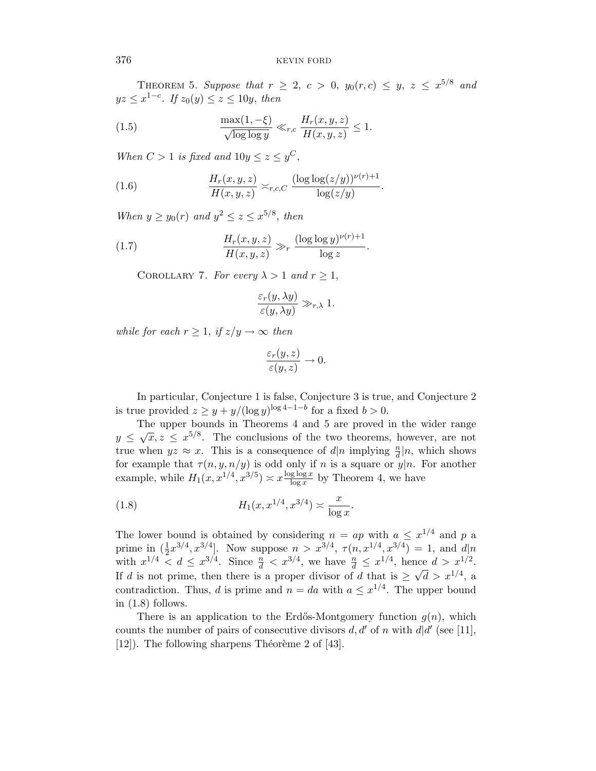**Theorem 5.** *Suppose that $r \ge 2$, $c > 0$, $y_0(r,c) \le y$, $z \le x^{5/8}$ and $yz \le x^{1-c}$. If $z_0(y) \le z \le 10y$, then*

$$\frac{\max(1,-\xi)}{\sqrt{\log\log y}} \ll_{r,c} \frac{H_r(x,y,z)}{H(x,y,z)} \le 1. \tag{1.5}$$

*When $C > 1$ is fixed and $10y \le z \le y^C$,*

$$\frac{H_r(x,y,z)}{H(x,y,z)} \asymp_{r,c,C} \frac{(\log\log(z/y))^{\nu(r)+1}}{\log(z/y)}. \tag{1.6}$$

*When $y \ge y_0(r)$ and $y^2 \le z \le x^{5/8}$, then*

$$\frac{H_r(x,y,z)}{H(x,y,z)} \gg_r \frac{(\log\log y)^{\nu(r)+1}}{\log z}. \tag{1.7}$$

**Corollary 7.** *For every $\lambda > 1$ and $r \ge 1$,*

$$\frac{\varepsilon_r(y,\lambda y)}{\varepsilon(y,\lambda y)} \gg_{r,\lambda} 1.$$

*while for each $r \ge 1$, if $z/y \to \infty$ then*

$$\frac{\varepsilon_r(y,z)}{\varepsilon(y,z)} \to 0.$$

In particular, Conjecture 1 is false, Conjecture 3 is true, and Conjecture 2 is true provided $z \ge y + y/(\log y)^{\log 4 - 1 - b}$ for a fixed $b > 0$.

The upper bounds in Theorems 4 and 5 are proved in the wider range $y \le \sqrt{x}, z \le x^{5/8}$. The conclusions of the two theorems, however, are not true when $yz \approx x$. This is a consequence of $d|n$ implying $\frac{n}{d}|n$, which shows for example that $\tau(n,y,n/y)$ is odd only if $n$ is a square or $y|n$. For another example, while $H_1(x,x^{1/4},x^{3/5}) \asymp x\frac{\log\log x}{\log x}$ by Theorem 4, we have

$$H_1(x,x^{1/4},x^{3/4}) \asymp \frac{x}{\log x}. \tag{1.8}$$

The lower bound is obtained by considering $n = ap$ with $a \le x^{1/4}$ and $p$ a prime in $(\frac{1}{2}x^{3/4}, x^{3/4}]$. Now suppose $n > x^{3/4}$, $\tau(n,x^{1/4},x^{3/4}) = 1$, and $d|n$ with $x^{1/4} < d \le x^{3/4}$. Since $\frac{n}{d} < x^{3/4}$, we have $\frac{n}{d} \le x^{1/4}$, hence $d > x^{1/2}$. If $d$ is not prime, then there is a proper divisor of $d$ that is $\ge \sqrt{d} > x^{1/4}$, a contradiction. Thus, $d$ is prime and $n = da$ with $a \le x^{1/4}$. The upper bound in (1.8) follows.

There is an application to the Erdős-Montgomery function $g(n)$, which counts the number of pairs of consecutive divisors $d, d'$ of $n$ with $d|d'$ (see [11], [12]). The following sharpens Théorème 2 of [43].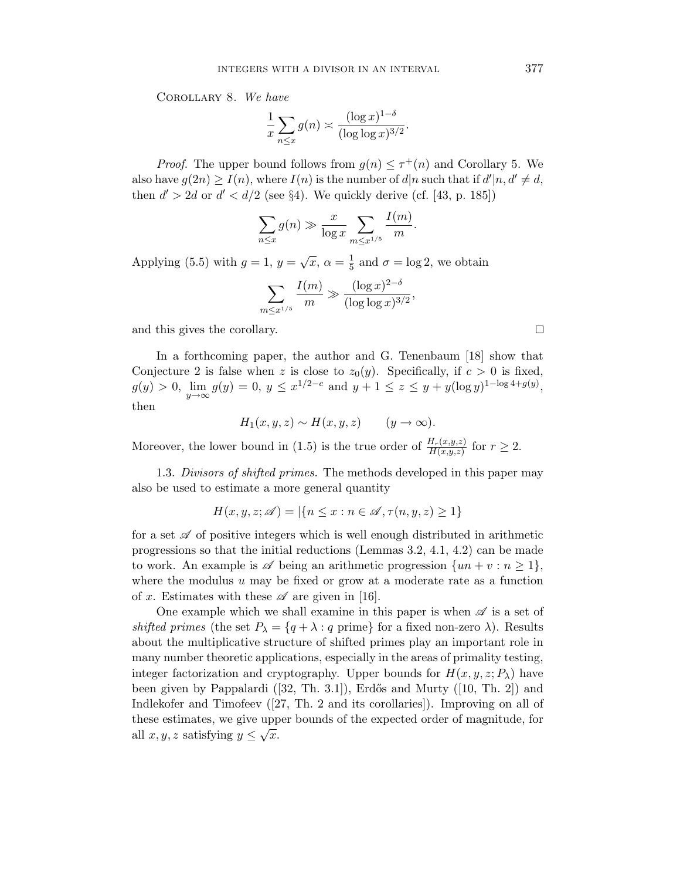Corollary 8. *We have*

$$\frac{1}{x}\sum_{n\le x} g(n) \asymp \frac{(\log x)^{1-\delta}}{(\log\log x)^{3/2}}.$$

*Proof.* The upper bound follows from $g(n) \le \tau^+(n)$ and Corollary 5. We also have $g(2n) \ge I(n)$, where $I(n)$ is the number of $d|n$ such that if $d'|n, d' \ne d$, then $d' > 2d$ or $d' < d/2$ (see §4). We quickly derive (cf. [43, p. 185])

$$\sum_{n\le x} g(n) \gg \frac{x}{\log x}\sum_{m\le x^{1/5}} \frac{I(m)}{m}.$$

Applying (5.5) with $g = 1$, $y = \sqrt{x}$, $\alpha = \frac{1}{5}$ and $\sigma = \log 2$, we obtain

$$\sum_{m\le x^{1/5}} \frac{I(m)}{m} \gg \frac{(\log x)^{2-\delta}}{(\log\log x)^{3/2}},$$

and this gives the corollary. □

In a forthcoming paper, the author and G. Tenenbaum [18] show that Conjecture 2 is false when $z$ is close to $z_0(y)$. Specifically, if $c > 0$ is fixed, $g(y) > 0$, $\lim_{y\to\infty} g(y) = 0$, $y \le x^{1/2-c}$ and $y + 1 \le z \le y + y(\log y)^{1-\log 4+g(y)}$, then

$$H_1(x, y, z) \sim H(x, y, z) \qquad (y \to \infty).$$

Moreover, the lower bound in (1.5) is the true order of $\frac{H_r(x,y,z)}{H(x,y,z)}$ for $r \ge 2$.

1.3. *Divisors of shifted primes.* The methods developed in this paper may also be used to estimate a more general quantity

$$H(x, y, z; \mathscr{A}) = |\{n \le x : n \in \mathscr{A}, \tau(n, y, z) \ge 1\}$$

for a set $\mathscr{A}$ of positive integers which is well enough distributed in arithmetic progressions so that the initial reductions (Lemmas 3.2, 4.1, 4.2) can be made to work. An example is $\mathscr{A}$ being an arithmetic progression $\{un + v : n \ge 1\}$, where the modulus $u$ may be fixed or grow at a moderate rate as a function of $x$. Estimates with these $\mathscr{A}$ are given in [16].

One example which we shall examine in this paper is when $\mathscr{A}$ is a set of *shifted primes* (the set $P_\lambda = \{q + \lambda : q \text{ prime}\}$ for a fixed non-zero $\lambda$). Results about the multiplicative structure of shifted primes play an important role in many number theoretic applications, especially in the areas of primality testing, integer factorization and cryptography. Upper bounds for $H(x, y, z; P_\lambda)$ have been given by Pappalardi ([32, Th. 3.1]), Erdős and Murty ([10, Th. 2]) and Indlekofer and Timofeev ([27, Th. 2 and its corollaries]). Improving on all of these estimates, we give upper bounds of the expected order of magnitude, for all $x, y, z$ satisfying $y \le \sqrt{x}$.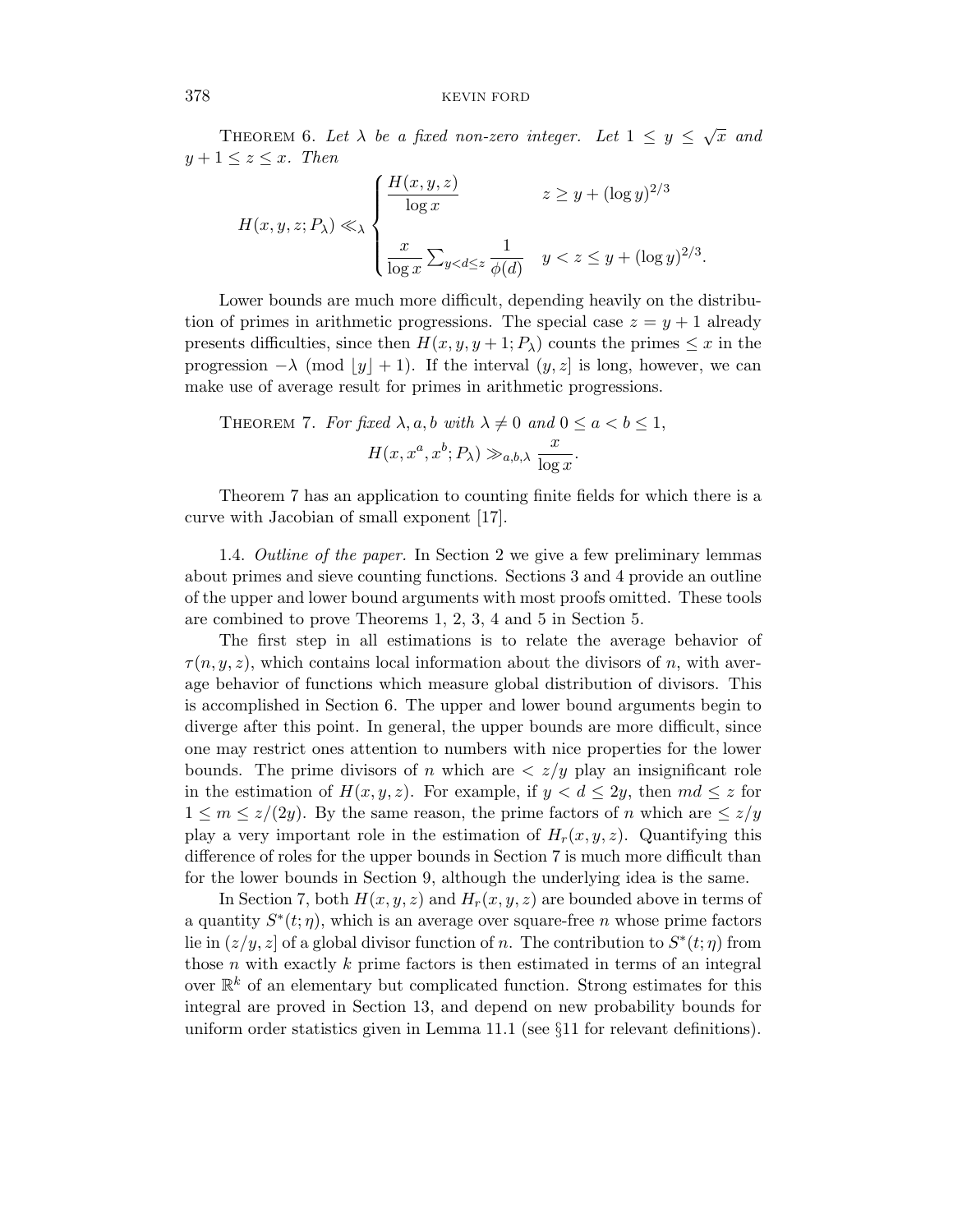THEOREM 6. *Let $\lambda$ be a fixed non-zero integer. Let $1 \le y \le \sqrt{x}$ and $y+1 \le z \le x$. Then*

$$H(x,y,z;P_\lambda) \ll_\lambda \begin{cases} \dfrac{H(x,y,z)}{\log x} & z \ge y + (\log y)^{2/3} \\ \dfrac{x}{\log x} \sum_{y<d\le z} \dfrac{1}{\phi(d)} & y < z \le y + (\log y)^{2/3}. \end{cases}$$

Lower bounds are much more difficult, depending heavily on the distribution of primes in arithmetic progressions. The special case $z = y+1$ already presents difficulties, since then $H(x,y,y+1;P_\lambda)$ counts the primes $\le x$ in the progression $-\lambda \pmod{\lfloor y \rfloor + 1}$. If the interval $(y,z]$ is long, however, we can make use of average result for primes in arithmetic progressions.

THEOREM 7. *For fixed $\lambda, a, b$ with $\lambda \ne 0$ and $0 \le a < b \le 1$,*

$$H(x, x^a, x^b; P_\lambda) \gg_{a,b,\lambda} \frac{x}{\log x}.$$

Theorem 7 has an application to counting finite fields for which there is a curve with Jacobian of small exponent [17].

1.4. *Outline of the paper.* In Section 2 we give a few preliminary lemmas about primes and sieve counting functions. Sections 3 and 4 provide an outline of the upper and lower bound arguments with most proofs omitted. These tools are combined to prove Theorems 1, 2, 3, 4 and 5 in Section 5.

The first step in all estimations is to relate the average behavior of $\tau(n,y,z)$, which contains local information about the divisors of $n$, with average behavior of functions which measure global distribution of divisors. This is accomplished in Section 6. The upper and lower bound arguments begin to diverge after this point. In general, the upper bounds are more difficult, since one may restrict ones attention to numbers with nice properties for the lower bounds. The prime divisors of $n$ which are $< z/y$ play an insignificant role in the estimation of $H(x,y,z)$. For example, if $y < d \le 2y$, then $md \le z$ for $1 \le m \le z/(2y)$. By the same reason, the prime factors of $n$ which are $\le z/y$ play a very important role in the estimation of $H_r(x,y,z)$. Quantifying this difference of roles for the upper bounds in Section 7 is much more difficult than for the lower bounds in Section 9, although the underlying idea is the same.

In Section 7, both $H(x,y,z)$ and $H_r(x,y,z)$ are bounded above in terms of a quantity $S^*(t;\eta)$, which is an average over square-free $n$ whose prime factors lie in $(z/y, z]$ of a global divisor function of $n$. The contribution to $S^*(t;\eta)$ from those $n$ with exactly $k$ prime factors is then estimated in terms of an integral over $\mathbb{R}^k$ of an elementary but complicated function. Strong estimates for this integral are proved in Section 13, and depend on new probability bounds for uniform order statistics given in Lemma 11.1 (see §11 for relevant definitions).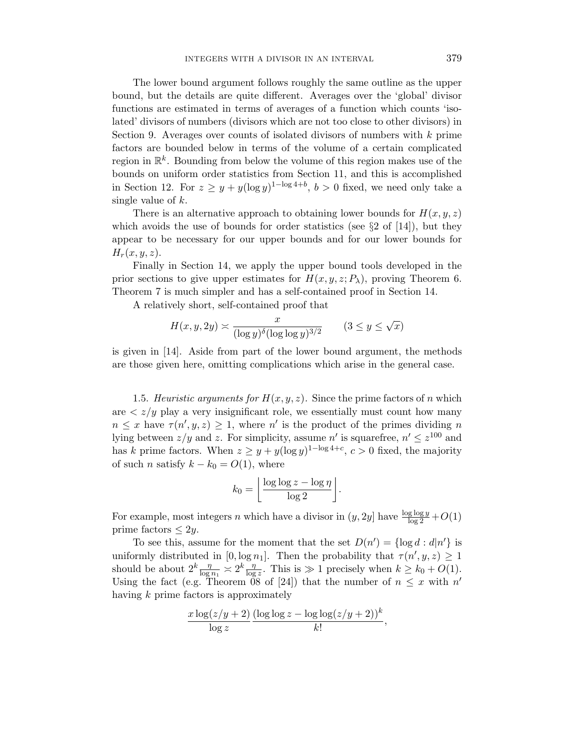The lower bound argument follows roughly the same outline as the upper bound, but the details are quite different. Averages over the 'global' divisor functions are estimated in terms of averages of a function which counts 'isolated' divisors of numbers (divisors which are not too close to other divisors) in Section 9. Averages over counts of isolated divisors of numbers with $k$ prime factors are bounded below in terms of the volume of a certain complicated region in $\mathbb{R}^k$. Bounding from below the volume of this region makes use of the bounds on uniform order statistics from Section 11, and this is accomplished in Section 12. For $z \ge y + y(\log y)^{1-\log 4+b}$, $b > 0$ fixed, we need only take a single value of $k$.

There is an alternative approach to obtaining lower bounds for $H(x, y, z)$ which avoids the use of bounds for order statistics (see §2 of [14]), but they appear to be necessary for our upper bounds and for our lower bounds for $H_r(x, y, z)$.

Finally in Section 14, we apply the upper bound tools developed in the prior sections to give upper estimates for $H(x, y, z; P_\lambda)$, proving Theorem 6. Theorem 7 is much simpler and has a self-contained proof in Section 14.

A relatively short, self-contained proof that

$$H(x, y, 2y) \asymp \frac{x}{(\log y)^\delta (\log\log y)^{3/2}} \qquad (3 \le y \le \sqrt{x})$$

is given in [14]. Aside from part of the lower bound argument, the methods are those given here, omitting complications which arise in the general case.

1.5. *Heuristic arguments for $H(x, y, z)$.* Since the prime factors of $n$ which are $< z/y$ play a very insignificant role, we essentially must count how many $n \le x$ have $\tau(n', y, z) \ge 1$, where $n'$ is the product of the primes dividing $n$ lying between $z/y$ and $z$. For simplicity, assume $n'$ is squarefree, $n' \le z^{100}$ and has $k$ prime factors. When $z \ge y + y(\log y)^{1-\log 4+c}$, $c > 0$ fixed, the majority of such $n$ satisfy $k - k_0 = O(1)$, where

$$k_0 = \left\lfloor \frac{\log\log z - \log \eta}{\log 2} \right\rfloor.$$

For example, most integers $n$ which have a divisor in $(y, 2y]$ have $\frac{\log\log y}{\log 2} + O(1)$ prime factors $\le 2y$.

To see this, assume for the moment that the set $D(n') = \{\log d : d | n'\}$ is uniformly distributed in $[0, \log n_1]$. Then the probability that $\tau(n', y, z) \ge 1$ should be about $2^k \frac{\eta}{\log n_1} \asymp 2^k \frac{\eta}{\log z}$. This is $\gg 1$ precisely when $k \ge k_0 + O(1)$. Using the fact (e.g. Theorem 08 of [24]) that the number of $n \le x$ with $n'$ having $k$ prime factors is approximately

$$\frac{x \log(z/y + 2)}{\log z} \frac{(\log\log z - \log\log(z/y+2))^k}{k!},$$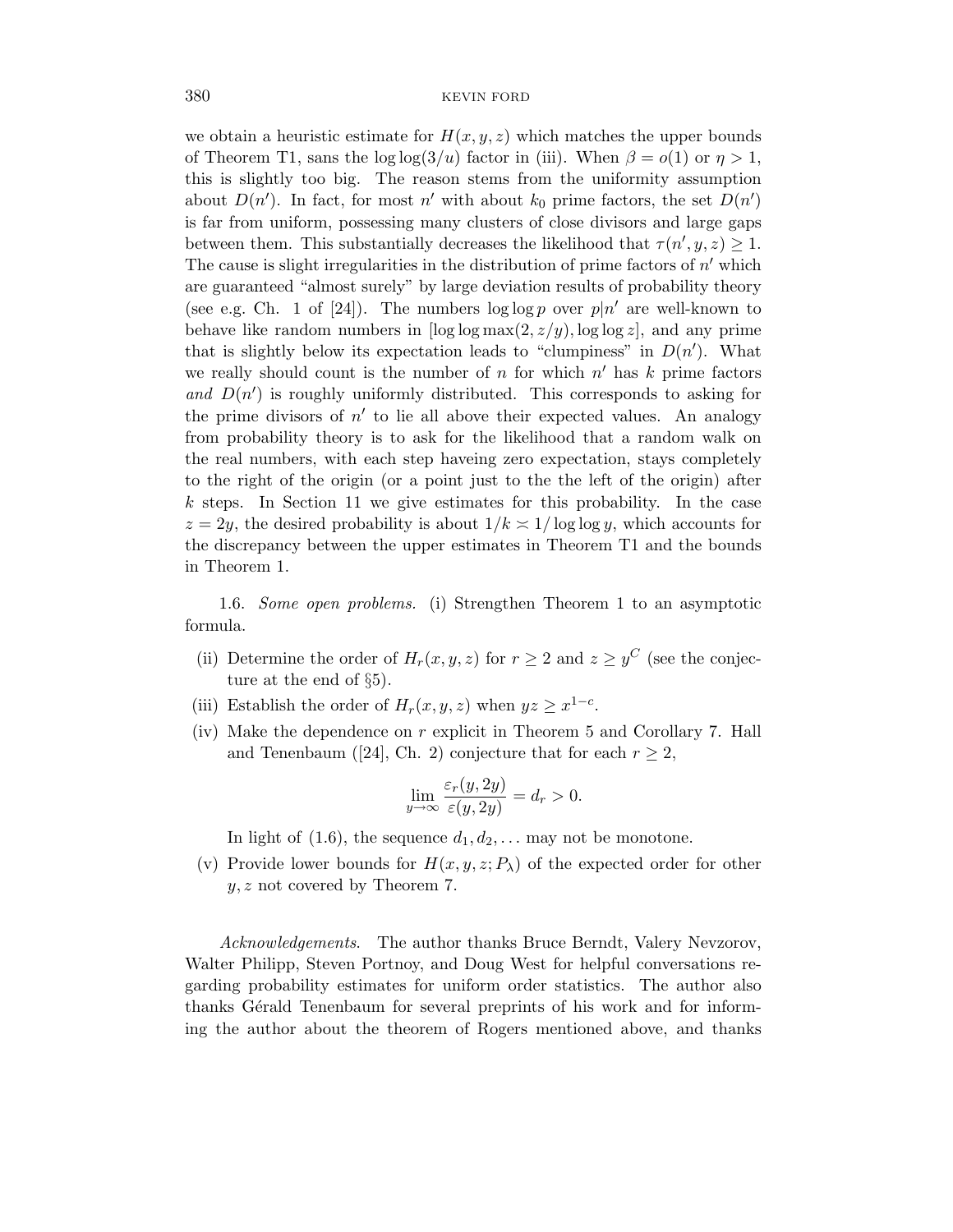we obtain a heuristic estimate for $H(x,y,z)$ which matches the upper bounds of Theorem T1, sans the $\log\log(3/u)$ factor in (iii). When $\beta = o(1)$ or $\eta > 1$, this is slightly too big. The reason stems from the uniformity assumption about $D(n')$. In fact, for most $n'$ with about $k_0$ prime factors, the set $D(n')$ is far from uniform, possessing many clusters of close divisors and large gaps between them. This substantially decreases the likelihood that $\tau(n',y,z) \ge 1$. The cause is slight irregularities in the distribution of prime factors of $n'$ which are guaranteed "almost surely" by large deviation results of probability theory (see e.g. Ch. 1 of [24]). The numbers $\log\log p$ over $p|n'$ are well-known to behave like random numbers in $[\log\log\max(2,z/y), \log\log z]$, and any prime that is slightly below its expectation leads to "clumpiness" in $D(n')$. What we really should count is the number of $n$ for which $n'$ has $k$ prime factors *and* $D(n')$ is roughly uniformly distributed. This corresponds to asking for the prime divisors of $n'$ to lie all above their expected values. An analogy from probability theory is to ask for the likelihood that a random walk on the real numbers, with each step haveing zero expectation, stays completely to the right of the origin (or a point just to the the left of the origin) after $k$ steps. In Section 11 we give estimates for this probability. In the case $z = 2y$, the desired probability is about $1/k \asymp 1/\log\log y$, which accounts for the discrepancy between the upper estimates in Theorem T1 and the bounds in Theorem 1.

1.6. *Some open problems.* (i) Strengthen Theorem 1 to an asymptotic formula.

(ii) Determine the order of $H_r(x,y,z)$ for $r \ge 2$ and $z \ge y^C$ (see the conjecture at the end of §5).

(iii) Establish the order of $H_r(x,y,z)$ when $yz \ge x^{1-c}$.

(iv) Make the dependence on $r$ explicit in Theorem 5 and Corollary 7. Hall and Tenenbaum ([24], Ch. 2) conjecture that for each $r \ge 2$,

$$\lim_{y\to\infty} \frac{\varepsilon_r(y,2y)}{\varepsilon(y,2y)} = d_r > 0.$$

In light of (1.6), the sequence $d_1, d_2, \ldots$ may not be monotone.

(v) Provide lower bounds for $H(x,y,z;P_\lambda)$ of the expected order for other $y,z$ not covered by Theorem 7.

*Acknowledgements.* The author thanks Bruce Berndt, Valery Nevzorov, Walter Philipp, Steven Portnoy, and Doug West for helpful conversations regarding probability estimates for uniform order statistics. The author also thanks Gérald Tenenbaum for several preprints of his work and for informing the author about the theorem of Rogers mentioned above, and thanks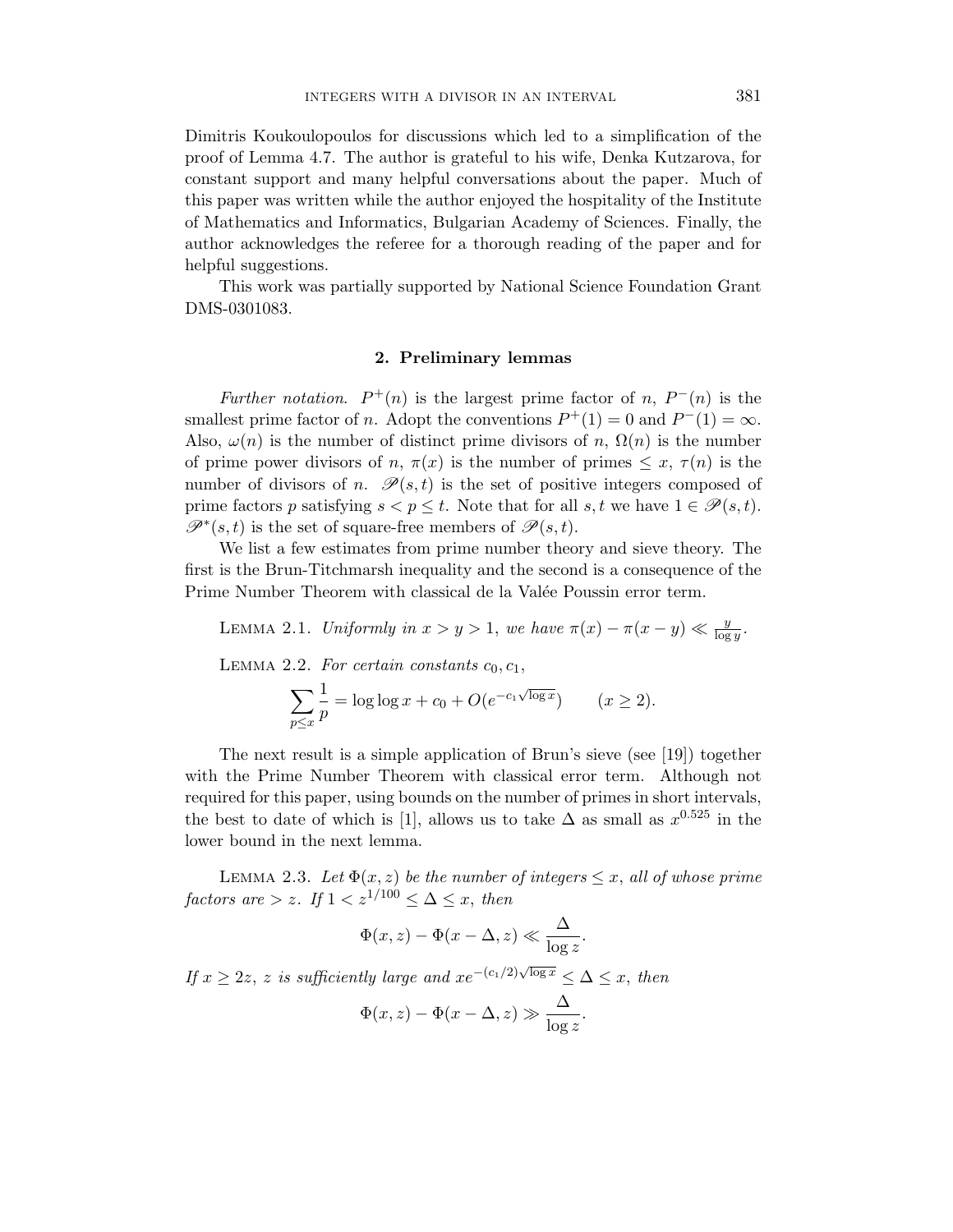Dimitris Koukoulopoulos for discussions which led to a simplification of the proof of Lemma 4.7. The author is grateful to his wife, Denka Kutzarova, for constant support and many helpful conversations about the paper. Much of this paper was written while the author enjoyed the hospitality of the Institute of Mathematics and Informatics, Bulgarian Academy of Sciences. Finally, the author acknowledges the referee for a thorough reading of the paper and for helpful suggestions.

This work was partially supported by National Science Foundation Grant DMS-0301083.

## 2. Preliminary lemmas

*Further notation.* $P^+(n)$ is the largest prime factor of $n$, $P^-(n)$ is the smallest prime factor of $n$. Adopt the conventions $P^+(1) = 0$ and $P^-(1) = \infty$. Also, $\omega(n)$ is the number of distinct prime divisors of $n$, $\Omega(n)$ is the number of prime power divisors of $n$, $\pi(x)$ is the number of primes $\le x$, $\tau(n)$ is the number of divisors of $n$. $\mathscr{P}(s,t)$ is the set of positive integers composed of prime factors $p$ satisfying $s < p \le t$. Note that for all $s,t$ we have $1 \in \mathscr{P}(s,t)$. $\mathscr{P}^*(s,t)$ is the set of square-free members of $\mathscr{P}(s,t)$.

We list a few estimates from prime number theory and sieve theory. The first is the Brun-Titchmarsh inequality and the second is a consequence of the Prime Number Theorem with classical de la Valée Poussin error term.

Lemma 2.1. *Uniformly in $x > y > 1$, we have $\pi(x) - \pi(x-y) \ll \frac{y}{\log y}$.*

Lemma 2.2. *For certain constants $c_0, c_1$,*

$$\sum_{p \le x} \frac{1}{p} = \log\log x + c_0 + O(e^{-c_1\sqrt{\log x}}) \qquad (x \ge 2).$$

The next result is a simple application of Brun's sieve (see [19]) together with the Prime Number Theorem with classical error term. Although not required for this paper, using bounds on the number of primes in short intervals, the best to date of which is [1], allows us to take $\Delta$ as small as $x^{0.525}$ in the lower bound in the next lemma.

Lemma 2.3. *Let $\Phi(x,z)$ be the number of integers $\le x$, all of whose prime factors are $> z$. If $1 < z^{1/100} \le \Delta \le x$, then*

$$\Phi(x,z) - \Phi(x-\Delta,z) \ll \frac{\Delta}{\log z}.$$

*If $x \ge 2z$, $z$ is sufficiently large and $xe^{-(c_1/2)\sqrt{\log x}} \le \Delta \le x$, then*

$$\Phi(x,z) - \Phi(x-\Delta,z) \gg \frac{\Delta}{\log z}.$$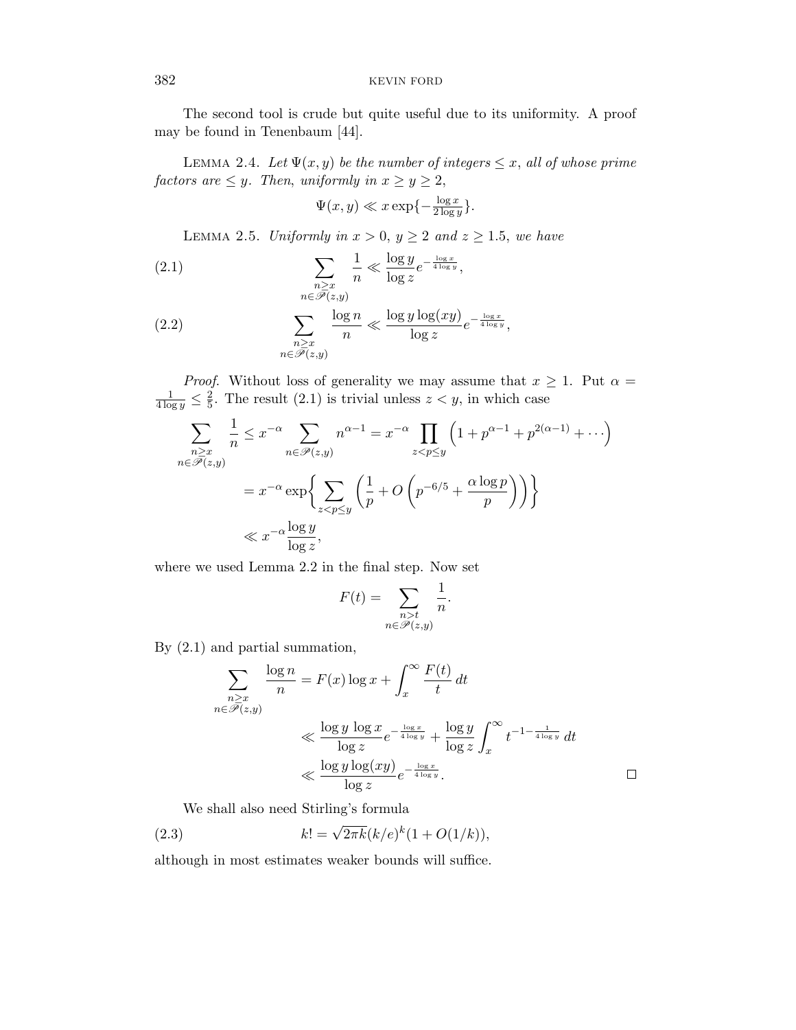The second tool is crude but quite useful due to its uniformity. A proof may be found in Tenenbaum [44].

LEMMA 2.4. *Let $\Psi(x,y)$ be the number of integers $\le x$, all of whose prime factors are $\le y$. Then, uniformly in $x \ge y \ge 2$,*

$$\Psi(x,y) \ll x \exp\{-\tfrac{\log x}{2\log y}\}.$$

LEMMA 2.5. *Uniformly in $x > 0$, $y \ge 2$ and $z \ge 1.5$, we have*

$$\sum_{\substack{n \ge x \\ n \in \mathscr{P}(z,y)}} \frac{1}{n} \ll \frac{\log y}{\log z} e^{-\frac{\log x}{4\log y}}, \tag{2.1}$$

$$\sum_{\substack{n \ge x \\ n \in \mathscr{P}(z,y)}} \frac{\log n}{n} \ll \frac{\log y \log(xy)}{\log z} e^{-\frac{\log x}{4\log y}}, \tag{2.2}$$

*Proof.* Without loss of generality we may assume that $x \ge 1$. Put $\alpha = \frac{1}{4\log y} \le \frac{2}{5}$. The result (2.1) is trivial unless $z < y$, in which case

$$\begin{aligned}
\sum_{\substack{n \ge x \\ n \in \mathscr{P}(z,y)}} \frac{1}{n} &\le x^{-\alpha} \sum_{n \in \mathscr{P}(z,y)} n^{\alpha-1} = x^{-\alpha} \prod_{z<p\le y} \left(1 + p^{\alpha-1} + p^{2(\alpha-1)} + \cdots\right) \\
&= x^{-\alpha} \exp\left\{ \sum_{z<p\le y} \left( \frac{1}{p} + O\left(p^{-6/5} + \frac{\alpha \log p}{p}\right)\right)\right\} \\
&\ll x^{-\alpha} \frac{\log y}{\log z},
\end{aligned}$$

where we used Lemma 2.2 in the final step. Now set

$$F(t) = \sum_{\substack{n > t \\ n \in \mathscr{P}(z,y)}} \frac{1}{n}.$$

By (2.1) and partial summation,

$$\begin{aligned}
\sum_{\substack{n \ge x \\ n \in \mathscr{P}(z,y)}} \frac{\log n}{n} &= F(x)\log x + \int_x^\infty \frac{F(t)}{t}\, dt \\
&\ll \frac{\log y \, \log x}{\log z} e^{-\frac{\log x}{4\log y}} + \frac{\log y}{\log z} \int_x^\infty t^{-1-\frac{1}{4\log y}}\, dt \\
&\ll \frac{\log y \log(xy)}{\log z} e^{-\frac{\log x}{4\log y}}.
\end{aligned}$$

$\square$

We shall also need Stirling's formula

$$k! = \sqrt{2\pi k}(k/e)^k(1 + O(1/k)), \tag{2.3}$$

although in most estimates weaker bounds will suffice.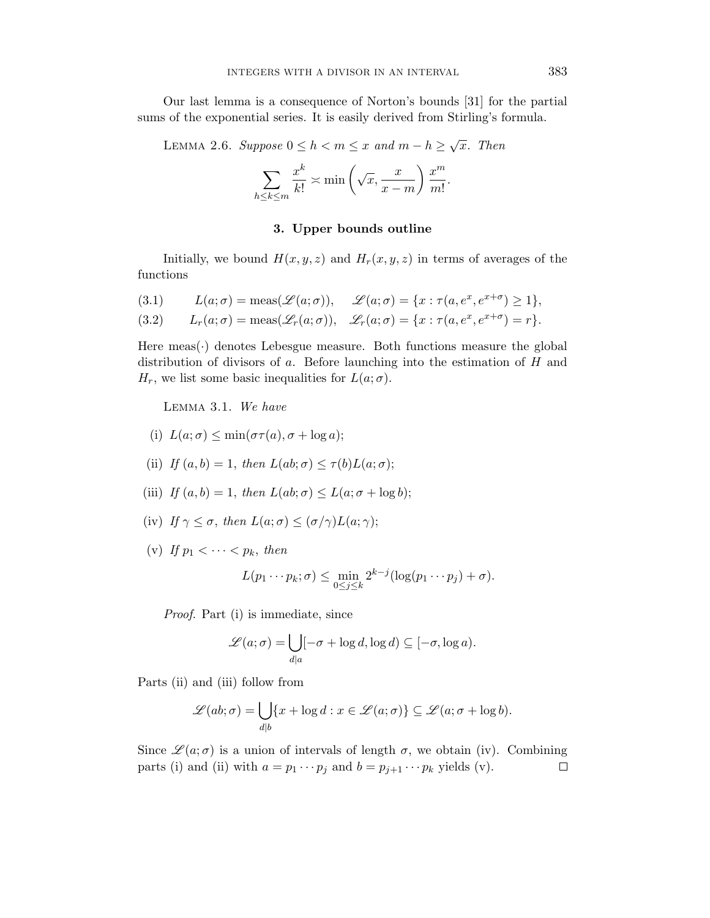Our last lemma is a consequence of Norton's bounds [31] for the partial sums of the exponential series. It is easily derived from Stirling's formula.

Lemma 2.6. *Suppose $0 \le h < m \le x$ and $m - h \ge \sqrt{x}$. Then*

$$\sum_{h \le k \le m} \frac{x^k}{k!} \asymp \min\left(\sqrt{x}, \frac{x}{x-m}\right) \frac{x^m}{m!}.$$

## 3. Upper bounds outline

Initially, we bound $H(x, y, z)$ and $H_r(x, y, z)$ in terms of averages of the functions

$$L(a;\sigma) = \text{meas}(\mathscr{L}(a;\sigma)), \quad \mathscr{L}(a;\sigma) = \{x : \tau(a, e^x, e^{x+\sigma}) \ge 1\}, \tag{3.1}$$

$$L_r(a;\sigma) = \text{meas}(\mathscr{L}_r(a;\sigma)), \quad \mathscr{L}_r(a;\sigma) = \{x : \tau(a, e^x, e^{x+\sigma}) = r\}. \tag{3.2}$$

Here meas$(\cdot)$ denotes Lebesgue measure. Both functions measure the global distribution of divisors of $a$. Before launching into the estimation of $H$ and $H_r$, we list some basic inequalities for $L(a;\sigma)$.

Lemma 3.1. *We have*

(i) $L(a;\sigma) \le \min(\sigma\tau(a), \sigma + \log a)$;

(ii) *If $(a, b) = 1$, then $L(ab;\sigma) \le \tau(b)L(a;\sigma)$;*

(iii) *If $(a, b) = 1$, then $L(ab;\sigma) \le L(a;\sigma + \log b)$;*

(iv) *If $\gamma \le \sigma$, then $L(a;\sigma) \le (\sigma/\gamma)L(a;\gamma)$;*

(v) *If $p_1 < \cdots < p_k$, then*

$$L(p_1 \cdots p_k;\sigma) \le \min_{0 \le j \le k} 2^{k-j}(\log(p_1 \cdots p_j) + \sigma).$$

*Proof.* Part (i) is immediate, since

$$\mathscr{L}(a;\sigma) = \bigcup_{d|a} [-\sigma + \log d, \log d) \subseteq [-\sigma, \log a).$$

Parts (ii) and (iii) follow from

$$\mathscr{L}(ab;\sigma) = \bigcup_{d|b} \{x + \log d : x \in \mathscr{L}(a;\sigma)\} \subseteq \mathscr{L}(a;\sigma + \log b).$$

Since $\mathscr{L}(a;\sigma)$ is a union of intervals of length $\sigma$, we obtain (iv). Combining parts (i) and (ii) with $a = p_1 \cdots p_j$ and $b = p_{j+1} \cdots p_k$ yields (v). $\square$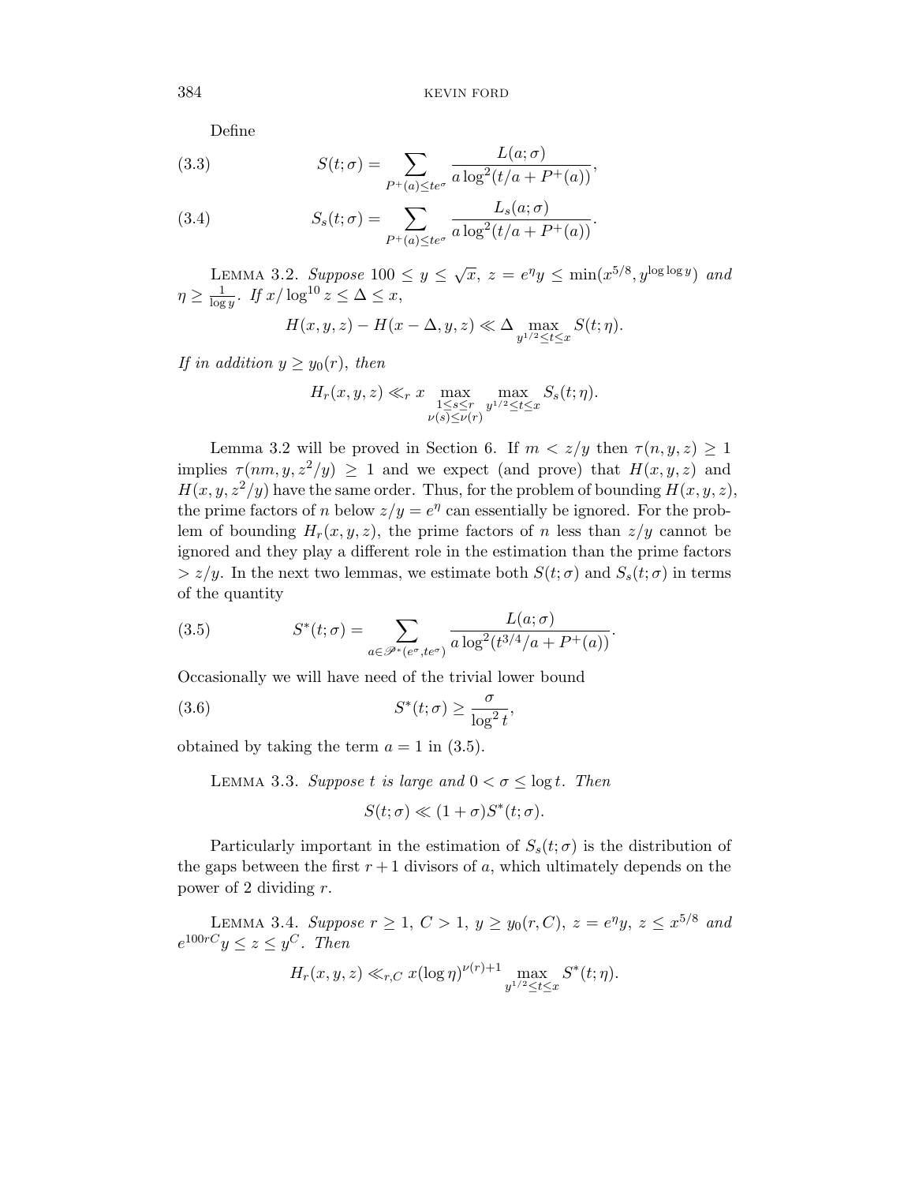Define

$$S(t;\sigma) = \sum_{P^+(a) \le te^\sigma} \frac{L(a;\sigma)}{a \log^2(t/a + P^+(a))}, \tag{3.3}$$

$$S_s(t;\sigma) = \sum_{P^+(a) \le te^\sigma} \frac{L_s(a;\sigma)}{a \log^2(t/a + P^+(a))}. \tag{3.4}$$

Lemma 3.2. *Suppose* $100 \le y \le \sqrt{x}$, $z = e^\eta y \le \min(x^{5/8}, y^{\log\log y})$ *and* $\eta \ge \frac{1}{\log y}$. *If* $x/\log^{10} z \le \Delta \le x$,

$$H(x,y,z) - H(x-\Delta, y, z) \ll \Delta \max_{y^{1/2} \le t \le x} S(t;\eta).$$

*If in addition* $y \ge y_0(r)$, *then*

$$H_r(x,y,z) \ll_r x \max_{\substack{1 \le s \le r \\ \nu(s) \le \nu(r)}} \max_{y^{1/2} \le t \le x} S_s(t;\eta).$$

Lemma 3.2 will be proved in Section 6. If $m < z/y$ then $\tau(n,y,z) \ge 1$ implies $\tau(nm, y, z^2/y) \ge 1$ and we expect (and prove) that $H(x,y,z)$ and $H(x,y,z^2/y)$ have the same order. Thus, for the problem of bounding $H(x,y,z)$, the prime factors of $n$ below $z/y = e^\eta$ can essentially be ignored. For the problem of bounding $H_r(x,y,z)$, the prime factors of $n$ less than $z/y$ cannot be ignored and they play a different role in the estimation than the prime factors $> z/y$. In the next two lemmas, we estimate both $S(t;\sigma)$ and $S_s(t;\sigma)$ in terms of the quantity

$$S^*(t;\sigma) = \sum_{a \in \mathscr{P}^*(e^\sigma, te^\sigma)} \frac{L(a;\sigma)}{a \log^2(t^{3/4}/a + P^+(a))}. \tag{3.5}$$

Occasionally we will have need of the trivial lower bound

$$S^*(t;\sigma) \ge \frac{\sigma}{\log^2 t}, \tag{3.6}$$

obtained by taking the term $a = 1$ in (3.5).

Lemma 3.3. *Suppose* $t$ *is large and* $0 < \sigma \le \log t$. *Then*

$$S(t;\sigma) \ll (1+\sigma) S^*(t;\sigma).$$

Particularly important in the estimation of $S_s(t;\sigma)$ is the distribution of the gaps between the first $r+1$ divisors of $a$, which ultimately depends on the power of 2 dividing $r$.

Lemma 3.4. *Suppose* $r \ge 1$, $C > 1$, $y \ge y_0(r, C)$, $z = e^\eta y$, $z \le x^{5/8}$ *and* $e^{100rC} y \le z \le y^C$. *Then*

$$H_r(x,y,z) \ll_{r,C} x (\log \eta)^{\nu(r)+1} \max_{y^{1/2} \le t \le x} S^*(t;\eta).$$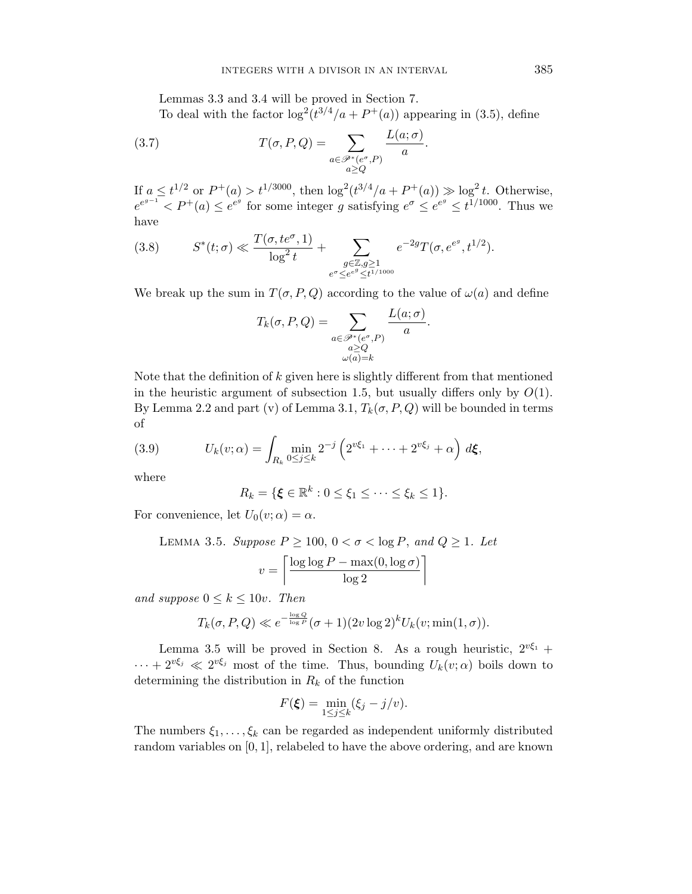Lemmas 3.3 and 3.4 will be proved in Section 7.

To deal with the factor $\log^2(t^{3/4}/a + P^+(a))$ appearing in (3.5), define

$$T(\sigma, P, Q) = \sum_{\substack{a \in \mathscr{P}^*(e^\sigma, P) \\ a \ge Q}} \frac{L(a;\sigma)}{a}. \tag{3.7}$$

If $a \le t^{1/2}$ or $P^+(a) > t^{1/3000}$, then $\log^2(t^{3/4}/a + P^+(a)) \gg \log^2 t$. Otherwise, $e^{e^{g-1}} < P^+(a) \le e^{e^g}$ for some integer $g$ satisfying $e^\sigma \le e^{e^g} \le t^{1/1000}$. Thus we have

$$S^*(t;\sigma) \ll \frac{T(\sigma, te^\sigma, 1)}{\log^2 t} + \sum_{\substack{g \in \mathbb{Z}, g \ge 1 \\ e^\sigma \le e^{e^g} \le t^{1/1000}}} e^{-2g} T(\sigma, e^{e^g}, t^{1/2}). \tag{3.8}$$

We break up the sum in $T(\sigma, P, Q)$ according to the value of $\omega(a)$ and define

$$T_k(\sigma, P, Q) = \sum_{\substack{a \in \mathscr{P}^*(e^\sigma, P) \\ a \ge Q \\ \omega(a) = k}} \frac{L(a;\sigma)}{a}.$$

Note that the definition of $k$ given here is slightly different from that mentioned in the heuristic argument of subsection 1.5, but usually differs only by $O(1)$. By Lemma 2.2 and part (v) of Lemma 3.1, $T_k(\sigma, P, Q)$ will be bounded in terms of

$$U_k(v;\alpha) = \int_{R_k} \min_{0 \le j \le k} 2^{-j} \left(2^{v\xi_1} + \cdots + 2^{v\xi_j} + \alpha\right) \, d\boldsymbol{\xi}, \tag{3.9}$$

where

$$R_k = \{\boldsymbol{\xi} \in \mathbb{R}^k : 0 \le \xi_1 \le \cdots \le \xi_k \le 1\}.$$

For convenience, let $U_0(v;\alpha) = \alpha$.

Lemma 3.5. *Suppose $P \ge 100$, $0 < \sigma < \log P$, and $Q \ge 1$. Let*

$$v = \left\lceil \frac{\log\log P - \max(0, \log \sigma)}{\log 2} \right\rceil$$

*and suppose $0 \le k \le 10v$. Then*

$$T_k(\sigma, P, Q) \ll e^{-\frac{\log Q}{\log P}} (\sigma + 1)(2v \log 2)^k U_k(v; \min(1, \sigma)).$$

Lemma 3.5 will be proved in Section 8. As a rough heuristic, $2^{v\xi_1} + \cdots + 2^{v\xi_j} \ll 2^{v\xi_j}$ most of the time. Thus, bounding $U_k(v;\alpha)$ boils down to determining the distribution in $R_k$ of the function

$$F(\boldsymbol{\xi}) = \min_{1 \le j \le k} (\xi_j - j/v).$$

The numbers $\xi_1, \ldots, \xi_k$ can be regarded as independent uniformly distributed random variables on $[0,1]$, relabeled to have the above ordering, and are known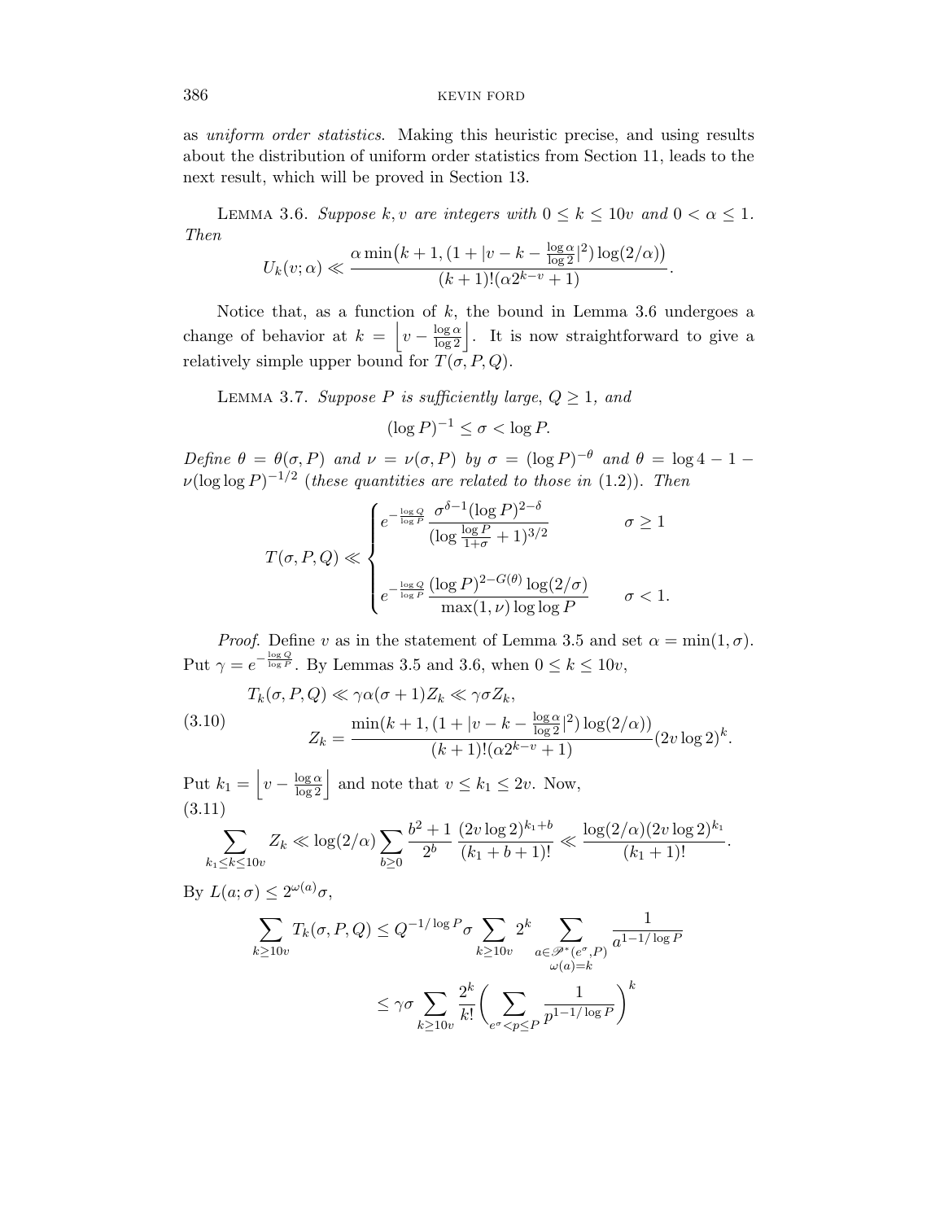as *uniform order statistics*. Making this heuristic precise, and using results about the distribution of uniform order statistics from Section 11, leads to the next result, which will be proved in Section 13.

LEMMA 3.6. *Suppose $k, v$ are integers with $0 \le k \le 10v$ and $0 < \alpha \le 1$. Then*

$$U_k(v;\alpha) \ll \frac{\alpha \min\big(k+1, (1+|v-k-\frac{\log \alpha}{\log 2}|^2)\log(2/\alpha)\big)}{(k+1)!(\alpha 2^{k-v}+1)}.$$

Notice that, as a function of $k$, the bound in Lemma 3.6 undergoes a change of behavior at $k = \left\lfloor v - \frac{\log \alpha}{\log 2}\right\rfloor$. It is now straightforward to give a relatively simple upper bound for $T(\sigma, P, Q)$.

LEMMA 3.7. *Suppose $P$ is sufficiently large, $Q \ge 1$, and*

$$(\log P)^{-1} \le \sigma < \log P.$$

*Define $\theta = \theta(\sigma, P)$ and $\nu = \nu(\sigma, P)$ by $\sigma = (\log P)^{-\theta}$ and $\theta = \log 4 - 1 - \nu(\log\log P)^{-1/2}$ (these quantities are related to those in* (1.2)*). Then*

$$T(\sigma, P, Q) \ll \begin{cases} e^{-\frac{\log Q}{\log P}} \dfrac{\sigma^{\delta-1}(\log P)^{2-\delta}}{(\log \frac{\log P}{1+\sigma}+1)^{3/2}} & \sigma \ge 1 \\[2ex] e^{-\frac{\log Q}{\log P}} \dfrac{(\log P)^{2-G(\theta)}\log(2/\sigma)}{\max(1,\nu)\log\log P} & \sigma < 1. \end{cases}$$

*Proof.* Define $v$ as in the statement of Lemma 3.5 and set $\alpha = \min(1, \sigma)$. Put $\gamma = e^{-\frac{\log Q}{\log P}}$. By Lemmas 3.5 and 3.6, when $0 \le k \le 10v$,

$$\begin{aligned} &T_k(\sigma, P, Q) \ll \gamma\alpha(\sigma+1)Z_k \ll \gamma\sigma Z_k, \\ (3.10)\qquad &Z_k = \frac{\min(k+1, (1+|v-k-\frac{\log\alpha}{\log 2}|^2)\log(2/\alpha))}{(k+1)!(\alpha 2^{k-v}+1)}(2v\log 2)^k. \end{aligned}$$

Put $k_1 = \left\lfloor v - \frac{\log \alpha}{\log 2}\right\rfloor$ and note that $v \le k_1 \le 2v$. Now,

(3.11)

$$\sum_{k_1 \le k \le 10v} Z_k \ll \log(2/\alpha)\sum_{b \ge 0}\frac{b^2+1}{2^b}\frac{(2v\log 2)^{k_1+b}}{(k_1+b+1)!} \ll \frac{\log(2/\alpha)(2v\log 2)^{k_1}}{(k_1+1)!}.$$

By $L(a;\sigma) \le 2^{\omega(a)}\sigma$,

$$\begin{aligned} \sum_{k \ge 10v} T_k(\sigma, P, Q) &\le Q^{-1/\log P}\sigma \sum_{k\ge 10v} 2^k \sum_{\substack{a \in \mathscr{P}^*(e^\sigma, P) \\ \omega(a)=k}} \frac{1}{a^{1-1/\log P}} \\ &\le \gamma\sigma \sum_{k \ge 10v}\frac{2^k}{k!}\bigg(\sum_{e^\sigma < p \le P}\frac{1}{p^{1-1/\log P}}\bigg)^k \end{aligned}$$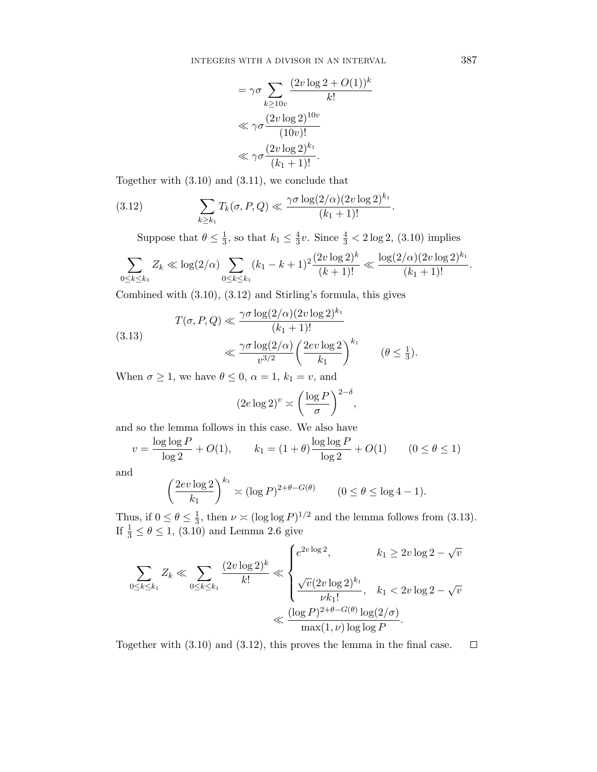$$
\begin{aligned}
&= \gamma\sigma \sum_{k \ge 10v} \frac{(2v\log 2 + O(1))^k}{k!} \\
&\ll \gamma\sigma \frac{(2v\log 2)^{10v}}{(10v)!} \\
&\ll \gamma\sigma \frac{(2v\log 2)^{k_1}}{(k_1+1)!}.
\end{aligned}
$$

Together with (3.10) and (3.11), we conclude that

$$
\sum_{k \ge k_1} T_k(\sigma, P, Q) \ll \frac{\gamma\sigma \log(2/\alpha)(2v\log 2)^{k_1}}{(k_1+1)!}. \tag{3.12}
$$

Suppose that $\theta \le \frac{1}{3}$, so that $k_1 \le \frac{4}{3}v$. Since $\frac{4}{3} < 2\log 2$, (3.10) implies

$$
\sum_{0 \le k \le k_1} Z_k \ll \log(2/\alpha) \sum_{0 \le k \le k_1} (k_1 - k + 1)^2 \frac{(2v\log 2)^k}{(k+1)!} \ll \frac{\log(2/\alpha)(2v\log 2)^{k_1}}{(k_1+1)!}.
$$

Combined with (3.10), (3.12) and Stirling's formula, this gives

$$
\begin{aligned}
T(\sigma, P, Q) &\ll \frac{\gamma\sigma \log(2/\alpha)(2v\log 2)^{k_1}}{(k_1+1)!} \\
&\ll \frac{\gamma\sigma \log(2/\alpha)}{v^{3/2}} \left(\frac{2ev\log 2}{k_1}\right)^{k_1} \qquad (\theta \le \tfrac{1}{3}).
\end{aligned} \tag{3.13}
$$

When $\sigma \ge 1$, we have $\theta \le 0$, $\alpha = 1$, $k_1 = v$, and

$$
(2e\log 2)^v \asymp \left(\frac{\log P}{\sigma}\right)^{2-\delta},
$$

and so the lemma follows in this case. We also have

$$
v = \frac{\log\log P}{\log 2} + O(1), \qquad k_1 = (1+\theta)\frac{\log\log P}{\log 2} + O(1) \qquad (0 \le \theta \le 1)
$$

and

$$
\left(\frac{2ev\log 2}{k_1}\right)^{k_1} \asymp (\log P)^{2+\theta-G(\theta)} \qquad (0 \le \theta \le \log 4 - 1).
$$

Thus, if $0 \le \theta \le \frac{1}{3}$, then $\nu \asymp (\log\log P)^{1/2}$ and the lemma follows from (3.13). If $\frac{1}{3} \le \theta \le 1$, (3.10) and Lemma 2.6 give

$$
\begin{aligned}
\sum_{0 \le k \le k_1} Z_k \ll \sum_{0 \le k \le k_1} \frac{(2v\log 2)^k}{k!} &\ll \begin{cases} e^{2v\log 2}, & k_1 \ge 2v\log 2 - \sqrt{v} \\[2ex] \dfrac{\sqrt{v}(2v\log 2)^{k_1}}{\nu k_1!}, & k_1 < 2v\log 2 - \sqrt{v} \end{cases} \\
&\ll \frac{(\log P)^{2+\theta-G(\theta)}\log(2/\sigma)}{\max(1,\nu)\log\log P}.
\end{aligned}
$$

Together with (3.10) and (3.12), this proves the lemma in the final case. $\square$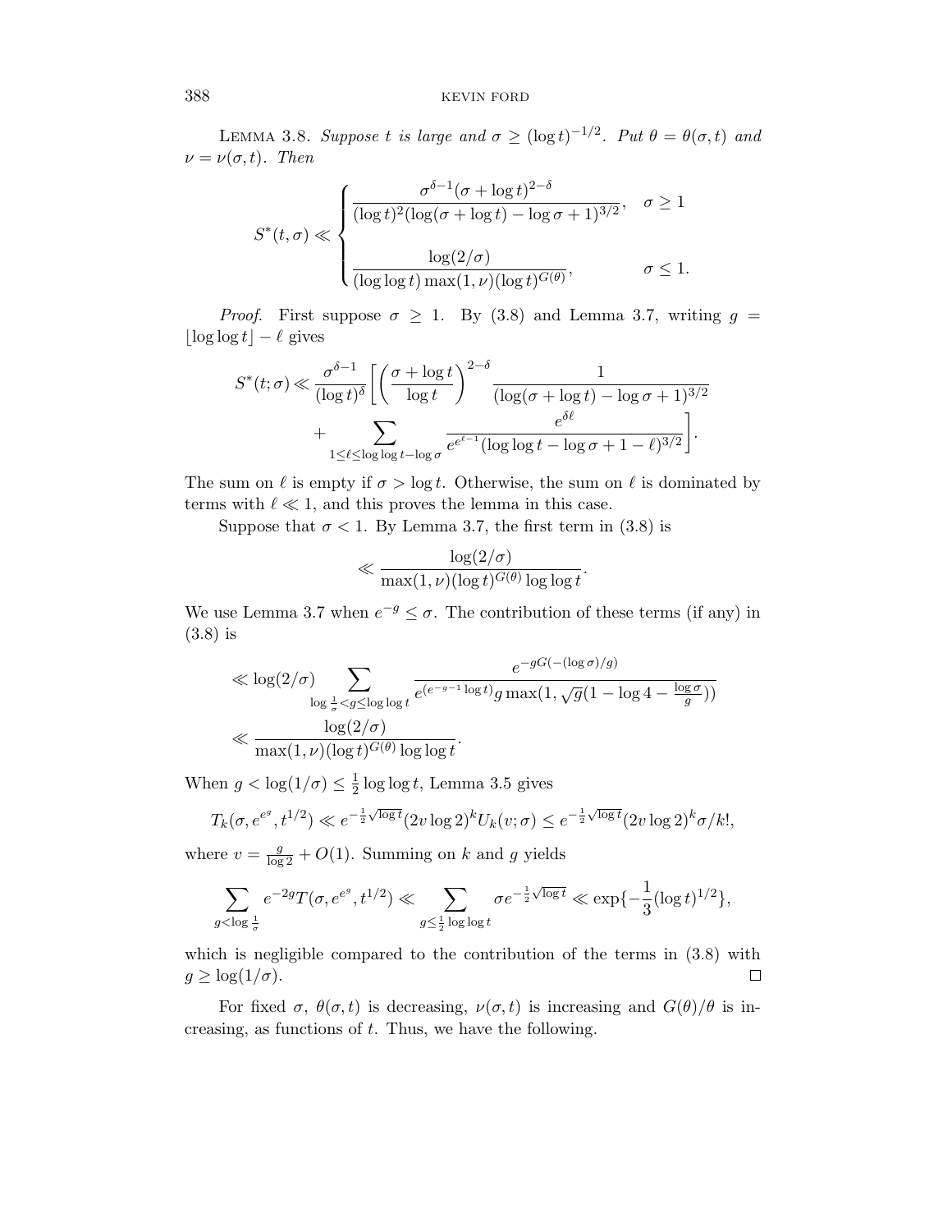LEMMA 3.8. *Suppose $t$ is large and $\sigma \ge (\log t)^{-1/2}$. Put $\theta = \theta(\sigma, t)$ and $\nu = \nu(\sigma, t)$. Then*

$$S^*(t,\sigma) \ll \begin{cases} \dfrac{\sigma^{\delta-1}(\sigma+\log t)^{2-\delta}}{(\log t)^2(\log(\sigma+\log t)-\log\sigma+1)^{3/2}}, & \sigma \ge 1 \\[2ex] \dfrac{\log(2/\sigma)}{(\log\log t)\max(1,\nu)(\log t)^{G(\theta)}}, & \sigma \le 1. \end{cases}$$

*Proof.* First suppose $\sigma \ge 1$. By (3.8) and Lemma 3.7, writing $g = \lfloor \log\log t \rfloor - \ell$ gives

$$S^*(t;\sigma) \ll \frac{\sigma^{\delta-1}}{(\log t)^\delta}\Bigg[\left(\frac{\sigma+\log t}{\log t}\right)^{2-\delta}\frac{1}{(\log(\sigma+\log t)-\log\sigma+1)^{3/2}} + \sum_{1\le \ell \le \log\log t - \log\sigma} \frac{e^{\delta \ell}}{e^{e^{\ell-1}}(\log\log t - \log\sigma + 1 - \ell)^{3/2}}\Bigg].$$

The sum on $\ell$ is empty if $\sigma > \log t$. Otherwise, the sum on $\ell$ is dominated by terms with $\ell \ll 1$, and this proves the lemma in this case.

Suppose that $\sigma < 1$. By Lemma 3.7, the first term in (3.8) is

$$\ll \frac{\log(2/\sigma)}{\max(1,\nu)(\log t)^{G(\theta)}\log\log t}.$$

We use Lemma 3.7 when $e^{-g} \le \sigma$. The contribution of these terms (if any) in (3.8) is

$$\begin{aligned} &\ll \log(2/\sigma) \sum_{\log\frac{1}{\sigma} < g \le \log\log t} \frac{e^{-gG(-(\log\sigma)/g)}}{e^{(e^{-g-1}\log t)} g \max(1, \sqrt{g}(1-\log 4 - \frac{\log\sigma}{g}))} \\ &\ll \frac{\log(2/\sigma)}{\max(1,\nu)(\log t)^{G(\theta)}\log\log t}. \end{aligned}$$

When $g < \log(1/\sigma) \le \frac{1}{2}\log\log t$, Lemma 3.5 gives

$$T_k(\sigma, e^{e^g}, t^{1/2}) \ll e^{-\frac{1}{2}\sqrt{\log t}}(2v\log 2)^k U_k(v;\sigma) \le e^{-\frac{1}{2}\sqrt{\log t}}(2v\log 2)^k \sigma/k!,$$

where $v = \frac{g}{\log 2} + O(1)$. Summing on $k$ and $g$ yields

$$\sum_{g < \log\frac{1}{\sigma}} e^{-2g} T(\sigma, e^{e^g}, t^{1/2}) \ll \sum_{g \le \frac{1}{2}\log\log t} \sigma e^{-\frac{1}{2}\sqrt{\log t}} \ll \exp\{-\frac{1}{3}(\log t)^{1/2}\},$$

which is negligible compared to the contribution of the terms in (3.8) with $g \ge \log(1/\sigma)$. ∎

For fixed $\sigma$, $\theta(\sigma, t)$ is decreasing, $\nu(\sigma, t)$ is increasing and $G(\theta)/\theta$ is increasing, as functions of $t$. Thus, we have the following.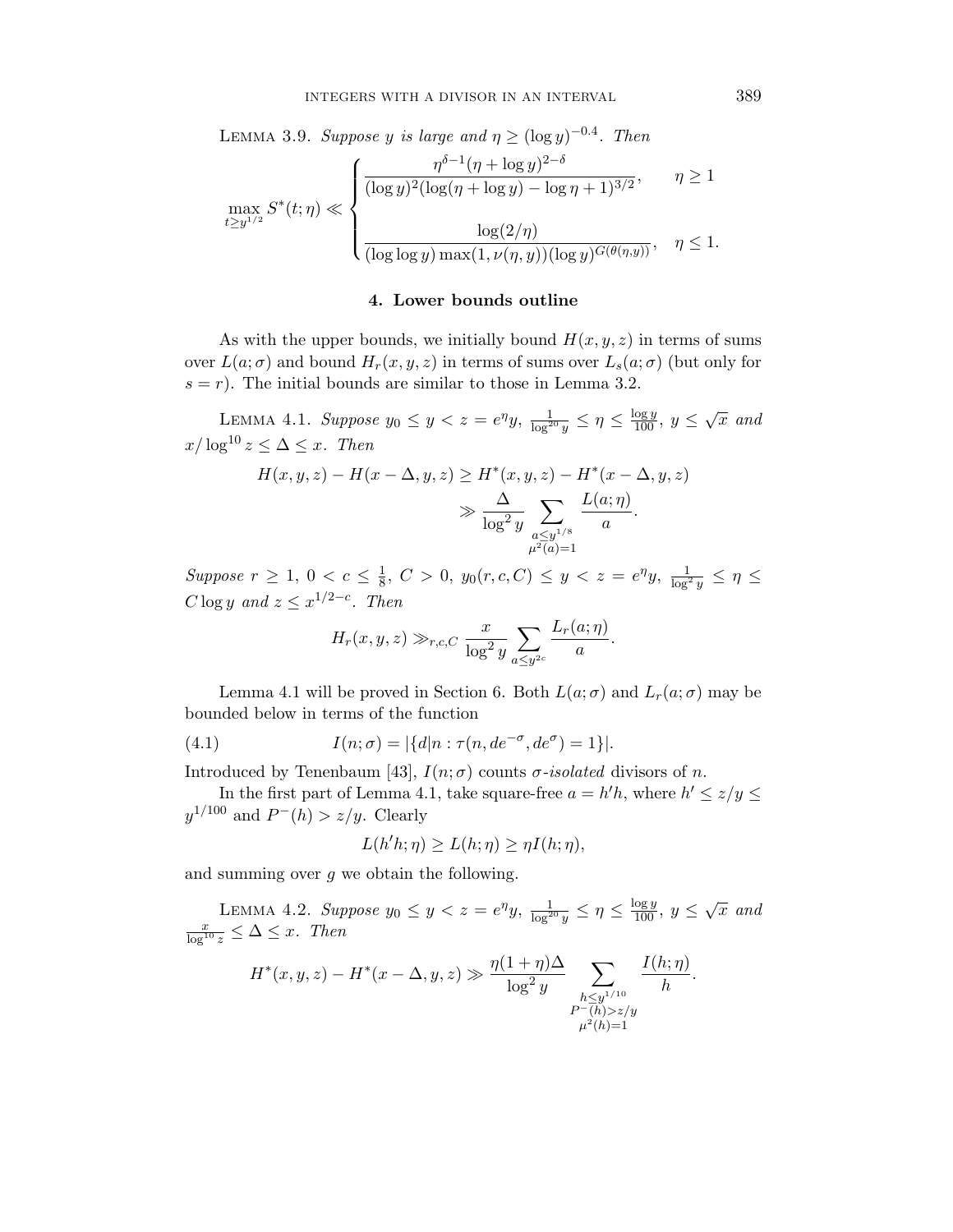Lemma 3.9. *Suppose $y$ is large and $\eta \ge (\log y)^{-0.4}$. Then*

$$\max_{t \ge y^{1/2}} S^*(t;\eta) \ll \begin{cases} \dfrac{\eta^{\delta-1}(\eta+\log y)^{2-\delta}}{(\log y)^2(\log(\eta+\log y)-\log \eta+1)^{3/2}}, & \eta \ge 1 \\[2ex] \dfrac{\log(2/\eta)}{(\log\log y)\max(1,\nu(\eta,y))(\log y)^{G(\theta(\eta,y))}}, & \eta \le 1. \end{cases}$$

## 4. Lower bounds outline

As with the upper bounds, we initially bound $H(x,y,z)$ in terms of sums over $L(a;\sigma)$ and bound $H_r(x,y,z)$ in terms of sums over $L_s(a;\sigma)$ (but only for $s=r$). The initial bounds are similar to those in Lemma 3.2.

Lemma 4.1. *Suppose $y_0 \le y < z = e^\eta y$, $\frac{1}{\log^{20} y} \le \eta \le \frac{\log y}{100}$, $y \le \sqrt{x}$ and $x/\log^{10} z \le \Delta \le x$. Then*

$$\begin{aligned} H(x,y,z) - H(x-\Delta,y,z) &\ge H^*(x,y,z) - H^*(x-\Delta,y,z) \\ &\gg \frac{\Delta}{\log^2 y} \sum_{\substack{a \le y^{1/8} \\ \mu^2(a)=1}} \frac{L(a;\eta)}{a}. \end{aligned}$$

*Suppose $r \ge 1$, $0 < c \le \frac{1}{8}$, $C > 0$, $y_0(r,c,C) \le y < z = e^\eta y$, $\frac{1}{\log^2 y} \le \eta \le C\log y$ and $z \le x^{1/2-c}$. Then*

$$H_r(x,y,z) \gg_{r,c,C} \frac{x}{\log^2 y} \sum_{a \le y^{2c}} \frac{L_r(a;\eta)}{a}.$$

Lemma 4.1 will be proved in Section 6. Both $L(a;\sigma)$ and $L_r(a;\sigma)$ may be bounded below in terms of the function

$$I(n;\sigma) = |\{d|n : \tau(n, de^{-\sigma}, de^{\sigma}) = 1\}|. \tag{4.1}$$

Introduced by Tenenbaum [43], $I(n;\sigma)$ counts *$\sigma$-isolated* divisors of $n$.

In the first part of Lemma 4.1, take square-free $a = h'h$, where $h' \le z/y \le y^{1/100}$ and $P^-(h) > z/y$. Clearly

$$L(h'h;\eta) \ge L(h;\eta) \ge \eta I(h;\eta),$$

and summing over $g$ we obtain the following.

Lemma 4.2. *Suppose $y_0 \le y < z = e^\eta y$, $\frac{1}{\log^{20} y} \le \eta \le \frac{\log y}{100}$, $y \le \sqrt{x}$ and $\frac{x}{\log^{10} z} \le \Delta \le x$. Then*

$$H^*(x,y,z) - H^*(x-\Delta,y,z) \gg \frac{\eta(1+\eta)\Delta}{\log^2 y} \sum_{\substack{h \le y^{1/10} \\ P^-(h) > z/y \\ \mu^2(h)=1}} \frac{I(h;\eta)}{h}.$$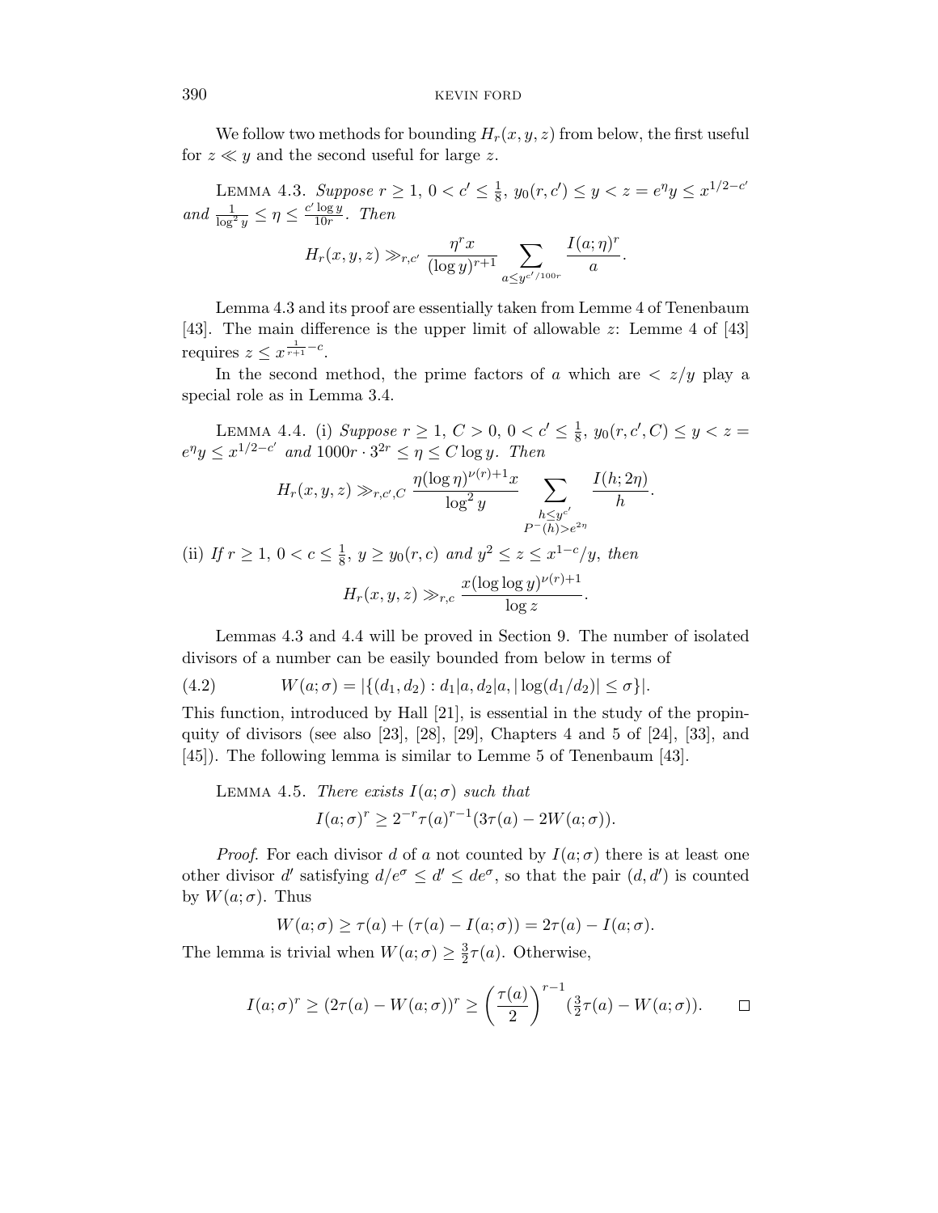We follow two methods for bounding $H_r(x,y,z)$ from below, the first useful for $z \ll y$ and the second useful for large $z$.

LEMMA 4.3. *Suppose* $r \ge 1$, $0 < c' \le \frac{1}{8}$, $y_0(r,c') \le y < z = e^\eta y \le x^{1/2-c'}$ *and* $\frac{1}{\log^2 y} \le \eta \le \frac{c' \log y}{10r}$. *Then*

$$H_r(x,y,z) \gg_{r,c'} \frac{\eta^r x}{(\log y)^{r+1}} \sum_{a \le y^{c'/100r}} \frac{I(a;\eta)^r}{a}.$$

Lemma 4.3 and its proof are essentially taken from Lemme 4 of Tenenbaum [43]. The main difference is the upper limit of allowable $z$: Lemme 4 of [43] requires $z \le x^{\frac{1}{r+1}-c}$.

In the second method, the prime factors of $a$ which are $< z/y$ play a special role as in Lemma 3.4.

LEMMA 4.4. (i) *Suppose* $r \ge 1$, $C > 0$, $0 < c' \le \frac{1}{8}$, $y_0(r,c',C) \le y < z = e^\eta y \le x^{1/2-c'}$ *and* $1000r \cdot 3^{2r} \le \eta \le C \log y$. *Then*

$$H_r(x,y,z) \gg_{r,c',C} \frac{\eta (\log \eta)^{\nu(r)+1} x}{\log^2 y} \sum_{\substack{h \le y^{c'} \\ P^-(h) > e^{2\eta}}} \frac{I(h;2\eta)}{h}.$$

(ii) *If* $r \ge 1$, $0 < c \le \frac{1}{8}$, $y \ge y_0(r,c)$ *and* $y^2 \le z \le x^{1-c}/y$, *then*

$$H_r(x,y,z) \gg_{r,c} \frac{x(\log\log y)^{\nu(r)+1}}{\log z}.$$

Lemmas 4.3 and 4.4 will be proved in Section 9. The number of isolated divisors of a number can be easily bounded from below in terms of

$$W(a;\sigma) = |\{(d_1,d_2) : d_1|a, d_2|a, |\log(d_1/d_2)| \le \sigma\}|. \tag{4.2}$$

This function, introduced by Hall [21], is essential in the study of the propinquity of divisors (see also [23], [28], [29], Chapters 4 and 5 of [24], [33], and [45]). The following lemma is similar to Lemme 5 of Tenenbaum [43].

LEMMA 4.5. *There exists* $I(a;\sigma)$ *such that*

$$I(a;\sigma)^r \ge 2^{-r}\tau(a)^{r-1}(3\tau(a) - 2W(a;\sigma)).$$

*Proof.* For each divisor $d$ of $a$ not counted by $I(a;\sigma)$ there is at least one other divisor $d'$ satisfying $d/e^\sigma \le d' \le de^\sigma$, so that the pair $(d,d')$ is counted by $W(a;\sigma)$. Thus

$$W(a;\sigma) \ge \tau(a) + (\tau(a) - I(a;\sigma)) = 2\tau(a) - I(a;\sigma).$$

The lemma is trivial when $W(a;\sigma) \ge \frac{3}{2}\tau(a)$. Otherwise,

$$I(a;\sigma)^r \ge (2\tau(a) - W(a;\sigma))^r \ge \left(\frac{\tau(a)}{2}\right)^{r-1} (\tfrac{3}{2}\tau(a) - W(a;\sigma)). \qquad \square$$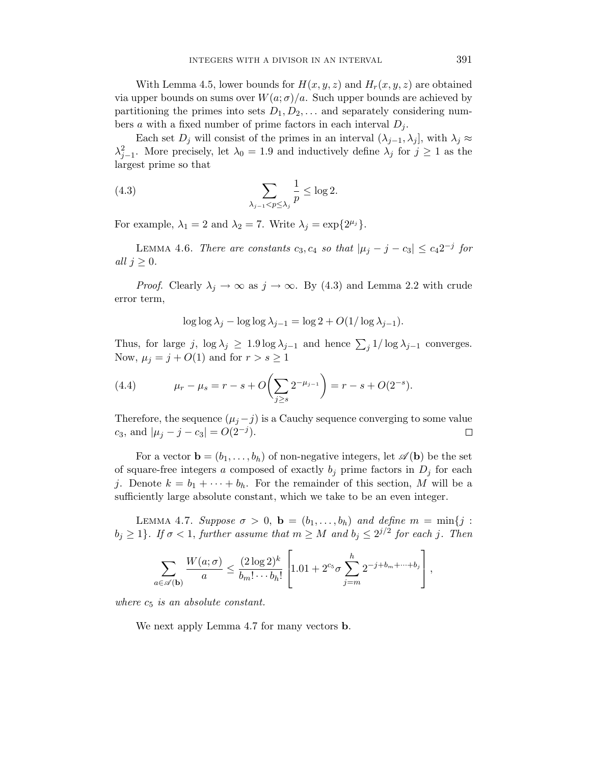With Lemma 4.5, lower bounds for $H(x, y, z)$ and $H_r(x, y, z)$ are obtained via upper bounds on sums over $W(a; \sigma)/a$. Such upper bounds are achieved by partitioning the primes into sets $D_1, D_2, \ldots$ and separately considering numbers $a$ with a fixed number of prime factors in each interval $D_j$.

Each set $D_j$ will consist of the primes in an interval $(\lambda_{j-1}, \lambda_j]$, with $\lambda_j \approx \lambda_{j-1}^2$. More precisely, let $\lambda_0 = 1.9$ and inductively define $\lambda_j$ for $j \ge 1$ as the largest prime so that

$$\sum_{\lambda_{j-1} < p \le \lambda_j} \frac{1}{p} \le \log 2. \tag{4.3}$$

For example, $\lambda_1 = 2$ and $\lambda_2 = 7$. Write $\lambda_j = \exp\{2^{\mu_j}\}$.

Lemma 4.6. *There are constants $c_3, c_4$ so that $|\mu_j - j - c_3| \le c_4 2^{-j}$ for all $j \ge 0$.*

*Proof.* Clearly $\lambda_j \to \infty$ as $j \to \infty$. By (4.3) and Lemma 2.2 with crude error term,

$$\log\log \lambda_j - \log\log \lambda_{j-1} = \log 2 + O(1/\log \lambda_{j-1}).$$

Thus, for large $j$, $\log \lambda_j \ge 1.9 \log \lambda_{j-1}$ and hence $\sum_j 1/\log \lambda_{j-1}$ converges. Now, $\mu_j = j + O(1)$ and for $r > s \ge 1$

$$\mu_r - \mu_s = r - s + O\biggl(\sum_{j \ge s} 2^{-\mu_{j-1}}\biggr) = r - s + O(2^{-s}). \tag{4.4}$$

Therefore, the sequence $(\mu_j - j)$ is a Cauchy sequence converging to some value $c_3$, and $|\mu_j - j - c_3| = O(2^{-j})$. $\square$

For a vector $\mathbf{b} = (b_1, \ldots, b_h)$ of non-negative integers, let $\mathscr{A}(\mathbf{b})$ be the set of square-free integers $a$ composed of exactly $b_j$ prime factors in $D_j$ for each $j$. Denote $k = b_1 + \cdots + b_h$. For the remainder of this section, $M$ will be a sufficiently large absolute constant, which we take to be an even integer.

Lemma 4.7. *Suppose $\sigma > 0$, $\mathbf{b} = (b_1, \ldots, b_h)$ and define $m = \min\{j : b_j \ge 1\}$. If $\sigma < 1$, further assume that $m \ge M$ and $b_j \le 2^{j/2}$ for each $j$. Then*

$$\sum_{a \in \mathscr{A}(\mathbf{b})} \frac{W(a; \sigma)}{a} \le \frac{(2\log 2)^k}{b_m! \cdots b_h!} \left[1.01 + 2^{c_5} \sigma \sum_{j=m}^{h} 2^{-j + b_m + \cdots + b_j}\right],$$

*where $c_5$ is an absolute constant.*

We next apply Lemma 4.7 for many vectors $\mathbf{b}$.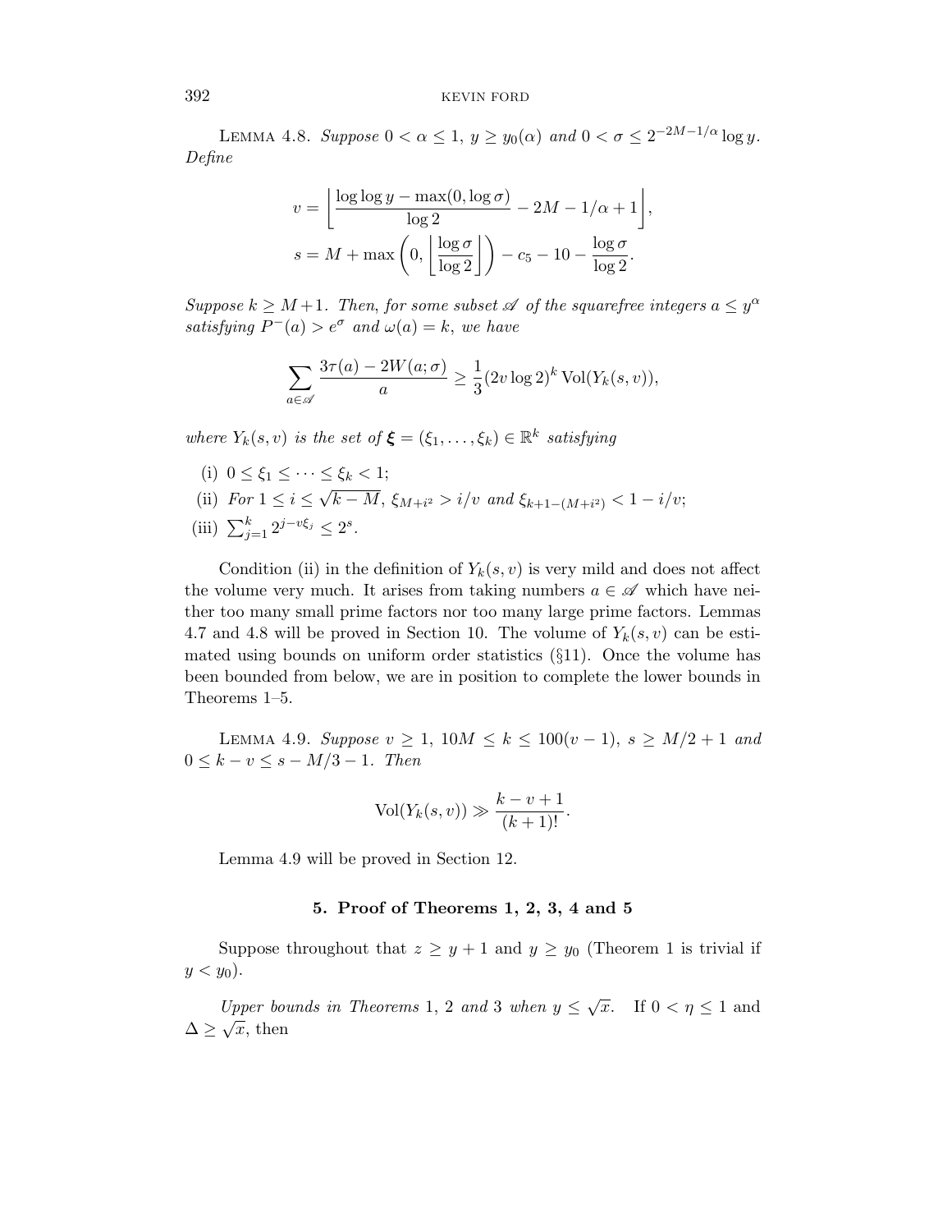LEMMA 4.8. *Suppose* $0 < \alpha \le 1$, $y \ge y_0(\alpha)$ *and* $0 < \sigma \le 2^{-2M-1/\alpha} \log y$. *Define*

$$v = \left\lfloor \frac{\log\log y - \max(0, \log \sigma)}{\log 2} - 2M - 1/\alpha + 1 \right\rfloor,$$

$$s = M + \max\left(0, \left\lfloor \frac{\log \sigma}{\log 2} \right\rfloor \right) - c_5 - 10 - \frac{\log \sigma}{\log 2}.$$

*Suppose* $k \ge M+1$. *Then, for some subset* $\mathscr{A}$ *of the squarefree integers* $a \le y^\alpha$ *satisfying* $P^-(a) > e^\sigma$ *and* $\omega(a) = k$, *we have*

$$\sum_{a \in \mathscr{A}} \frac{3\tau(a) - 2W(a;\sigma)}{a} \ge \frac{1}{3}(2v \log 2)^k \operatorname{Vol}(Y_k(s,v)),$$

*where* $Y_k(s,v)$ *is the set of* $\boldsymbol{\xi} = (\xi_1, \ldots, \xi_k) \in \mathbb{R}^k$ *satisfying*

(i) $0 \le \xi_1 \le \cdots \le \xi_k < 1$;

(ii) *For* $1 \le i \le \sqrt{k-M}$, $\xi_{M+i^2} > i/v$ *and* $\xi_{k+1-(M+i^2)} < 1 - i/v$;

(iii) $\sum_{j=1}^k 2^{j - v\xi_j} \le 2^s$.

Condition (ii) in the definition of $Y_k(s,v)$ is very mild and does not affect the volume very much. It arises from taking numbers $a \in \mathscr{A}$ which have neither too many small prime factors nor too many large prime factors. Lemmas 4.7 and 4.8 will be proved in Section 10. The volume of $Y_k(s,v)$ can be estimated using bounds on uniform order statistics (§11). Once the volume has been bounded from below, we are in position to complete the lower bounds in Theorems 1–5.

LEMMA 4.9. *Suppose* $v \ge 1$, $10M \le k \le 100(v-1)$, $s \ge M/2 + 1$ *and* $0 \le k - v \le s - M/3 - 1$. *Then*

$$\operatorname{Vol}(Y_k(s,v)) \gg \frac{k - v + 1}{(k+1)!}.$$

Lemma 4.9 will be proved in Section 12.

## 5. Proof of Theorems 1, 2, 3, 4 and 5

Suppose throughout that $z \ge y+1$ and $y \ge y_0$ (Theorem 1 is trivial if $y < y_0$).

*Upper bounds in Theorems* 1, 2 *and* 3 *when* $y \le \sqrt{x}$. If $0 < \eta \le 1$ and $\Delta \ge \sqrt{x}$, then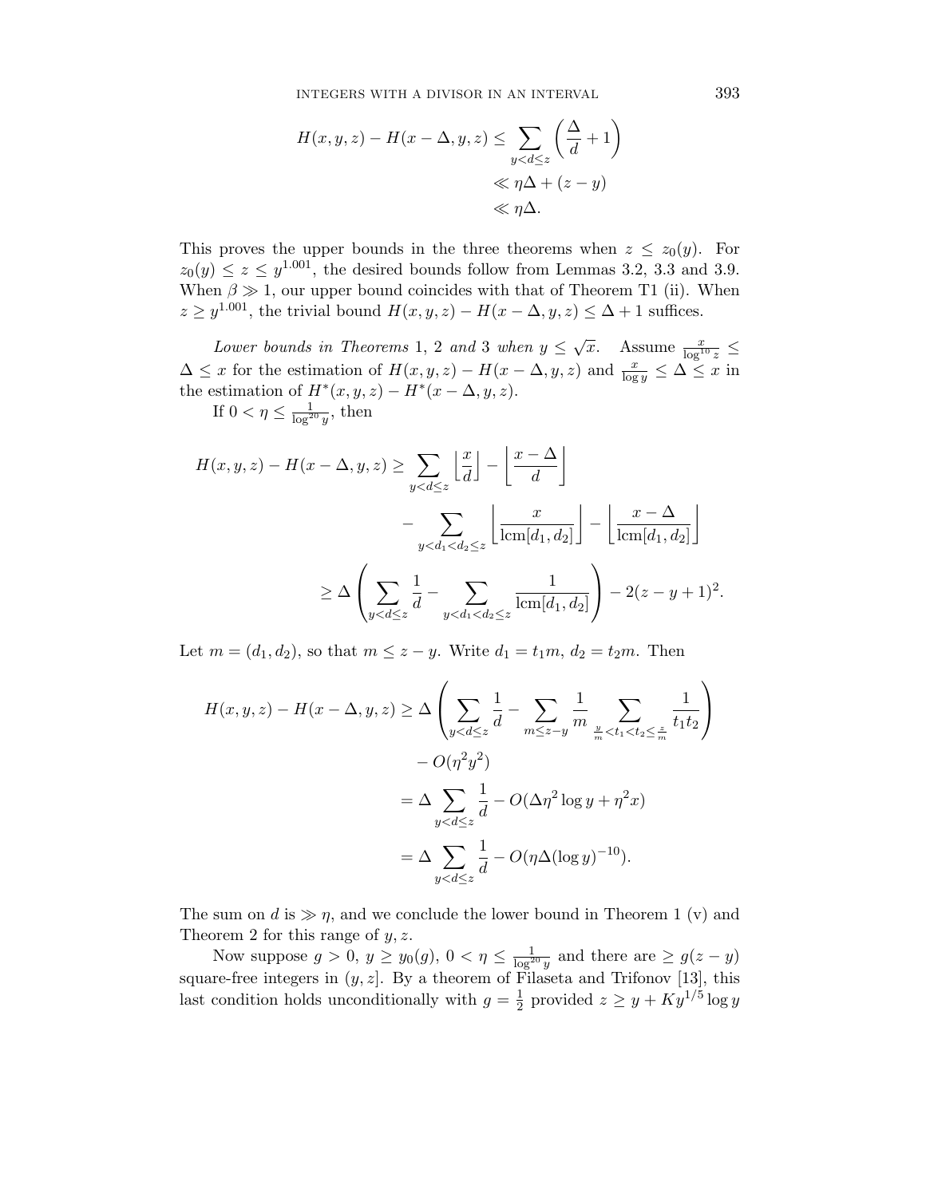$$
\begin{aligned}
H(x,y,z) - H(x-\Delta,y,z) &\le \sum_{y<d\le z} \left(\frac{\Delta}{d}+1\right) \\
&\ll \eta\Delta + (z-y) \\
&\ll \eta\Delta.
\end{aligned}
$$

This proves the upper bounds in the three theorems when $z \le z_0(y)$. For $z_0(y) \le z \le y^{1.001}$, the desired bounds follow from Lemmas 3.2, 3.3 and 3.9. When $\beta \gg 1$, our upper bound coincides with that of Theorem T1 (ii). When $z \ge y^{1.001}$, the trivial bound $H(x,y,z) - H(x-\Delta,y,z) \le \Delta + 1$ suffices.

*Lower bounds in Theorems* 1, 2 *and* 3 *when* $y \le \sqrt{x}$. Assume $\frac{x}{\log^{10} z} \le \Delta \le x$ for the estimation of $H(x,y,z) - H(x-\Delta,y,z)$ and $\frac{x}{\log y} \le \Delta \le x$ in the estimation of $H^*(x,y,z) - H^*(x-\Delta,y,z)$.

If $0 < \eta \le \frac{1}{\log^{20} y}$, then

$$
\begin{aligned}
H(x,y,z) - H(x-\Delta,y,z) &\ge \sum_{y<d\le z} \left\lfloor \frac{x}{d} \right\rfloor - \left\lfloor \frac{x-\Delta}{d} \right\rfloor \\
&\quad - \sum_{y<d_1<d_2\le z} \left\lfloor \frac{x}{\mathrm{lcm}[d_1,d_2]} \right\rfloor - \left\lfloor \frac{x-\Delta}{\mathrm{lcm}[d_1,d_2]} \right\rfloor \\
&\ge \Delta \left( \sum_{y<d\le z} \frac{1}{d} - \sum_{y<d_1<d_2\le z} \frac{1}{\mathrm{lcm}[d_1,d_2]} \right) - 2(z-y+1)^2.
\end{aligned}
$$

Let $m = (d_1,d_2)$, so that $m \le z-y$. Write $d_1 = t_1 m$, $d_2 = t_2 m$. Then

$$
\begin{aligned}
H(x,y,z) - H(x-\Delta,y,z) &\ge \Delta \left( \sum_{y<d\le z} \frac{1}{d} - \sum_{m\le z-y} \frac{1}{m} \sum_{\frac{y}{m}<t_1<t_2\le\frac{z}{m}} \frac{1}{t_1 t_2} \right) \\
&\quad - O(\eta^2 y^2) \\
&= \Delta \sum_{y<d\le z} \frac{1}{d} - O(\Delta\eta^2 \log y + \eta^2 x) \\
&= \Delta \sum_{y<d\le z} \frac{1}{d} - O(\eta\Delta(\log y)^{-10}).
\end{aligned}
$$

The sum on $d$ is $\gg \eta$, and we conclude the lower bound in Theorem 1 (v) and Theorem 2 for this range of $y, z$.

Now suppose $g > 0$, $y \ge y_0(g)$, $0 < \eta \le \frac{1}{\log^{20} y}$ and there are $\ge g(z-y)$ square-free integers in $(y,z]$. By a theorem of Filaseta and Trifonov [13], this last condition holds unconditionally with $g = \frac{1}{2}$ provided $z \ge y + Ky^{1/5}\log y$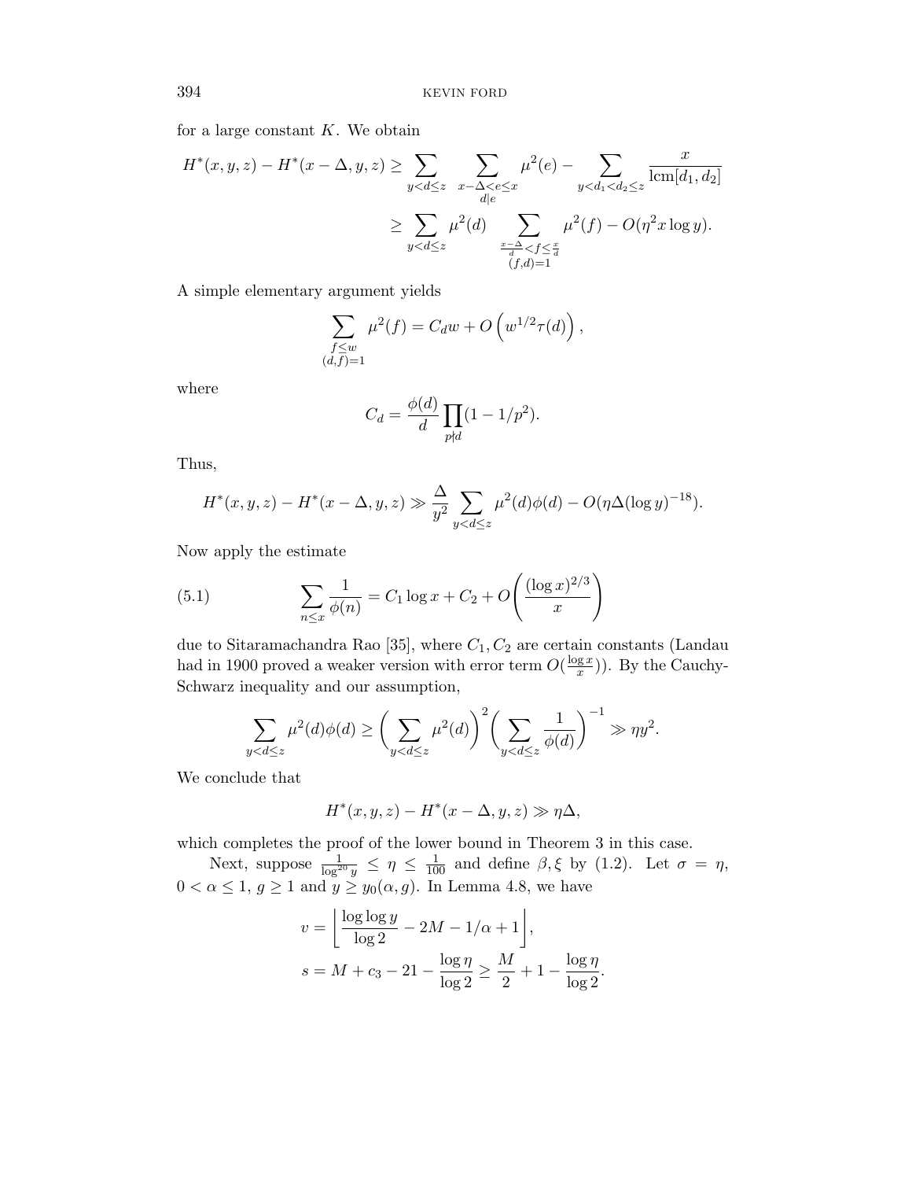for a large constant $K$. We obtain

$$H^*(x,y,z) - H^*(x-\Delta,y,z) \ge \sum_{y<d\le z} \sum_{\substack{x-\Delta<e\le x \\ d|e}} \mu^2(e) - \sum_{y<d_1<d_2\le z} \frac{x}{\operatorname{lcm}[d_1,d_2]}$$

$$\ge \sum_{y<d\le z} \mu^2(d) \sum_{\substack{\frac{x-\Delta}{d}<f\le \frac{x}{d} \\ (f,d)=1}} \mu^2(f) - O(\eta^2 x \log y).$$

A simple elementary argument yields

$$\sum_{\substack{f\le w \\ (d,f)=1}} \mu^2(f) = C_d w + O\left(w^{1/2}\tau(d)\right),$$

where

$$C_d = \frac{\phi(d)}{d} \prod_{p\nmid d} (1-1/p^2).$$

Thus,

$$H^*(x,y,z) - H^*(x-\Delta,y,z) \gg \frac{\Delta}{y^2} \sum_{y<d\le z} \mu^2(d)\phi(d) - O(\eta\Delta(\log y)^{-18}).$$

Now apply the estimate

$$\sum_{n\le x} \frac{1}{\phi(n)} = C_1 \log x + C_2 + O\left(\frac{(\log x)^{2/3}}{x}\right) \tag{5.1}$$

due to Sitaramachandra Rao [35], where $C_1, C_2$ are certain constants (Landau had in 1900 proved a weaker version with error term $O(\frac{\log x}{x})$). By the Cauchy-Schwarz inequality and our assumption,

$$\sum_{y<d\le z} \mu^2(d)\phi(d) \ge \left(\sum_{y<d\le z} \mu^2(d)\right)^2 \left(\sum_{y<d\le z} \frac{1}{\phi(d)}\right)^{-1} \gg \eta y^2.$$

We conclude that

$$H^*(x,y,z) - H^*(x-\Delta,y,z) \gg \eta\Delta,$$

which completes the proof of the lower bound in Theorem 3 in this case.

Next, suppose $\frac{1}{\log^{20} y} \le \eta \le \frac{1}{100}$ and define $\beta, \xi$ by (1.2). Let $\sigma = \eta$, $0<\alpha\le 1$, $g\ge 1$ and $y\ge y_0(\alpha,g)$. In Lemma 4.8, we have

$$v = \left\lfloor \frac{\log\log y}{\log 2} - 2M - 1/\alpha + 1 \right\rfloor,$$

$$s = M + c_3 - 21 - \frac{\log \eta}{\log 2} \ge \frac{M}{2} + 1 - \frac{\log \eta}{\log 2}.$$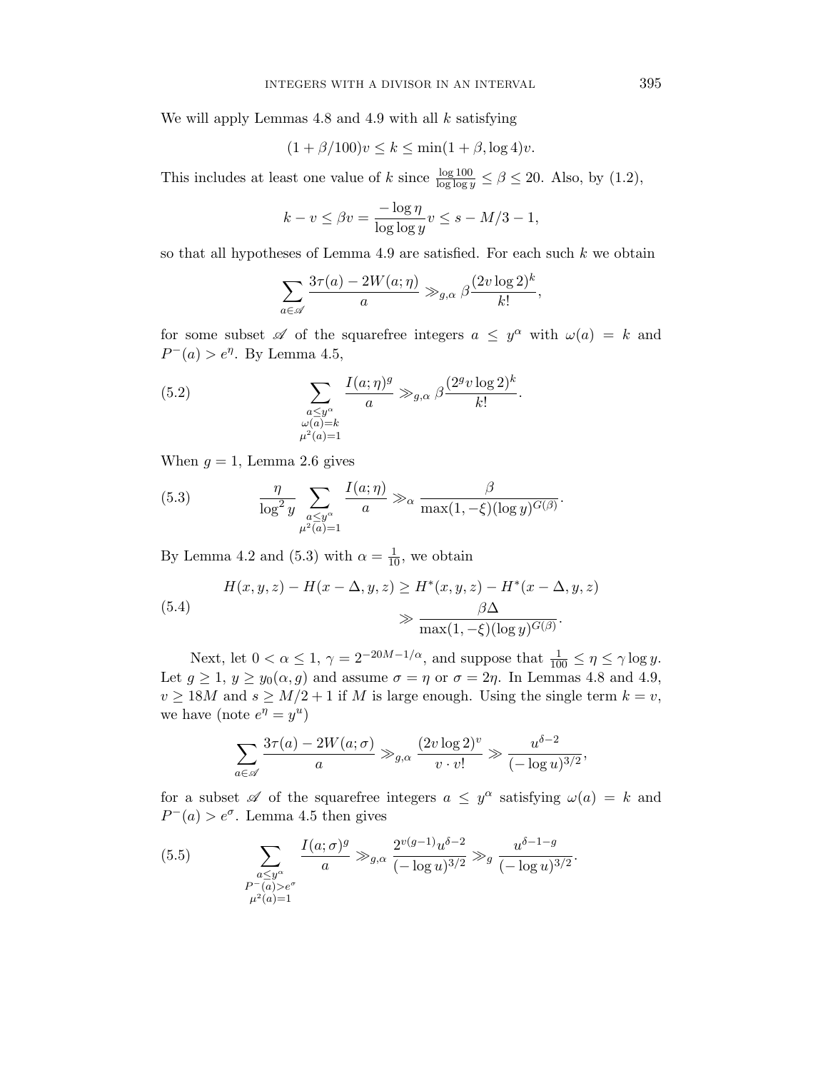We will apply Lemmas 4.8 and 4.9 with all $k$ satisfying

$$(1 + \beta/100)v \le k \le \min(1 + \beta, \log 4)v.$$

This includes at least one value of $k$ since $\frac{\log 100}{\log\log y} \le \beta \le 20$. Also, by (1.2),

$$k - v \le \beta v = \frac{-\log \eta}{\log\log y} v \le s - M/3 - 1,$$

so that all hypotheses of Lemma 4.9 are satisfied. For each such $k$ we obtain

$$\sum_{a \in \mathscr{A}} \frac{3\tau(a) - 2W(a;\eta)}{a} \gg_{g,\alpha} \beta \frac{(2v \log 2)^k}{k!},$$

for some subset $\mathscr{A}$ of the squarefree integers $a \le y^\alpha$ with $\omega(a) = k$ and $P^-(a) > e^\eta$. By Lemma 4.5,

$$\sum_{\substack{a \le y^\alpha \\ \omega(a)=k \\ \mu^2(a)=1}} \frac{I(a;\eta)^g}{a} \gg_{g,\alpha} \beta \frac{(2^g v \log 2)^k}{k!}. \tag{5.2}$$

When $g = 1$, Lemma 2.6 gives

$$\frac{\eta}{\log^2 y} \sum_{\substack{a \le y^\alpha \\ \mu^2(a)=1}} \frac{I(a;\eta)}{a} \gg_\alpha \frac{\beta}{\max(1, -\xi)(\log y)^{G(\beta)}}. \tag{5.3}$$

By Lemma 4.2 and (5.3) with $\alpha = \frac{1}{10}$, we obtain

$$\begin{aligned} H(x,y,z) - H(x-\Delta,y,z) &\ge H^*(x,y,z) - H^*(x-\Delta,y,z) \\ &\gg \frac{\beta\Delta}{\max(1,-\xi)(\log y)^{G(\beta)}}. \end{aligned} \tag{5.4}$$

Next, let $0 < \alpha \le 1$, $\gamma = 2^{-20M-1/\alpha}$, and suppose that $\frac{1}{100} \le \eta \le \gamma \log y$. Let $g \ge 1$, $y \ge y_0(\alpha, g)$ and assume $\sigma = \eta$ or $\sigma = 2\eta$. In Lemmas 4.8 and 4.9, $v \ge 18M$ and $s \ge M/2 + 1$ if $M$ is large enough. Using the single term $k = v$, we have (note $e^\eta = y^u$)

$$\sum_{a \in \mathscr{A}} \frac{3\tau(a) - 2W(a;\sigma)}{a} \gg_{g,\alpha} \frac{(2v\log 2)^v}{v \cdot v!} \gg \frac{u^{\delta-2}}{(-\log u)^{3/2}},$$

for a subset $\mathscr{A}$ of the squarefree integers $a \le y^\alpha$ satisfying $\omega(a) = k$ and $P^-(a) > e^\sigma$. Lemma 4.5 then gives

$$\sum_{\substack{a \le y^\alpha \\ P^-(a) > e^\sigma \\ \mu^2(a)=1}} \frac{I(a;\sigma)^g}{a} \gg_{g,\alpha} \frac{2^{v(g-1)} u^{\delta-2}}{(-\log u)^{3/2}} \gg_g \frac{u^{\delta-1-g}}{(-\log u)^{3/2}}. \tag{5.5}$$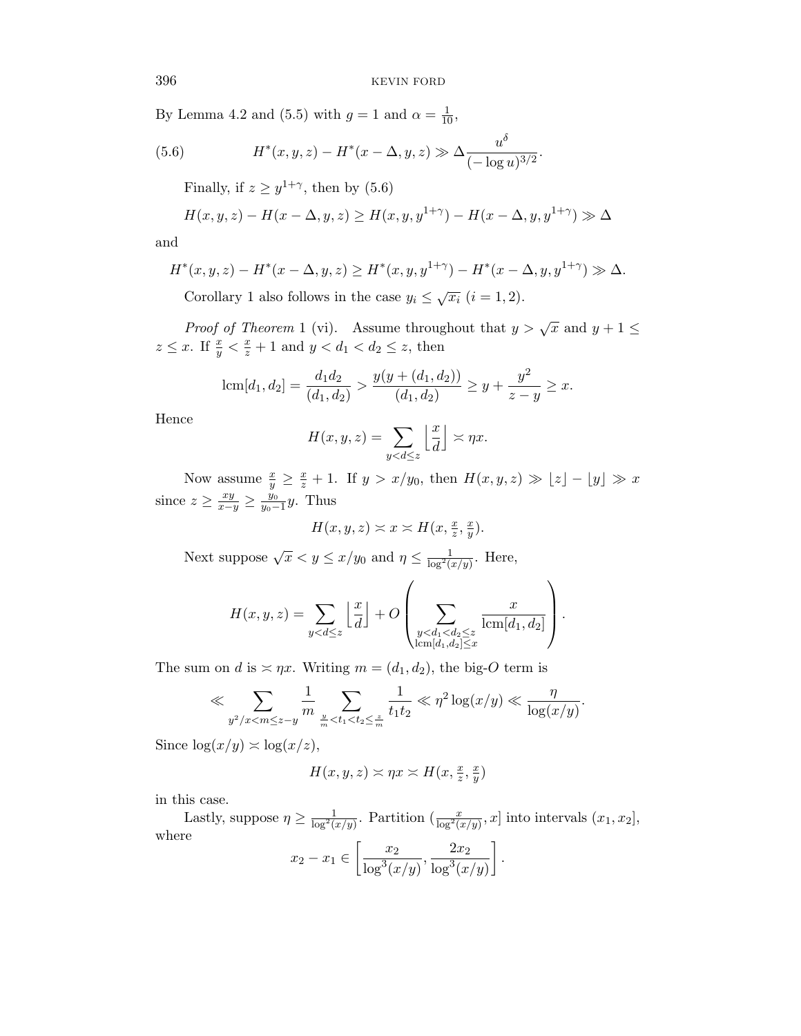By Lemma 4.2 and (5.5) with $g = 1$ and $\alpha = \frac{1}{10}$,

$$H^*(x, y, z) - H^*(x - \Delta, y, z) \gg \Delta \frac{u^\delta}{(-\log u)^{3/2}}. \tag{5.6}$$

Finally, if $z \ge y^{1+\gamma}$, then by (5.6)

$$H(x, y, z) - H(x - \Delta, y, z) \ge H(x, y, y^{1+\gamma}) - H(x - \Delta, y, y^{1+\gamma}) \gg \Delta$$

and

$$H^*(x, y, z) - H^*(x - \Delta, y, z) \ge H^*(x, y, y^{1+\gamma}) - H^*(x - \Delta, y, y^{1+\gamma}) \gg \Delta.$$

Corollary 1 also follows in the case $y_i \le \sqrt{x_i}$ $(i = 1, 2)$.

*Proof of Theorem* 1 (vi). Assume throughout that $y > \sqrt{x}$ and $y + 1 \le z \le x$. If $\frac{x}{y} < \frac{x}{z} + 1$ and $y < d_1 < d_2 \le z$, then

$$\text{lcm}[d_1, d_2] = \frac{d_1 d_2}{(d_1, d_2)} > \frac{y(y + (d_1, d_2))}{(d_1, d_2)} \ge y + \frac{y^2}{z - y} \ge x.$$

Hence

$$H(x, y, z) = \sum_{y < d \le z} \left\lfloor \frac{x}{d} \right\rfloor \asymp \eta x.$$

Now assume $\frac{x}{y} \ge \frac{x}{z} + 1$. If $y > x/y_0$, then $H(x, y, z) \gg \lfloor z \rfloor - \lfloor y \rfloor \gg x$ since $z \ge \frac{xy}{x-y} \ge \frac{y_0}{y_0 - 1} y$. Thus

$$H(x, y, z) \asymp x \asymp H(x, \tfrac{x}{z}, \tfrac{x}{y}).$$

Next suppose $\sqrt{x} < y \le x/y_0$ and $\eta \le \frac{1}{\log^2(x/y)}$. Here,

$$H(x, y, z) = \sum_{y < d \le z} \left\lfloor \frac{x}{d} \right\rfloor + O\left( \sum_{\substack{y < d_1 < d_2 \le z \\ \text{lcm}[d_1, d_2] \le x}} \frac{x}{\text{lcm}[d_1, d_2]} \right).$$

The sum on $d$ is $\asymp \eta x$. Writing $m = (d_1, d_2)$, the big-$O$ term is

$$\ll \sum_{y^2/x < m \le z - y} \frac{1}{m} \sum_{\frac{y}{m} < t_1 < t_2 \le \frac{z}{m}} \frac{1}{t_1 t_2} \ll \eta^2 \log(x/y) \ll \frac{\eta}{\log(x/y)}.$$

Since $\log(x/y) \asymp \log(x/z)$,

$$H(x, y, z) \asymp \eta x \asymp H(x, \tfrac{x}{z}, \tfrac{x}{y})$$

in this case.

Lastly, suppose $\eta \ge \frac{1}{\log^2(x/y)}$. Partition $(\frac{x}{\log^2(x/y)}, x]$ into intervals $(x_1, x_2]$, where

$$x_2 - x_1 \in \left[ \frac{x_2}{\log^3(x/y)}, \frac{2x_2}{\log^3(x/y)} \right].$$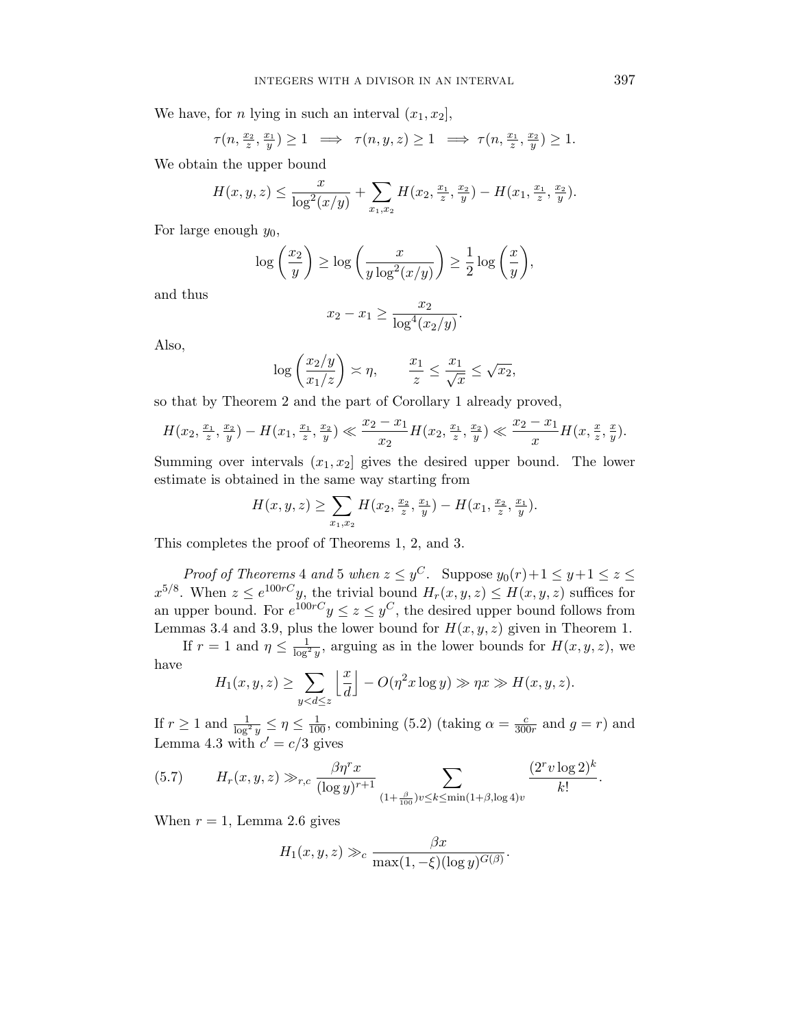We have, for $n$ lying in such an interval $(x_1, x_2]$,

$$\tau(n, \tfrac{x_2}{z}, \tfrac{x_1}{y}) \ge 1 \implies \tau(n, y, z) \ge 1 \implies \tau(n, \tfrac{x_1}{z}, \tfrac{x_2}{y}) \ge 1.$$

We obtain the upper bound

$$H(x, y, z) \le \frac{x}{\log^2(x/y)} + \sum_{x_1, x_2} H(x_2, \tfrac{x_1}{z}, \tfrac{x_2}{y}) - H(x_1, \tfrac{x_1}{z}, \tfrac{x_2}{y}).$$

For large enough $y_0$,

$$\log\left(\frac{x_2}{y}\right) \ge \log\left(\frac{x}{y\log^2(x/y)}\right) \ge \frac{1}{2}\log\left(\frac{x}{y}\right),$$

and thus

$$x_2 - x_1 \ge \frac{x_2}{\log^4(x_2/y)}.$$

Also,

$$\log\left(\frac{x_2/y}{x_1/z}\right) \asymp \eta, \qquad \frac{x_1}{z} \le \frac{x_1}{\sqrt{x}} \le \sqrt{x_2},$$

so that by Theorem 2 and the part of Corollary 1 already proved,

$$H(x_2, \tfrac{x_1}{z}, \tfrac{x_2}{y}) - H(x_1, \tfrac{x_1}{z}, \tfrac{x_2}{y}) \ll \frac{x_2 - x_1}{x_2} H(x_2, \tfrac{x_1}{z}, \tfrac{x_2}{y}) \ll \frac{x_2 - x_1}{x} H(x, \tfrac{x}{z}, \tfrac{x}{y}).$$

Summing over intervals $(x_1, x_2]$ gives the desired upper bound. The lower estimate is obtained in the same way starting from

$$H(x, y, z) \ge \sum_{x_1, x_2} H(x_2, \tfrac{x_2}{z}, \tfrac{x_1}{y}) - H(x_1, \tfrac{x_2}{z}, \tfrac{x_1}{y}).$$

This completes the proof of Theorems 1, 2, and 3.

*Proof of Theorems* 4 *and* 5 *when* $z \le y^C$. Suppose $y_0(r)+1 \le y+1 \le z \le x^{5/8}$. When $z \le e^{100rC}y$, the trivial bound $H_r(x, y, z) \le H(x, y, z)$ suffices for an upper bound. For $e^{100rC}y \le z \le y^C$, the desired upper bound follows from Lemmas 3.4 and 3.9, plus the lower bound for $H(x, y, z)$ given in Theorem 1.

If $r = 1$ and $\eta \le \frac{1}{\log^2 y}$, arguing as in the lower bounds for $H(x, y, z)$, we have

$$H_1(x, y, z) \ge \sum_{y < d \le z} \left\lfloor \frac{x}{d} \right\rfloor - O(\eta^2 x \log y) \gg \eta x \gg H(x, y, z).$$

If $r \ge 1$ and $\frac{1}{\log^2 y} \le \eta \le \frac{1}{100}$, combining (5.2) (taking $\alpha = \frac{c}{300r}$ and $g = r$) and Lemma 4.3 with $c' = c/3$ gives

$$H_r(x, y, z) \gg_{r,c} \frac{\beta \eta^r x}{(\log y)^{r+1}} \sum_{(1+\frac{\beta}{100})v \le k \le \min(1+\beta, \log 4)v} \frac{(2^r v \log 2)^k}{k!}. \tag{5.7}$$

When $r = 1$, Lemma 2.6 gives

$$H_1(x, y, z) \gg_c \frac{\beta x}{\max(1, -\xi)(\log y)^{G(\beta)}}.$$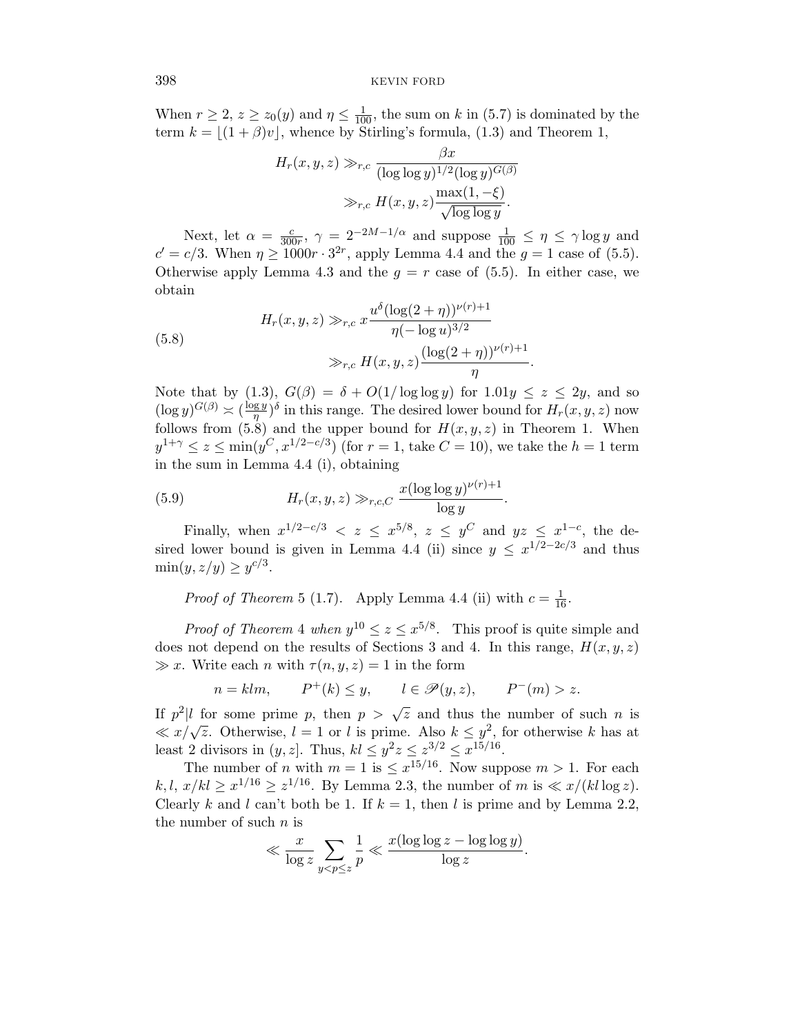When $r \geq 2$, $z \geq z_0(y)$ and $\eta \leq \frac{1}{100}$, the sum on $k$ in (5.7) is dominated by the term $k = \lfloor (1+\beta)v \rfloor$, whence by Stirling's formula, (1.3) and Theorem 1,

$$\begin{aligned} H_r(x,y,z) &\gg_{r,c} \frac{\beta x}{(\log\log y)^{1/2}(\log y)^{G(\beta)}} \\ &\gg_{r,c} H(x,y,z)\frac{\max(1,-\xi)}{\sqrt{\log\log y}}. \end{aligned}$$

Next, let $\alpha = \frac{c}{300r}$, $\gamma = 2^{-2M-1/\alpha}$ and suppose $\frac{1}{100} \leq \eta \leq \gamma \log y$ and $c' = c/3$. When $\eta \geq 1000r \cdot 3^{2r}$, apply Lemma 4.4 and the $g=1$ case of (5.5). Otherwise apply Lemma 4.3 and the $g=r$ case of (5.5). In either case, we obtain

$$\begin{aligned} H_r(x,y,z) &\gg_{r,c} x\frac{u^{\delta}(\log(2+\eta))^{\nu(r)+1}}{\eta(-\log u)^{3/2}} \\ &\gg_{r,c} H(x,y,z)\frac{(\log(2+\eta))^{\nu(r)+1}}{\eta}. \end{aligned} \tag{5.8}$$

Note that by (1.3), $G(\beta) = \delta + O(1/\log\log y)$ for $1.01y \leq z \leq 2y$, and so $(\log y)^{G(\beta)} \asymp (\frac{\log y}{\eta})^{\delta}$ in this range. The desired lower bound for $H_r(x,y,z)$ now follows from (5.8) and the upper bound for $H(x,y,z)$ in Theorem 1. When $y^{1+\gamma} \leq z \leq \min(y^C, x^{1/2-c/3})$ (for $r=1$, take $C=10$), we take the $h=1$ term in the sum in Lemma 4.4 (i), obtaining

$$H_r(x,y,z) \gg_{r,c,C} \frac{x(\log\log y)^{\nu(r)+1}}{\log y}. \tag{5.9}$$

Finally, when $x^{1/2-c/3} < z \leq x^{5/8}$, $z \leq y^C$ and $yz \leq x^{1-c}$, the desired lower bound is given in Lemma 4.4 (ii) since $y \leq x^{1/2-2c/3}$ and thus $\min(y, z/y) \geq y^{c/3}$.

*Proof of Theorem* 5 (1.7). Apply Lemma 4.4 (ii) with $c = \frac{1}{16}$.

*Proof of Theorem* 4 *when* $y^{10} \leq z \leq x^{5/8}$. This proof is quite simple and does not depend on the results of Sections 3 and 4. In this range, $H(x,y,z) \gg x$. Write each $n$ with $\tau(n,y,z)=1$ in the form

$$n = klm, \qquad P^+(k) \leq y, \qquad l \in \mathscr{P}(y,z), \qquad P^-(m) > z.$$

If $p^2 | l$ for some prime $p$, then $p > \sqrt{z}$ and thus the number of such $n$ is $\ll x/\sqrt{z}$. Otherwise, $l=1$ or $l$ is prime. Also $k \leq y^2$, for otherwise $k$ has at least 2 divisors in $(y,z]$. Thus, $kl \leq y^2 z \leq z^{3/2} \leq x^{15/16}$.

The number of $n$ with $m=1$ is $\leq x^{15/16}$. Now suppose $m > 1$. For each $k, l$, $x/kl \geq x^{1/16} \geq z^{1/16}$. By Lemma 2.3, the number of $m$ is $\ll x/(kl\log z)$. Clearly $k$ and $l$ can't both be 1. If $k=1$, then $l$ is prime and by Lemma 2.2, the number of such $n$ is

$$\ll \frac{x}{\log z}\sum_{y<p\leq z}\frac{1}{p} \ll \frac{x(\log\log z - \log\log y)}{\log z}.$$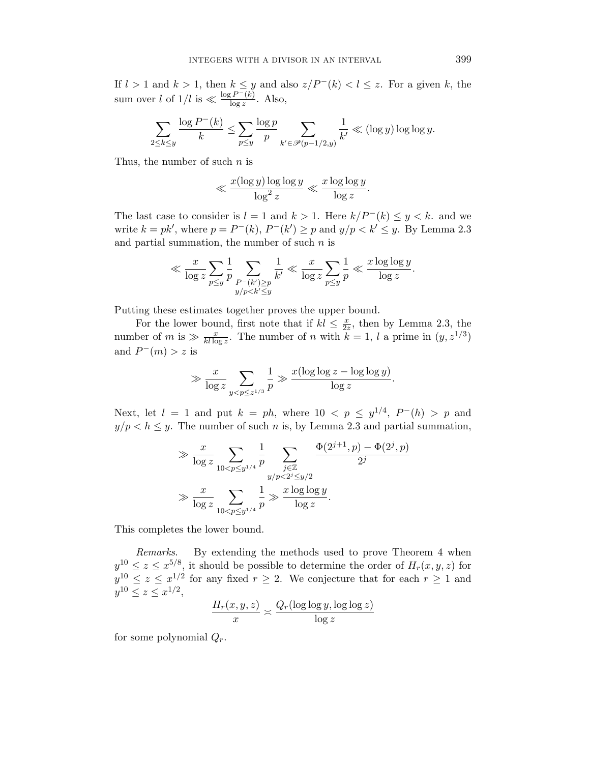If $l > 1$ and $k > 1$, then $k \le y$ and also $z/P^-(k) < l \le z$. For a given $k$, the sum over $l$ of $1/l$ is $\ll \frac{\log P^-(k)}{\log z}$. Also,

$$\sum_{2 \le k \le y} \frac{\log P^-(k)}{k} \le \sum_{p \le y} \frac{\log p}{p} \sum_{k' \in \mathscr{P}(p-1/2,y)} \frac{1}{k'} \ll (\log y) \log\log y.$$

Thus, the number of such $n$ is

$$\ll \frac{x (\log y) \log\log y}{\log^2 z} \ll \frac{x \log\log y}{\log z}.$$

The last case to consider is $l = 1$ and $k > 1$. Here $k/P^-(k) \le y < k$. and we write $k = pk'$, where $p = P^-(k)$, $P^-(k') \ge p$ and $y/p < k' \le y$. By Lemma 2.3 and partial summation, the number of such $n$ is

$$\ll \frac{x}{\log z} \sum_{p \le y} \frac{1}{p} \sum_{\substack{P^-(k') \ge p \\ y/p < k' \le y}} \frac{1}{k'} \ll \frac{x}{\log z} \sum_{p \le y} \frac{1}{p} \ll \frac{x \log\log y}{\log z}.$$

Putting these estimates together proves the upper bound.

For the lower bound, first note that if $kl \le \frac{x}{2z}$, then by Lemma 2.3, the number of $m$ is $\gg \frac{x}{kl \log z}$. The number of $n$ with $k = 1$, $l$ a prime in $(y, z^{1/3})$ and $P^-(m) > z$ is

$$\gg \frac{x}{\log z} \sum_{y < p \le z^{1/3}} \frac{1}{p} \gg \frac{x(\log\log z - \log\log y)}{\log z}.$$

Next, let $l = 1$ and put $k = ph$, where $10 < p \le y^{1/4}$, $P^-(h) > p$ and $y/p < h \le y$. The number of such $n$ is, by Lemma 2.3 and partial summation,

$$\begin{aligned}
&\gg \frac{x}{\log z} \sum_{10 < p \le y^{1/4}} \frac{1}{p} \sum_{\substack{j \in \mathbb{Z} \\ y/p < 2^j \le y/2}} \frac{\Phi(2^{j+1}, p) - \Phi(2^j, p)}{2^j} \\
&\gg \frac{x}{\log z} \sum_{10 < p \le y^{1/4}} \frac{1}{p} \gg \frac{x \log\log y}{\log z}.
\end{aligned}$$

This completes the lower bound.

*Remarks.* By extending the methods used to prove Theorem 4 when $y^{10} \le z \le x^{5/8}$, it should be possible to determine the order of $H_r(x, y, z)$ for $y^{10} \le z \le x^{1/2}$ for any fixed $r \ge 2$. We conjecture that for each $r \ge 1$ and $y^{10} \le z \le x^{1/2}$,

$$\frac{H_r(x, y, z)}{x} \asymp \frac{Q_r(\log\log y, \log\log z)}{\log z}$$

for some polynomial $Q_r$.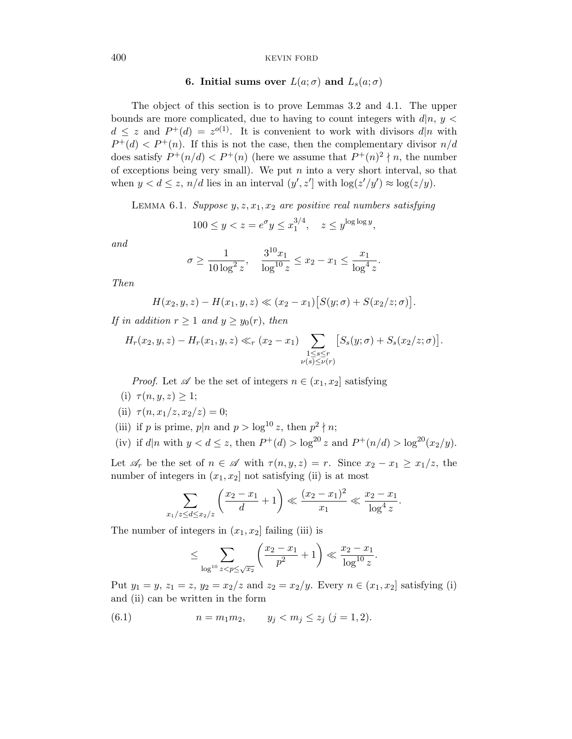## 6. Initial sums over $L(a;\sigma)$ and $L_s(a;\sigma)$

The object of this section is to prove Lemmas 3.2 and 4.1. The upper bounds are more complicated, due to having to count integers with $d|n$, $y < d \le z$ and $P^+(d) = z^{o(1)}$. It is convenient to work with divisors $d|n$ with $P^+(d) < P^+(n)$. If this is not the case, then the complementary divisor $n/d$ does satisfy $P^+(n/d) < P^+(n)$ (here we assume that $P^+(n)^2 \nmid n$, the number of exceptions being very small). We put $n$ into a very short interval, so that when $y < d \le z$, $n/d$ lies in an interval $(y', z']$ with $\log(z'/y') \approx \log(z/y)$.

Lemma 6.1. *Suppose $y, z, x_1, x_2$ are positive real numbers satisfying*

$$100 \le y < z = e^\sigma y \le x_1^{3/4}, \quad z \le y^{\log\log y},$$

*and*

$$\sigma \ge \frac{1}{10\log^2 z}, \quad \frac{3^{10}x_1}{\log^{10} z} \le x_2 - x_1 \le \frac{x_1}{\log^4 z}.$$

*Then*

$$H(x_2, y, z) - H(x_1, y, z) \ll (x_2 - x_1)\big[S(y;\sigma) + S(x_2/z;\sigma)\big].$$

*If in addition $r \ge 1$ and $y \ge y_0(r)$, then*

$$H_r(x_2, y, z) - H_r(x_1, y, z) \ll_r (x_2 - x_1) \sum_{\substack{1\le s\le r \\ \nu(s)\le\nu(r)}} \big[S_s(y;\sigma) + S_s(x_2/z;\sigma)\big].$$

*Proof.* Let $\mathscr{A}$ be the set of integers $n \in (x_1, x_2]$ satisfying

(i) $\tau(n, y, z) \ge 1$;

(ii) $\tau(n, x_1/z, x_2/z) = 0$;

(iii) if $p$ is prime, $p|n$ and $p > \log^{10} z$, then $p^2 \nmid n$;

(iv) if $d|n$ with $y < d \le z$, then $P^+(d) > \log^{20} z$ and $P^+(n/d) > \log^{20}(x_2/y)$.

Let $\mathscr{A}_r$ be the set of $n \in \mathscr{A}$ with $\tau(n, y, z) = r$. Since $x_2 - x_1 \ge x_1/z$, the number of integers in $(x_1, x_2]$ not satisfying (ii) is at most

$$\sum_{x_1/z \le d \le x_2/z} \left(\frac{x_2 - x_1}{d} + 1\right) \ll \frac{(x_2 - x_1)^2}{x_1} \ll \frac{x_2 - x_1}{\log^4 z}.$$

The number of integers in $(x_1, x_2]$ failing (iii) is

$$\le \sum_{\log^{10} z < p \le \sqrt{x_2}} \left(\frac{x_2 - x_1}{p^2} + 1\right) \ll \frac{x_2 - x_1}{\log^{10} z}.$$

Put $y_1 = y$, $z_1 = z$, $y_2 = x_2/z$ and $z_2 = x_2/y$. Every $n \in (x_1, x_2]$ satisfying (i) and (ii) can be written in the form

$$n = m_1 m_2, \qquad y_j < m_j \le z_j \ (j = 1, 2). \tag{6.1}$$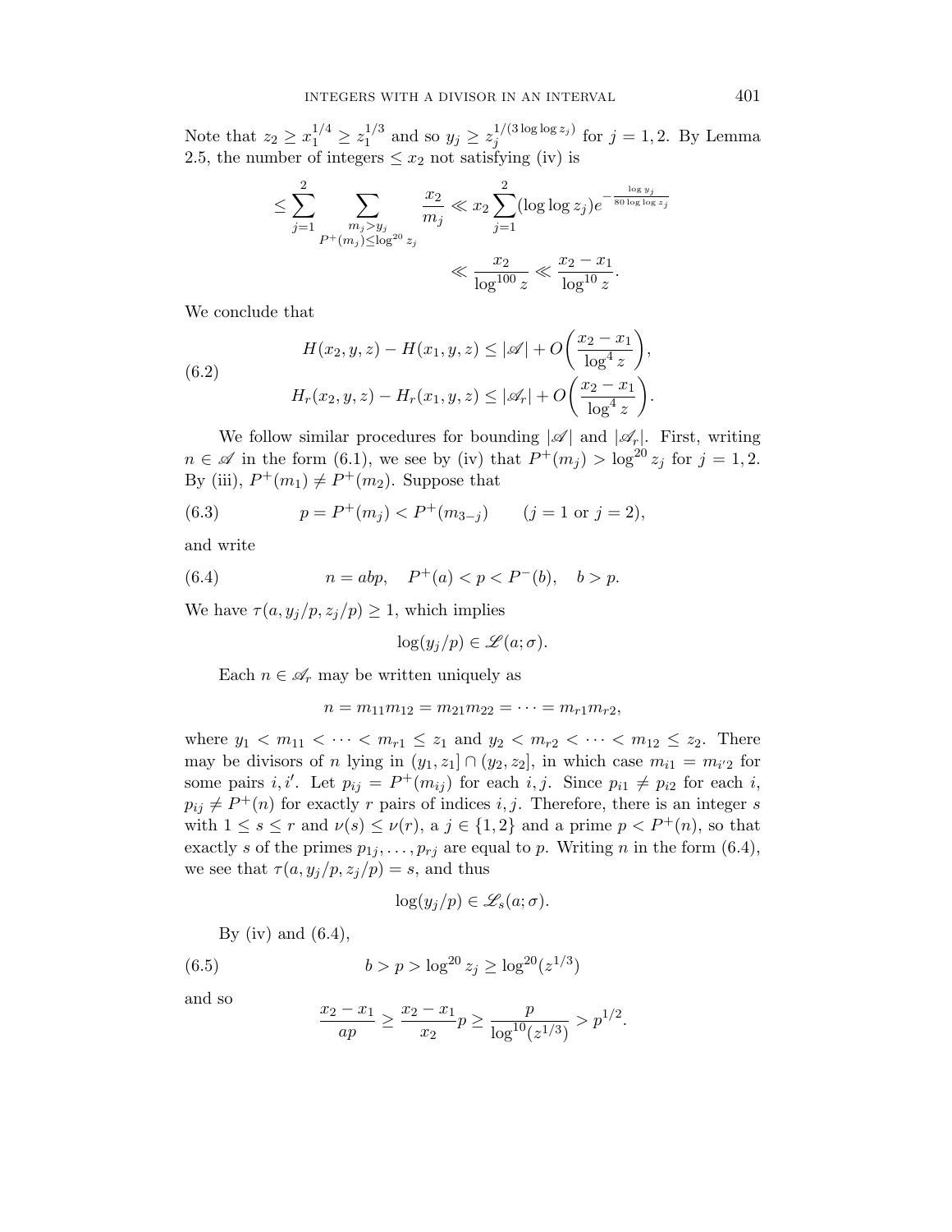Note that $z_2 \ge x_1^{1/4} \ge z_1^{1/3}$ and so $y_j \ge z_j^{1/(3\log\log z_j)}$ for $j = 1, 2$. By Lemma 2.5, the number of integers $\le x_2$ not satisfying (iv) is

$$\le \sum_{j=1}^{2} \sum_{\substack{m_j > y_j \\ P^+(m_j) \le \log^{20} z_j}} \frac{x_2}{m_j} \ll x_2 \sum_{j=1}^{2} (\log\log z_j) e^{-\frac{\log y_j}{80 \log\log z_j}}$$

$$\ll \frac{x_2}{\log^{100} z} \ll \frac{x_2 - x_1}{\log^{10} z}.$$

We conclude that

$$\begin{aligned} H(x_2, y, z) - H(x_1, y, z) &\le |\mathscr{A}| + O\biggl(\frac{x_2 - x_1}{\log^4 z}\biggr), \\ H_r(x_2, y, z) - H_r(x_1, y, z) &\le |\mathscr{A}_r| + O\biggl(\frac{x_2 - x_1}{\log^4 z}\biggr). \end{aligned} \tag{6.2}$$

We follow similar procedures for bounding $|\mathscr{A}|$ and $|\mathscr{A}_r|$. First, writing $n \in \mathscr{A}$ in the form (6.1), we see by (iv) that $P^+(m_j) > \log^{20} z_j$ for $j = 1, 2$. By (iii), $P^+(m_1) \ne P^+(m_2)$. Suppose that

$$p = P^+(m_j) < P^+(m_{3-j}) \qquad (j = 1 \text{ or } j = 2), \tag{6.3}$$

and write

$$n = abp, \quad P^+(a) < p < P^-(b), \quad b > p. \tag{6.4}$$

We have $\tau(a, y_j/p, z_j/p) \ge 1$, which implies

$$\log(y_j/p) \in \mathscr{L}(a; \sigma).$$

Each $n \in \mathscr{A}_r$ may be written uniquely as

$$n = m_{11}m_{12} = m_{21}m_{22} = \cdots = m_{r1}m_{r2},$$

where $y_1 < m_{11} < \cdots < m_{r1} \le z_1$ and $y_2 < m_{r2} < \cdots < m_{12} \le z_2$. There may be divisors of $n$ lying in $(y_1, z_1] \cap (y_2, z_2]$, in which case $m_{i1} = m_{i'2}$ for some pairs $i, i'$. Let $p_{ij} = P^+(m_{ij})$ for each $i, j$. Since $p_{i1} \ne p_{i2}$ for each $i$, $p_{ij} \ne P^+(n)$ for exactly $r$ pairs of indices $i, j$. Therefore, there is an integer $s$ with $1 \le s \le r$ and $\nu(s) \le \nu(r)$, a $j \in \{1, 2\}$ and a prime $p < P^+(n)$, so that exactly $s$ of the primes $p_{1j}, \ldots, p_{rj}$ are equal to $p$. Writing $n$ in the form (6.4), we see that $\tau(a, y_j/p, z_j/p) = s$, and thus

$$\log(y_j/p) \in \mathscr{L}_s(a; \sigma).$$

By (iv) and (6.4),

$$b > p > \log^{20} z_j \ge \log^{20}(z^{1/3}) \tag{6.5}$$

and so

$$\frac{x_2 - x_1}{ap} \ge \frac{x_2 - x_1}{x_2} p \ge \frac{p}{\log^{10}(z^{1/3})} > p^{1/2}.$$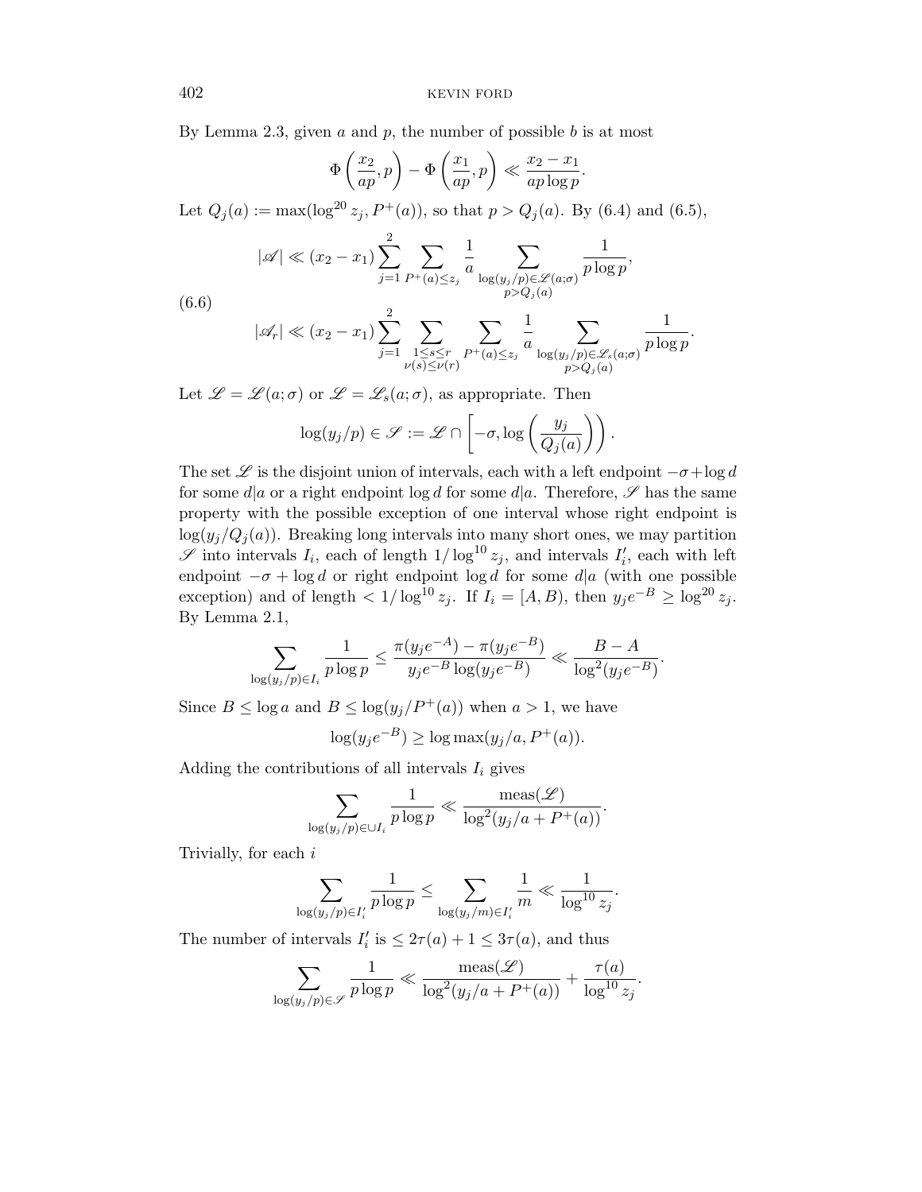By Lemma 2.3, given $a$ and $p$, the number of possible $b$ is at most

$$\Phi\left(\frac{x_2}{ap}, p\right) - \Phi\left(\frac{x_1}{ap}, p\right) \ll \frac{x_2 - x_1}{ap \log p}.$$

Let $Q_j(a) := \max(\log^{20} z_j, P^+(a))$, so that $p > Q_j(a)$. By (6.4) and (6.5),

$$\tag{6.6} \begin{aligned} |\mathscr{A}| &\ll (x_2 - x_1) \sum_{j=1}^{2} \sum_{P^+(a) \le z_j} \frac{1}{a} \sum_{\substack{\log(y_j/p) \in \mathscr{L}(a;\sigma) \\ p > Q_j(a)}} \frac{1}{p \log p}, \\ |\mathscr{A}_r| &\ll (x_2 - x_1) \sum_{j=1}^{2} \sum_{\substack{1 \le s \le r \\ \nu(s) \le \nu(r)}} \sum_{P^+(a) \le z_j} \frac{1}{a} \sum_{\substack{\log(y_j/p) \in \mathscr{L}_s(a;\sigma) \\ p > Q_j(a)}} \frac{1}{p \log p}. \end{aligned}$$

Let $\mathscr{L} = \mathscr{L}(a;\sigma)$ or $\mathscr{L} = \mathscr{L}_s(a;\sigma)$, as appropriate. Then

$$\log(y_j/p) \in \mathscr{S} := \mathscr{L} \cap \left[-\sigma, \log\left(\frac{y_j}{Q_j(a)}\right)\right).$$

The set $\mathscr{L}$ is the disjoint union of intervals, each with a left endpoint $-\sigma + \log d$ for some $d|a$ or a right endpoint $\log d$ for some $d|a$. Therefore, $\mathscr{S}$ has the same property with the possible exception of one interval whose right endpoint is $\log(y_j/Q_j(a))$. Breaking long intervals into many short ones, we may partition $\mathscr{S}$ into intervals $I_i$, each of length $1/\log^{10} z_j$, and intervals $I'_i$, each with left endpoint $-\sigma + \log d$ or right endpoint $\log d$ for some $d|a$ (with one possible exception) and of length $< 1/\log^{10} z_j$. If $I_i = [A, B)$, then $y_j e^{-B} \ge \log^{20} z_j$. By Lemma 2.1,

$$\sum_{\log(y_j/p) \in I_i} \frac{1}{p \log p} \le \frac{\pi(y_j e^{-A}) - \pi(y_j e^{-B})}{y_j e^{-B} \log(y_j e^{-B})} \ll \frac{B - A}{\log^2(y_j e^{-B})}.$$

Since $B \le \log a$ and $B \le \log(y_j/P^+(a))$ when $a > 1$, we have

$$\log(y_j e^{-B}) \ge \log \max(y_j/a, P^+(a)).$$

Adding the contributions of all intervals $I_i$ gives

$$\sum_{\log(y_j/p) \in \cup I_i} \frac{1}{p \log p} \ll \frac{\operatorname{meas}(\mathscr{L})}{\log^2(y_j/a + P^+(a))}.$$

Trivially, for each $i$

$$\sum_{\log(y_j/p) \in I'_i} \frac{1}{p \log p} \le \sum_{\log(y_j/m) \in I'_i} \frac{1}{m} \ll \frac{1}{\log^{10} z_j}.$$

The number of intervals $I'_i$ is $\le 2\tau(a) + 1 \le 3\tau(a)$, and thus

$$\sum_{\log(y_j/p) \in \mathscr{S}} \frac{1}{p \log p} \ll \frac{\operatorname{meas}(\mathscr{L})}{\log^2(y_j/a + P^+(a))} + \frac{\tau(a)}{\log^{10} z_j}.$$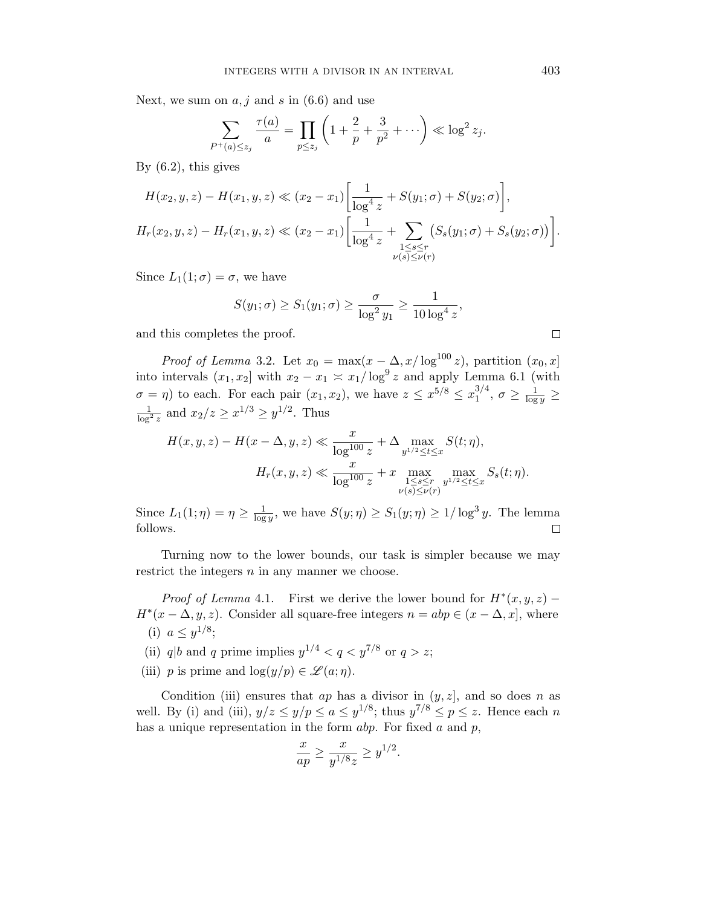Next, we sum on $a, j$ and $s$ in (6.6) and use

$$\sum_{P^+(a)\le z_j} \frac{\tau(a)}{a} = \prod_{p\le z_j}\left(1+\frac{2}{p}+\frac{3}{p^2}+\cdots\right) \ll \log^2 z_j.$$

By (6.2), this gives

$$H(x_2,y,z)-H(x_1,y,z) \ll (x_2-x_1)\left[\frac{1}{\log^4 z}+S(y_1;\sigma)+S(y_2;\sigma)\right],$$

$$H_r(x_2,y,z)-H_r(x_1,y,z) \ll (x_2-x_1)\left[\frac{1}{\log^4 z}+\sum_{\substack{1\le s\le r\\ \nu(s)\le\nu(r)}}\big(S_s(y_1;\sigma)+S_s(y_2;\sigma)\big)\right].$$

Since $L_1(1;\sigma)=\sigma$, we have

$$S(y_1;\sigma)\ge S_1(y_1;\sigma)\ge \frac{\sigma}{\log^2 y_1}\ge \frac{1}{10\log^4 z},$$

and this completes the proof. $\square$

*Proof of Lemma* 3.2. Let $x_0=\max(x-\Delta, x/\log^{100} z)$, partition $(x_0,x]$ into intervals $(x_1,x_2]$ with $x_2-x_1 \asymp x_1/\log^9 z$ and apply Lemma 6.1 (with $\sigma=\eta$) to each. For each pair $(x_1,x_2)$, we have $z\le x^{5/8}\le x_1^{3/4}$, $\sigma\ge\frac{1}{\log y}\ge\frac{1}{\log^2 z}$ and $x_2/z\ge x^{1/3}\ge y^{1/2}$. Thus

$$H(x,y,z)-H(x-\Delta,y,z)\ll \frac{x}{\log^{100} z}+\Delta\max_{y^{1/2}\le t\le x} S(t;\eta),$$

$$H_r(x,y,z)\ll \frac{x}{\log^{100} z}+x\max_{\substack{1\le s\le r\\ \nu(s)\le\nu(r)}}\max_{y^{1/2}\le t\le x} S_s(t;\eta).$$

Since $L_1(1;\eta)=\eta\ge\frac{1}{\log y}$, we have $S(y;\eta)\ge S_1(y;\eta)\ge 1/\log^3 y$. The lemma follows. $\square$

Turning now to the lower bounds, our task is simpler because we may restrict the integers $n$ in any manner we choose.

*Proof of Lemma* 4.1. First we derive the lower bound for $H^*(x,y,z)-H^*(x-\Delta,y,z)$. Consider all square-free integers $n=abp\in(x-\Delta,x]$, where

(i) $a\le y^{1/8}$;

(ii) $q|b$ and $q$ prime implies $y^{1/4}<q<y^{7/8}$ or $q>z$;

(iii) $p$ is prime and $\log(y/p)\in\mathscr{L}(a;\eta)$.

Condition (iii) ensures that $ap$ has a divisor in $(y,z]$, and so does $n$ as well. By (i) and (iii), $y/z\le y/p\le a\le y^{1/8}$; thus $y^{7/8}\le p\le z$. Hence each $n$ has a unique representation in the form $abp$. For fixed $a$ and $p$,

$$\frac{x}{ap}\ge\frac{x}{y^{1/8}z}\ge y^{1/2}.$$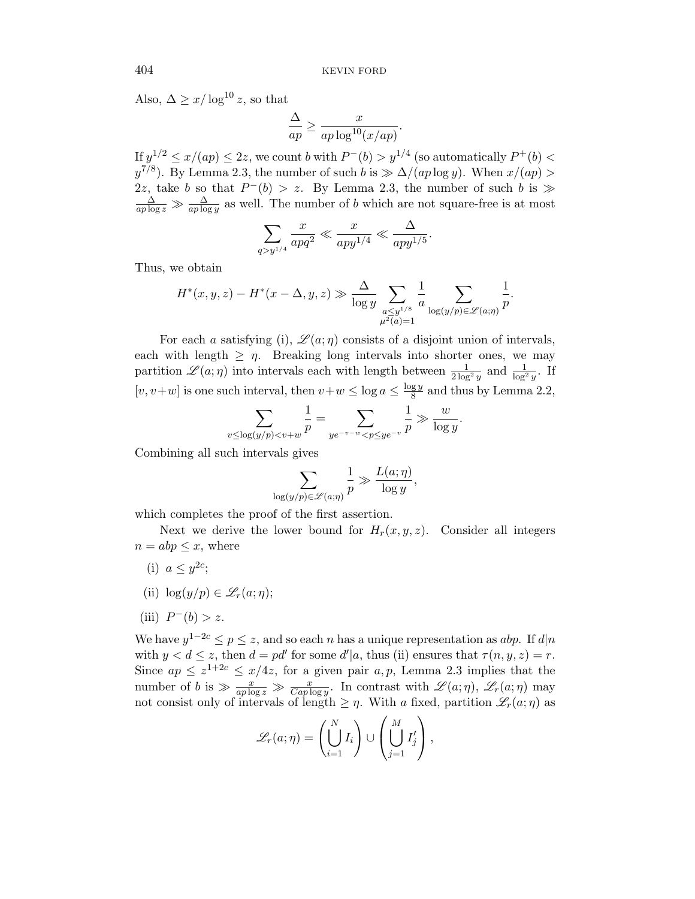Also, $\Delta \ge x/\log^{10} z$, so that

$$\frac{\Delta}{ap} \ge \frac{x}{ap\log^{10}(x/ap)}.$$

If $y^{1/2} \le x/(ap) \le 2z$, we count $b$ with $P^-(b) > y^{1/4}$ (so automatically $P^+(b) < y^{7/8}$). By Lemma 2.3, the number of such $b$ is $\gg \Delta/(ap\log y)$. When $x/(ap) > 2z$, take $b$ so that $P^-(b) > z$. By Lemma 2.3, the number of such $b$ is $\gg \frac{\Delta}{ap\log z} \gg \frac{\Delta}{ap\log y}$ as well. The number of $b$ which are not square-free is at most

$$\sum_{q>y^{1/4}} \frac{x}{apq^2} \ll \frac{x}{apy^{1/4}} \ll \frac{\Delta}{apy^{1/5}}.$$

Thus, we obtain

$$H^*(x,y,z) - H^*(x-\Delta,y,z) \gg \frac{\Delta}{\log y} \sum_{\substack{a\le y^{1/8} \\ \mu^2(a)=1}} \frac{1}{a} \sum_{\log(y/p)\in \mathscr{L}(a;\eta)} \frac{1}{p}.$$

For each $a$ satisfying (i), $\mathscr{L}(a;\eta)$ consists of a disjoint union of intervals, each with length $\ge \eta$. Breaking long intervals into shorter ones, we may partition $\mathscr{L}(a;\eta)$ into intervals each with length between $\frac{1}{2\log^2 y}$ and $\frac{1}{\log^2 y}$. If $[v, v+w]$ is one such interval, then $v+w \le \log a \le \frac{\log y}{8}$ and thus by Lemma 2.2,

$$\sum_{v\le \log(y/p)<v+w} \frac{1}{p} = \sum_{ye^{-v-w}<p\le ye^{-v}} \frac{1}{p} \gg \frac{w}{\log y}.$$

Combining all such intervals gives

$$\sum_{\log(y/p)\in\mathscr{L}(a;\eta)} \frac{1}{p} \gg \frac{L(a;\eta)}{\log y},$$

which completes the proof of the first assertion.

Next we derive the lower bound for $H_r(x,y,z)$. Consider all integers $n = abp \le x$, where

(i) $a \le y^{2c}$;

(ii) $\log(y/p) \in \mathscr{L}_r(a;\eta)$;

(iii) $P^-(b) > z$.

We have $y^{1-2c} \le p \le z$, and so each $n$ has a unique representation as $abp$. If $d|n$ with $y < d \le z$, then $d = pd'$ for some $d'|a$, thus (ii) ensures that $\tau(n,y,z) = r$. Since $ap \le z^{1+2c} \le x/4z$, for a given pair $a,p$, Lemma 2.3 implies that the number of $b$ is $\gg \frac{x}{ap\log z} \gg \frac{x}{Cap\log y}$. In contrast with $\mathscr{L}(a;\eta)$, $\mathscr{L}_r(a;\eta)$ may not consist only of intervals of length $\ge \eta$. With $a$ fixed, partition $\mathscr{L}_r(a;\eta)$ as

$$\mathscr{L}_r(a;\eta) = \left(\bigcup_{i=1}^N I_i\right) \cup \left(\bigcup_{j=1}^M I_j'\right),$$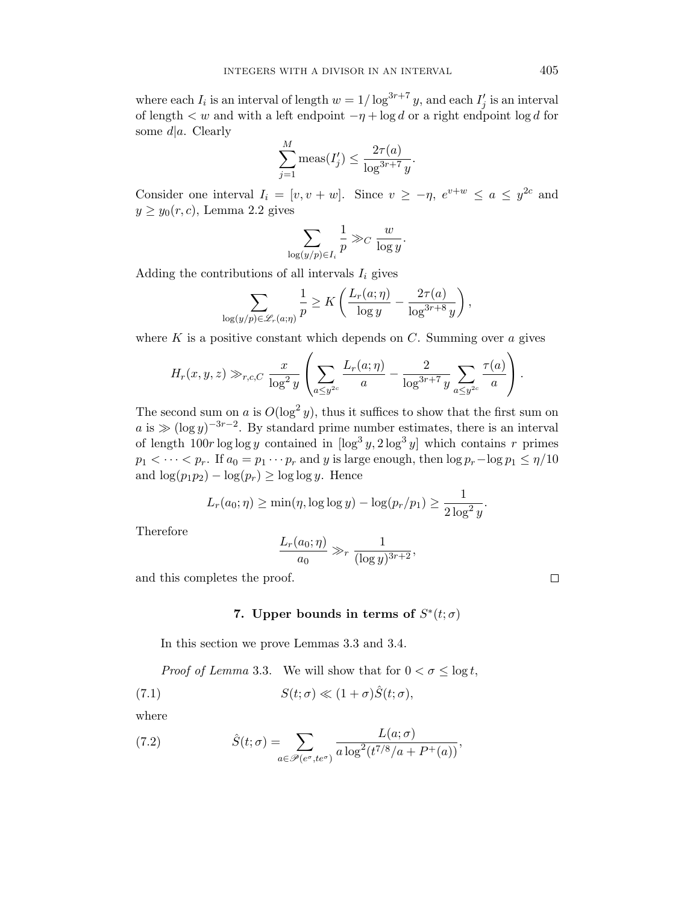where each $I_i$ is an interval of length $w = 1/\log^{3r+7} y$, and each $I'_j$ is an interval of length $< w$ and with a left endpoint $-\eta + \log d$ or a right endpoint $\log d$ for some $d|a$. Clearly

$$\sum_{j=1}^{M} \text{meas}(I'_j) \le \frac{2\tau(a)}{\log^{3r+7} y}.$$

Consider one interval $I_i = [v, v+w]$. Since $v \ge -\eta$, $e^{v+w} \le a \le y^{2c}$ and $y \ge y_0(r,c)$, Lemma 2.2 gives

$$\sum_{\log(y/p)\in I_i} \frac{1}{p} \gg_C \frac{w}{\log y}.$$

Adding the contributions of all intervals $I_i$ gives

$$\sum_{\log(y/p)\in \mathscr{L}_r(a;\eta)} \frac{1}{p} \ge K\left(\frac{L_r(a;\eta)}{\log y} - \frac{2\tau(a)}{\log^{3r+8} y}\right),$$

where $K$ is a positive constant which depends on $C$. Summing over $a$ gives

$$H_r(x,y,z) \gg_{r,c,C} \frac{x}{\log^2 y}\left(\sum_{a\le y^{2c}} \frac{L_r(a;\eta)}{a} - \frac{2}{\log^{3r+7} y}\sum_{a\le y^{2c}} \frac{\tau(a)}{a}\right).$$

The second sum on $a$ is $O(\log^2 y)$, thus it suffices to show that the first sum on $a$ is $\gg (\log y)^{-3r-2}$. By standard prime number estimates, there is an interval of length $100r\log\log y$ contained in $[\log^3 y, 2\log^3 y]$ which contains $r$ primes $p_1 < \cdots < p_r$. If $a_0 = p_1\cdots p_r$ and $y$ is large enough, then $\log p_r - \log p_1 \le \eta/10$ and $\log(p_1p_2) - \log(p_r) \ge \log\log y$. Hence

$$L_r(a_0;\eta) \ge \min(\eta, \log\log y) - \log(p_r/p_1) \ge \frac{1}{2\log^2 y}.$$

Therefore

$$\frac{L_r(a_0;\eta)}{a_0} \gg_r \frac{1}{(\log y)^{3r+2}},$$

and this completes the proof. $\square$

## 7. Upper bounds in terms of $S^*(t;\sigma)$

In this section we prove Lemmas 3.3 and 3.4.

*Proof of Lemma* 3.3. We will show that for $0 < \sigma \le \log t$,

$$S(t;\sigma) \ll (1+\sigma)\hat{S}(t;\sigma), \tag{7.1}$$

where

$$\hat{S}(t;\sigma) = \sum_{a\in\mathscr{P}(e^\sigma, te^\sigma)} \frac{L(a;\sigma)}{a\log^2(t^{7/8}/a + P^+(a))}, \tag{7.2}$$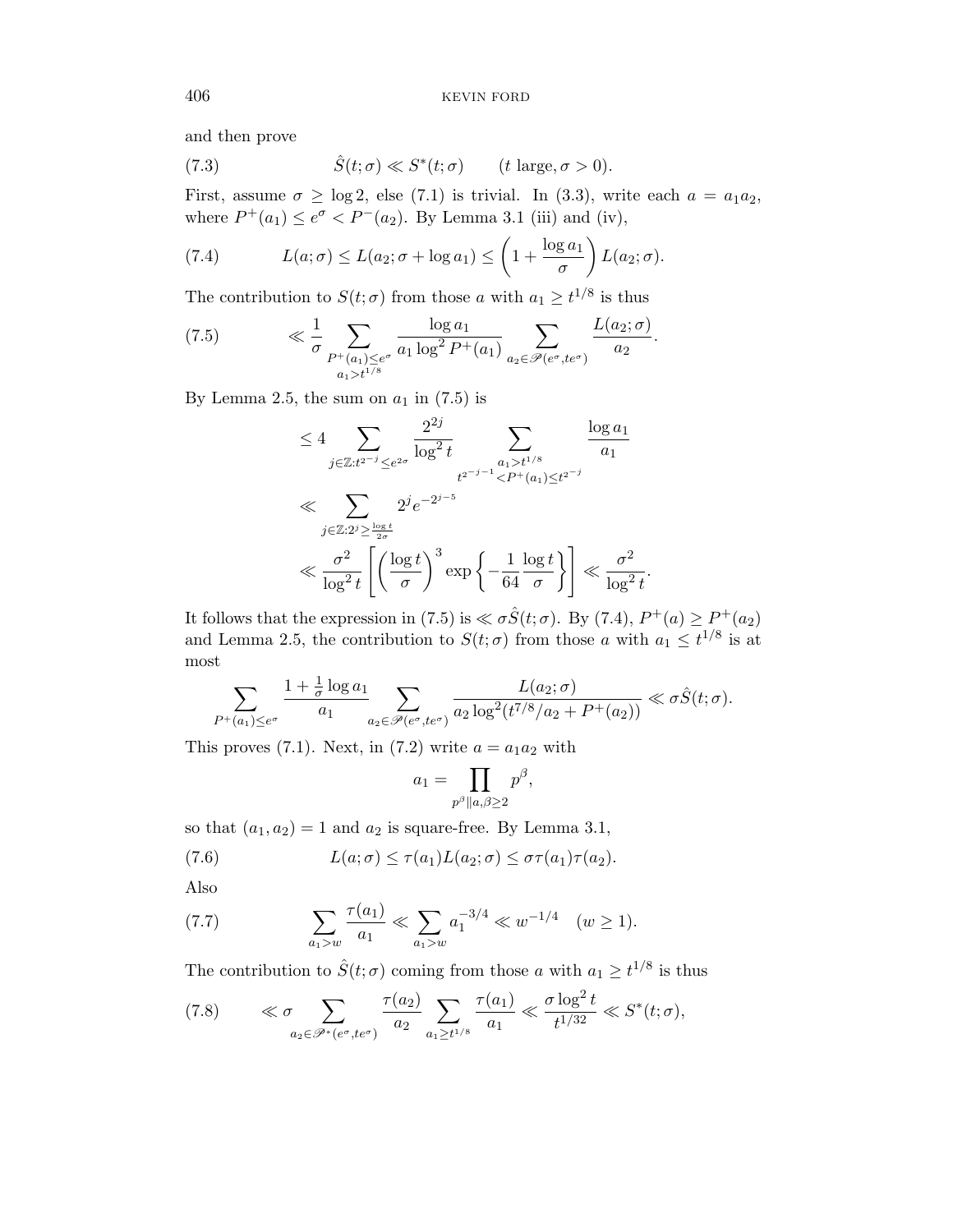and then prove

$$\hat{S}(t;\sigma) \ll S^*(t;\sigma) \qquad (t \text{ large}, \sigma > 0). \tag{7.3}$$

First, assume $\sigma \ge \log 2$, else (7.1) is trivial. In (3.3), write each $a = a_1 a_2$, where $P^+(a_1) \le e^\sigma < P^-(a_2)$. By Lemma 3.1 (iii) and (iv),

$$L(a;\sigma) \le L(a_2; \sigma + \log a_1) \le \left(1 + \frac{\log a_1}{\sigma}\right) L(a_2;\sigma). \tag{7.4}$$

The contribution to $S(t;\sigma)$ from those $a$ with $a_1 \ge t^{1/8}$ is thus

$$\ll \frac{1}{\sigma} \sum_{\substack{P^+(a_1) \le e^\sigma \\ a_1 > t^{1/8}}} \frac{\log a_1}{a_1 \log^2 P^+(a_1)} \sum_{a_2 \in \mathscr{P}(e^\sigma, te^\sigma)} \frac{L(a_2;\sigma)}{a_2}. \tag{7.5}$$

By Lemma 2.5, the sum on $a_1$ in (7.5) is

$$\begin{aligned}
&\le 4 \sum_{j \in \mathbb{Z} : t^{2^{-j}} \le e^{2\sigma}} \frac{2^{2j}}{\log^2 t} \sum_{\substack{a_1 > t^{1/8} \\ t^{2^{-j-1}} < P^+(a_1) \le t^{2^{-j}}}} \frac{\log a_1}{a_1} \\
&\ll \sum_{j \in \mathbb{Z} : 2^j \ge \frac{\log t}{2\sigma}} 2^j e^{-2^{j-5}} \\
&\ll \frac{\sigma^2}{\log^2 t} \left[ \left( \frac{\log t}{\sigma} \right)^3 \exp\left\{ -\frac{1}{64} \frac{\log t}{\sigma} \right\} \right] \ll \frac{\sigma^2}{\log^2 t}.
\end{aligned}$$

It follows that the expression in (7.5) is $\ll \sigma \hat{S}(t;\sigma)$. By (7.4), $P^+(a) \ge P^+(a_2)$ and Lemma 2.5, the contribution to $S(t;\sigma)$ from those $a$ with $a_1 \le t^{1/8}$ is at most

$$\sum_{P^+(a_1) \le e^\sigma} \frac{1 + \frac{1}{\sigma} \log a_1}{a_1} \sum_{a_2 \in \mathscr{P}(e^\sigma, te^\sigma)} \frac{L(a_2;\sigma)}{a_2 \log^2(t^{7/8}/a_2 + P^+(a_2))} \ll \sigma \hat{S}(t;\sigma).$$

This proves (7.1). Next, in (7.2) write $a = a_1 a_2$ with

$$a_1 = \prod_{p^\beta \| a, \beta \ge 2} p^\beta,$$

so that $(a_1, a_2) = 1$ and $a_2$ is square-free. By Lemma 3.1,

$$L(a;\sigma) \le \tau(a_1) L(a_2;\sigma) \le \sigma \tau(a_1) \tau(a_2). \tag{7.6}$$

Also

$$\sum_{a_1 > w} \frac{\tau(a_1)}{a_1} \ll \sum_{a_1 > w} a_1^{-3/4} \ll w^{-1/4} \quad (w \ge 1). \tag{7.7}$$

The contribution to $\hat{S}(t;\sigma)$ coming from those $a$ with $a_1 \ge t^{1/8}$ is thus

$$\ll \sigma \sum_{a_2 \in \mathscr{P}^*(e^\sigma, te^\sigma)} \frac{\tau(a_2)}{a_2} \sum_{a_1 \ge t^{1/8}} \frac{\tau(a_1)}{a_1} \ll \frac{\sigma \log^2 t}{t^{1/32}} \ll S^*(t;\sigma), \tag{7.8}$$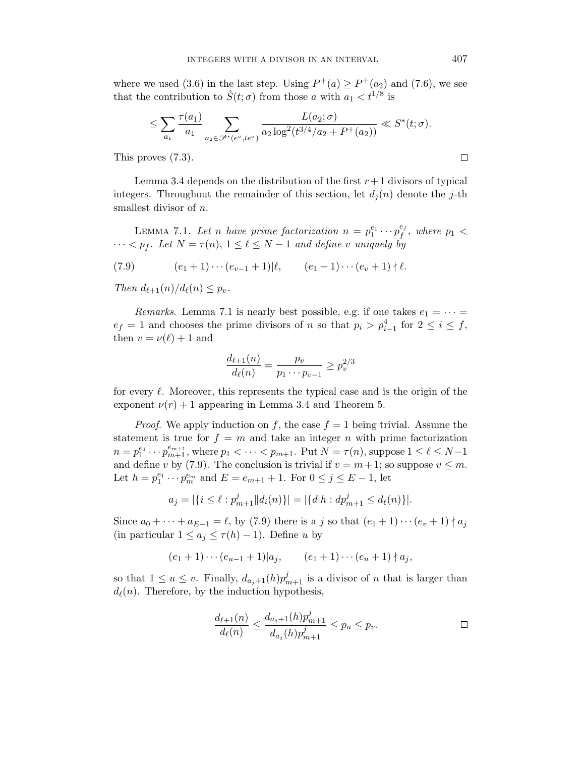where we used (3.6) in the last step. Using $P^+(a) \ge P^+(a_2)$ and (7.6), we see that the contribution to $\hat{S}(t;\sigma)$ from those $a$ with $a_1 < t^{1/8}$ is

$$\le \sum_{a_1} \frac{\tau(a_1)}{a_1} \sum_{a_2 \in \mathscr{P}^*(e^\sigma, te^\sigma)} \frac{L(a_2;\sigma)}{a_2 \log^2(t^{3/4}/a_2 + P^+(a_2))} \ll S^*(t;\sigma).$$

This proves (7.3). $\square$

Lemma 3.4 depends on the distribution of the first $r+1$ divisors of typical integers. Throughout the remainder of this section, let $d_j(n)$ denote the $j$-th smallest divisor of $n$.

**Lemma 7.1.** *Let $n$ have prime factorization $n = p_1^{e_1} \cdots p_f^{e_f}$, where $p_1 < \cdots < p_f$. Let $N = \tau(n)$, $1 \le \ell \le N-1$ and define $v$ uniquely by*

$$(e_1+1)\cdots(e_{v-1}+1)|\ell, \qquad (e_1+1)\cdots(e_v+1)\nmid \ell. \tag{7.9}$$

*Then $d_{\ell+1}(n)/d_\ell(n) \le p_v$.*

*Remarks.* Lemma 7.1 is nearly best possible, e.g. if one takes $e_1 = \cdots = e_f = 1$ and chooses the prime divisors of $n$ so that $p_i > p_{i-1}^4$ for $2 \le i \le f$, then $v = \nu(\ell)+1$ and

$$\frac{d_{\ell+1}(n)}{d_\ell(n)} = \frac{p_v}{p_1\cdots p_{v-1}} \ge p_v^{2/3}$$

for every $\ell$. Moreover, this represents the typical case and is the origin of the exponent $\nu(r)+1$ appearing in Lemma 3.4 and Theorem 5.

*Proof.* We apply induction on $f$, the case $f=1$ being trivial. Assume the statement is true for $f=m$ and take an integer $n$ with prime factorization $n = p_1^{e_1}\cdots p_{m+1}^{e_{m+1}}$, where $p_1 < \cdots < p_{m+1}$. Put $N = \tau(n)$, suppose $1 \le \ell \le N-1$ and define $v$ by (7.9). The conclusion is trivial if $v = m+1$; so suppose $v \le m$. Let $h = p_1^{e_1}\cdots p_m^{e_m}$ and $E = e_{m+1}+1$. For $0 \le j \le E-1$, let

$$a_j = |\{i \le \ell : p_{m+1}^j \| d_i(n)\}| = |\{d | h : dp_{m+1}^j \le d_\ell(n)\}|.$$

Since $a_0 + \cdots + a_{E-1} = \ell$, by (7.9) there is a $j$ so that $(e_1+1)\cdots(e_v+1) \nmid a_j$ (in particular $1 \le a_j \le \tau(h)-1$). Define $u$ by

$$(e_1+1)\cdots(e_{u-1}+1)|a_j, \qquad (e_1+1)\cdots(e_u+1)\nmid a_j,$$

so that $1 \le u \le v$. Finally, $d_{a_j+1}(h)p_{m+1}^j$ is a divisor of $n$ that is larger than $d_\ell(n)$. Therefore, by the induction hypothesis,

$$\frac{d_{\ell+1}(n)}{d_\ell(n)} \le \frac{d_{a_j+1}(h)p_{m+1}^j}{d_{a_j}(h)p_{m+1}^j} \le p_u \le p_v. \qquad \square$$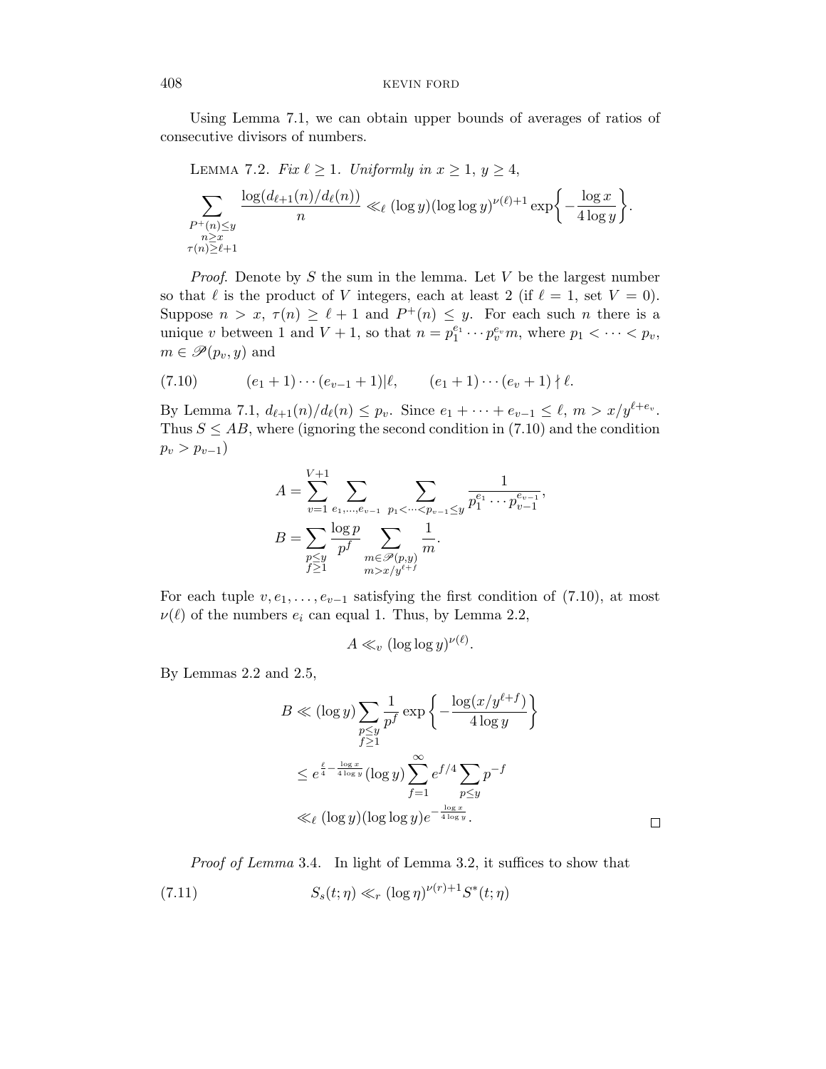Using Lemma 7.1, we can obtain upper bounds of averages of ratios of consecutive divisors of numbers.

Lemma 7.2. *Fix $\ell \ge 1$. Uniformly in $x \ge 1$, $y \ge 4$,*

$$\sum_{\substack{P^+(n)\le y\\ n\ge x\\ \tau(n)\ge \ell+1}} \frac{\log(d_{\ell+1}(n)/d_\ell(n))}{n} \ll_\ell (\log y)(\log\log y)^{\nu(\ell)+1}\exp\left\{-\frac{\log x}{4\log y}\right\}.$$

*Proof.* Denote by $S$ the sum in the lemma. Let $V$ be the largest number so that $\ell$ is the product of $V$ integers, each at least 2 (if $\ell = 1$, set $V = 0$). Suppose $n > x$, $\tau(n) \ge \ell + 1$ and $P^+(n) \le y$. For each such $n$ there is a unique $v$ between 1 and $V + 1$, so that $n = p_1^{e_1} \cdots p_v^{e_v} m$, where $p_1 < \cdots < p_v$, $m \in \mathscr{P}(p_v, y)$ and

$$(e_1+1)\cdots(e_{v-1}+1)|\ell, \qquad (e_1+1)\cdots(e_v+1)\nmid \ell. \tag{7.10}$$

By Lemma 7.1, $d_{\ell+1}(n)/d_\ell(n) \le p_v$. Since $e_1 + \cdots + e_{v-1} \le \ell$, $m > x/y^{\ell+e_v}$. Thus $S \le AB$, where (ignoring the second condition in (7.10) and the condition $p_v > p_{v-1}$)

$$A = \sum_{v=1}^{V+1} \sum_{e_1,\ldots,e_{v-1}} \sum_{p_1<\cdots<p_{v-1}\le y} \frac{1}{p_1^{e_1}\cdots p_{v-1}^{e_{v-1}}},$$
$$B = \sum_{\substack{p\le y\\ f\ge 1}} \frac{\log p}{p^f} \sum_{\substack{m\in\mathscr{P}(p,y)\\ m>x/y^{\ell+f}}} \frac{1}{m}.$$

For each tuple $v, e_1, \ldots, e_{v-1}$ satisfying the first condition of (7.10), at most $\nu(\ell)$ of the numbers $e_i$ can equal 1. Thus, by Lemma 2.2,

$$A \ll_v (\log\log y)^{\nu(\ell)}.$$

By Lemmas 2.2 and 2.5,

$$\begin{aligned}
B &\ll (\log y)\sum_{\substack{p\le y\\ f\ge 1}} \frac{1}{p^f}\exp\left\{-\frac{\log(x/y^{\ell+f})}{4\log y}\right\}\\
&\le e^{\frac{\ell}{4}-\frac{\log x}{4\log y}}(\log y)\sum_{f=1}^\infty e^{f/4}\sum_{p\le y} p^{-f}\\
&\ll_\ell (\log y)(\log\log y)e^{-\frac{\log x}{4\log y}}.
\end{aligned}$$

∎

*Proof of Lemma* 3.4. In light of Lemma 3.2, it suffices to show that

$$S_s(t;\eta) \ll_r (\log \eta)^{\nu(r)+1} S^*(t;\eta) \tag{7.11}$$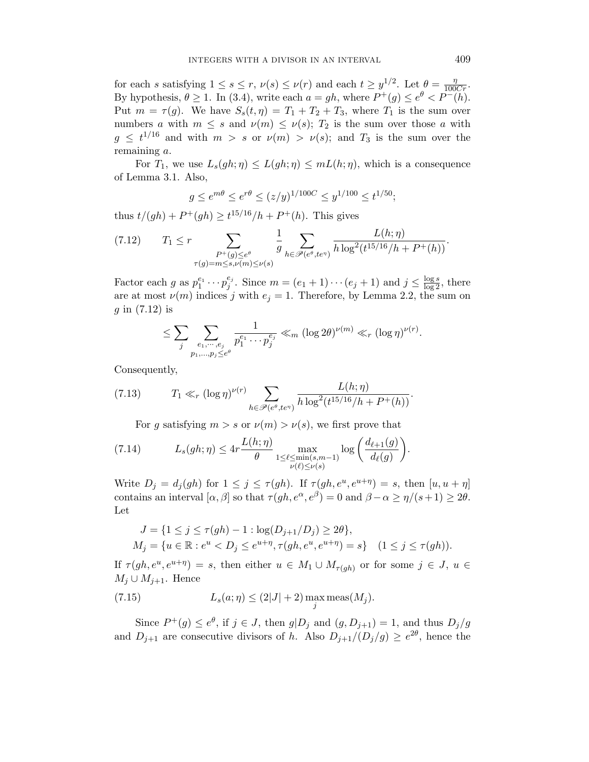for each $s$ satisfying $1 \le s \le r$, $\nu(s) \le \nu(r)$ and each $t \ge y^{1/2}$. Let $\theta = \frac{\eta}{100Cr}$. By hypothesis, $\theta \ge 1$. In (3.4), write each $a = gh$, where $P^+(g) \le e^\theta < P^-(h)$. Put $m = \tau(g)$. We have $S_s(t,\eta) = T_1 + T_2 + T_3$, where $T_1$ is the sum over numbers $a$ with $m \le s$ and $\nu(m) \le \nu(s)$; $T_2$ is the sum over those $a$ with $g \le t^{1/16}$ and with $m > s$ or $\nu(m) > \nu(s)$; and $T_3$ is the sum over the remaining $a$.

For $T_1$, we use $L_s(gh;\eta) \le L(gh;\eta) \le mL(h;\eta)$, which is a consequence of Lemma 3.1. Also,

$$g \le e^{m\theta} \le e^{r\theta} \le (z/y)^{1/100C} \le y^{1/100} \le t^{1/50};$$

thus $t/(gh) + P^+(gh) \ge t^{15/16}/h + P^+(h)$. This gives

$$T_1 \le r \sum_{\substack{P^+(g) \le e^\theta \\ \tau(g)=m \le s, \nu(m) \le \nu(s)}} \frac{1}{g} \sum_{h \in \mathscr{P}(e^\theta, te^\eta)} \frac{L(h;\eta)}{h \log^2(t^{15/16}/h + P^+(h))}. \tag{7.12}$$

Factor each $g$ as $p_1^{e_1} \cdots p_j^{e_j}$. Since $m = (e_1+1)\cdots(e_j+1)$ and $j \le \frac{\log s}{\log 2}$, there are at most $\nu(m)$ indices $j$ with $e_j = 1$. Therefore, by Lemma 2.2, the sum on $g$ in (7.12) is

$$\le \sum_j \sum_{\substack{e_1,\cdots,e_j \\ p_1,\ldots,p_j \le e^\theta}} \frac{1}{p_1^{e_1}\cdots p_j^{e_j}} \ll_m (\log 2\theta)^{\nu(m)} \ll_r (\log \eta)^{\nu(r)}.$$

Consequently,

$$T_1 \ll_r (\log \eta)^{\nu(r)} \sum_{h \in \mathscr{P}(e^\theta, te^\eta)} \frac{L(h;\eta)}{h \log^2(t^{15/16}/h + P^+(h))}. \tag{7.13}$$

For $g$ satisfying $m > s$ or $\nu(m) > \nu(s)$, we first prove that

$$L_s(gh;\eta) \le 4r \frac{L(h;\eta)}{\theta} \max_{\substack{1 \le \ell \le \min(s,m-1) \\ \nu(\ell) \le \nu(s)}} \log\left(\frac{d_{\ell+1}(g)}{d_\ell(g)}\right). \tag{7.14}$$

Write $D_j = d_j(gh)$ for $1 \le j \le \tau(gh)$. If $\tau(gh, e^u, e^{u+\eta}) = s$, then $[u, u+\eta]$ contains an interval $[\alpha, \beta]$ so that $\tau(gh, e^\alpha, e^\beta) = 0$ and $\beta - \alpha \ge \eta/(s+1) \ge 2\theta$. Let

$$\begin{aligned}
J &= \{1 \le j \le \tau(gh) - 1 : \log(D_{j+1}/D_j) \ge 2\theta\}, \\
M_j &= \{u \in \mathbb{R} : e^u < D_j \le e^{u+\eta}, \tau(gh, e^u, e^{u+\eta}) = s\} \quad (1 \le j \le \tau(gh)).
\end{aligned}$$

If $\tau(gh, e^u, e^{u+\eta}) = s$, then either $u \in M_1 \cup M_{\tau(gh)}$ or for some $j \in J$, $u \in M_j \cup M_{j+1}$. Hence

$$L_s(a;\eta) \le (2|J| + 2) \max_j \operatorname{meas}(M_j). \tag{7.15}$$

Since $P^+(g) \le e^\theta$, if $j \in J$, then $g | D_j$ and $(g, D_{j+1}) = 1$, and thus $D_j/g$ and $D_{j+1}$ are consecutive divisors of $h$. Also $D_{j+1}/(D_j/g) \ge e^{2\theta}$, hence the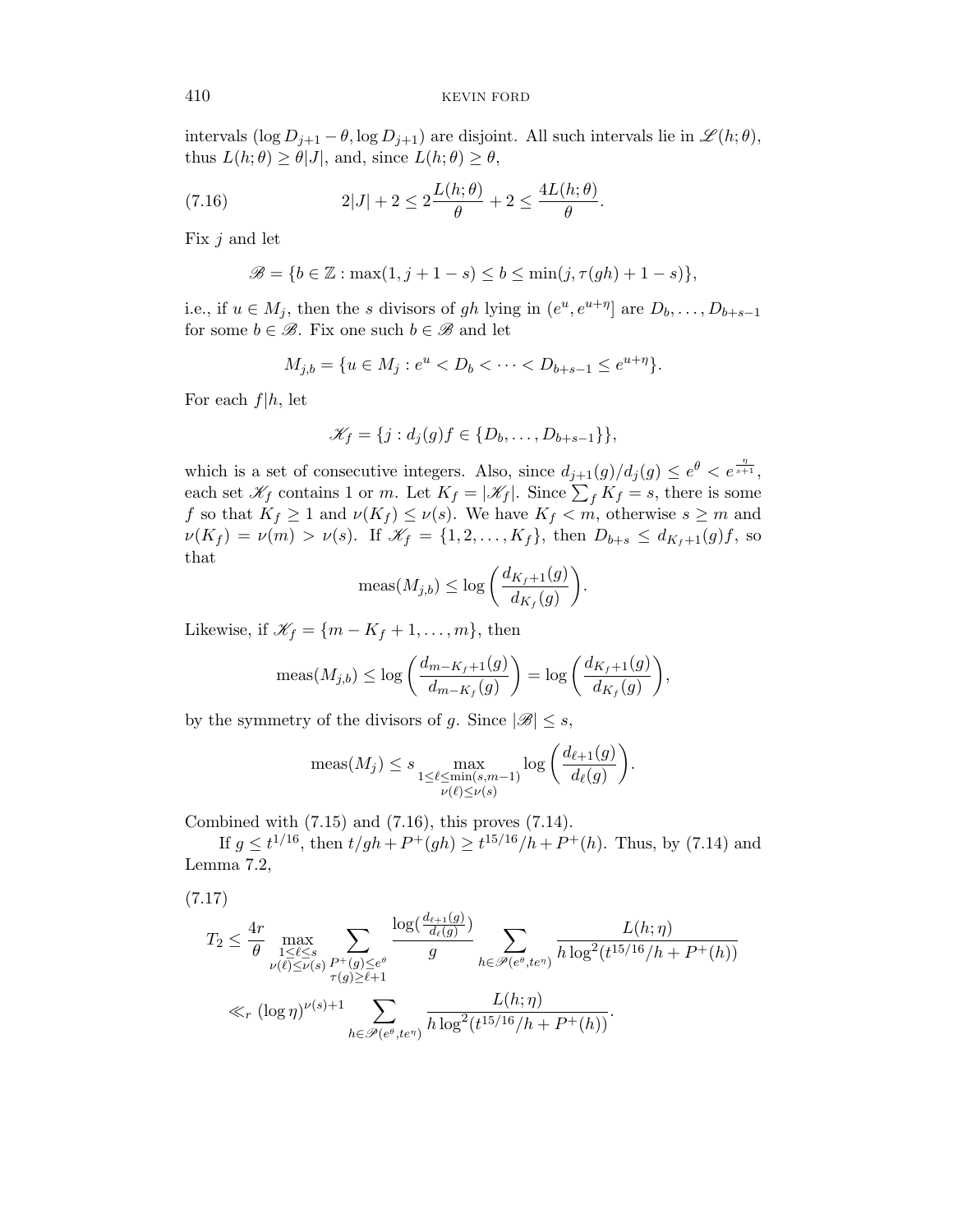intervals $(\log D_{j+1} - \theta, \log D_{j+1})$ are disjoint. All such intervals lie in $\mathscr{L}(h;\theta)$, thus $L(h;\theta) \ge \theta|J|$, and, since $L(h;\theta) \ge \theta$,

$$2|J| + 2 \le 2\frac{L(h;\theta)}{\theta} + 2 \le \frac{4L(h;\theta)}{\theta}. \tag{7.16}$$

Fix $j$ and let

$$\mathscr{B} = \{b \in \mathbb{Z} : \max(1, j+1-s) \le b \le \min(j, \tau(gh)+1-s)\},$$

i.e., if $u \in M_j$, then the $s$ divisors of $gh$ lying in $(e^u, e^{u+\eta}]$ are $D_b, \dots, D_{b+s-1}$ for some $b \in \mathscr{B}$. Fix one such $b \in \mathscr{B}$ and let

$$M_{j,b} = \{u \in M_j : e^u < D_b < \cdots < D_{b+s-1} \le e^{u+\eta}\}.$$

For each $f|h$, let

$$\mathscr{K}_f = \{j : d_j(g)f \in \{D_b, \dots, D_{b+s-1}\}\},$$

which is a set of consecutive integers. Also, since $d_{j+1}(g)/d_j(g) \le e^\theta < e^{\frac{\eta}{s+1}}$, each set $\mathscr{K}_f$ contains 1 or $m$. Let $K_f = |\mathscr{K}_f|$. Since $\sum_f K_f = s$, there is some $f$ so that $K_f \ge 1$ and $\nu(K_f) \le \nu(s)$. We have $K_f < m$, otherwise $s \ge m$ and $\nu(K_f) = \nu(m) > \nu(s)$. If $\mathscr{K}_f = \{1, 2, \dots, K_f\}$, then $D_{b+s} \le d_{K_f+1}(g)f$, so that

$$\operatorname{meas}(M_{j,b}) \le \log\left(\frac{d_{K_f+1}(g)}{d_{K_f}(g)}\right).$$

Likewise, if $\mathscr{K}_f = \{m - K_f + 1, \dots, m\}$, then

$$\operatorname{meas}(M_{j,b}) \le \log\left(\frac{d_{m-K_f+1}(g)}{d_{m-K_f}(g)}\right) = \log\left(\frac{d_{K_f+1}(g)}{d_{K_f}(g)}\right),$$

by the symmetry of the divisors of $g$. Since $|\mathscr{B}| \le s$,

$$\operatorname{meas}(M_j) \le s \max_{\substack{1 \le \ell \le \min(s, m-1) \\ \nu(\ell) \le \nu(s)}} \log\left(\frac{d_{\ell+1}(g)}{d_\ell(g)}\right).$$

Combined with (7.15) and (7.16), this proves (7.14).

If $g \le t^{1/16}$, then $t/gh + P^+(gh) \ge t^{15/16}/h + P^+(h)$. Thus, by (7.14) and Lemma 7.2,

$$\begin{aligned} T_2 &\le \frac{4r}{\theta} \max_{\substack{1 \le \ell \le s \\ \nu(\ell) \le \nu(s)}} \sum_{\substack{P^+(g) \le e^\theta \\ \tau(g) \ge \ell+1}} \frac{\log(\frac{d_{\ell+1}(g)}{d_\ell(g)})}{g} \sum_{h \in \mathscr{P}(e^\theta, te^\eta)} \frac{L(h;\eta)}{h \log^2(t^{15/16}/h + P^+(h))} \\ &\ll_r (\log \eta)^{\nu(s)+1} \sum_{h \in \mathscr{P}(e^\theta, te^\eta)} \frac{L(h;\eta)}{h \log^2(t^{15/16}/h + P^+(h))}. \end{aligned} \tag{7.17}$$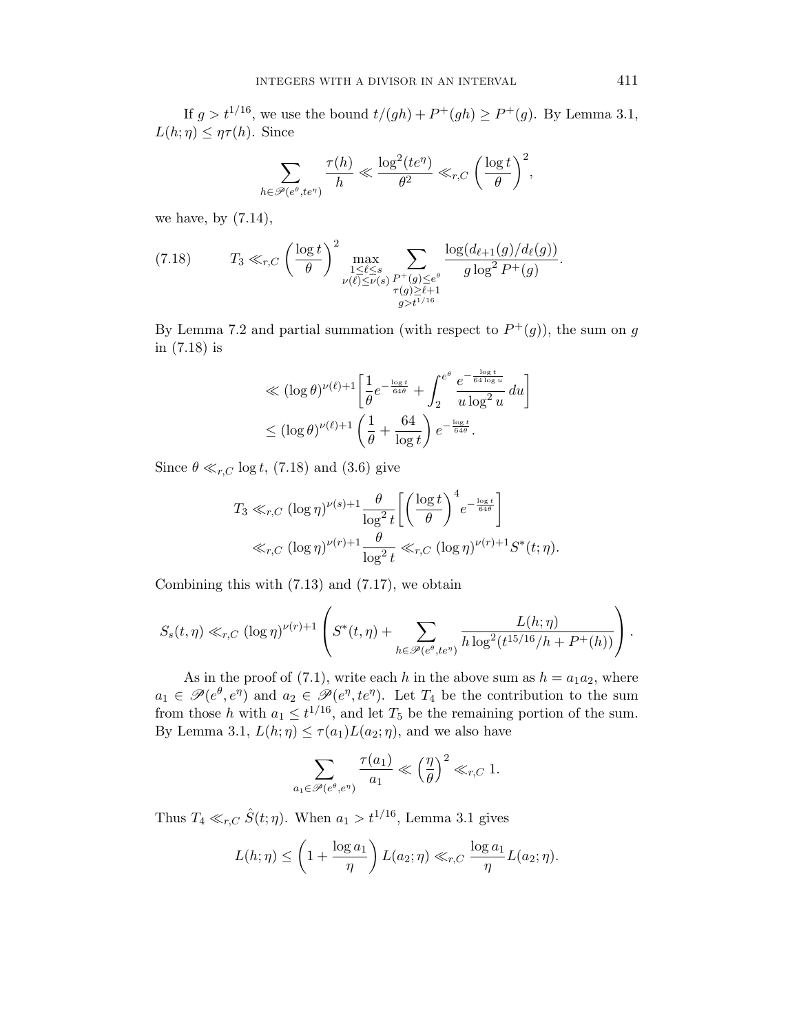If $g > t^{1/16}$, we use the bound $t/(gh) + P^+(gh) \ge P^+(g)$. By Lemma 3.1, $L(h;\eta) \le \eta\tau(h)$. Since

$$\sum_{h\in\mathscr{P}(e^\theta,te^\eta)} \frac{\tau(h)}{h} \ll \frac{\log^2(te^\eta)}{\theta^2} \ll_{r,C} \left(\frac{\log t}{\theta}\right)^2,$$

we have, by (7.14),

$$T_3 \ll_{r,C} \left(\frac{\log t}{\theta}\right)^2 \max_{\substack{1\le \ell\le s\\ \nu(\ell)\le\nu(s)}} \sum_{\substack{P^+(g)\le e^\theta\\ \tau(g)\ge \ell+1\\ g>t^{1/16}}} \frac{\log(d_{\ell+1}(g)/d_\ell(g))}{g\log^2 P^+(g)}. \tag{7.18}$$

By Lemma 7.2 and partial summation (with respect to $P^+(g)$), the sum on $g$ in (7.18) is

$$\begin{aligned}
&\ll (\log\theta)^{\nu(\ell)+1}\left[\frac{1}{\theta}e^{-\frac{\log t}{64\theta}} + \int_2^{e^\theta} \frac{e^{-\frac{\log t}{64\log u}}}{u\log^2 u}\,du\right]\\
&\le (\log\theta)^{\nu(\ell)+1}\left(\frac{1}{\theta}+\frac{64}{\log t}\right)e^{-\frac{\log t}{64\theta}}.
\end{aligned}$$

Since $\theta \ll_{r,C} \log t$, (7.18) and (3.6) give

$$\begin{aligned}
T_3 &\ll_{r,C} (\log\eta)^{\nu(s)+1}\frac{\theta}{\log^2 t}\left[\left(\frac{\log t}{\theta}\right)^4 e^{-\frac{\log t}{64\theta}}\right]\\
&\ll_{r,C} (\log\eta)^{\nu(r)+1}\frac{\theta}{\log^2 t} \ll_{r,C} (\log\eta)^{\nu(r)+1} S^*(t;\eta).
\end{aligned}$$

Combining this with (7.13) and (7.17), we obtain

$$S_s(t,\eta) \ll_{r,C} (\log\eta)^{\nu(r)+1}\left(S^*(t,\eta) + \sum_{h\in\mathscr{P}(e^\theta,te^\eta)} \frac{L(h;\eta)}{h\log^2(t^{15/16}/h + P^+(h))}\right).$$

As in the proof of (7.1), write each $h$ in the above sum as $h = a_1a_2$, where $a_1 \in \mathscr{P}(e^\theta, e^\eta)$ and $a_2 \in \mathscr{P}(e^\eta, te^\eta)$. Let $T_4$ be the contribution to the sum from those $h$ with $a_1 \le t^{1/16}$, and let $T_5$ be the remaining portion of the sum. By Lemma 3.1, $L(h;\eta) \le \tau(a_1)L(a_2;\eta)$, and we also have

$$\sum_{a_1\in\mathscr{P}(e^\theta,e^\eta)} \frac{\tau(a_1)}{a_1} \ll \left(\frac{\eta}{\theta}\right)^2 \ll_{r,C} 1.$$

Thus $T_4 \ll_{r,C} \hat{S}(t;\eta)$. When $a_1 > t^{1/16}$, Lemma 3.1 gives

$$L(h;\eta) \le \left(1+\frac{\log a_1}{\eta}\right)L(a_2;\eta) \ll_{r,C} \frac{\log a_1}{\eta}L(a_2;\eta).$$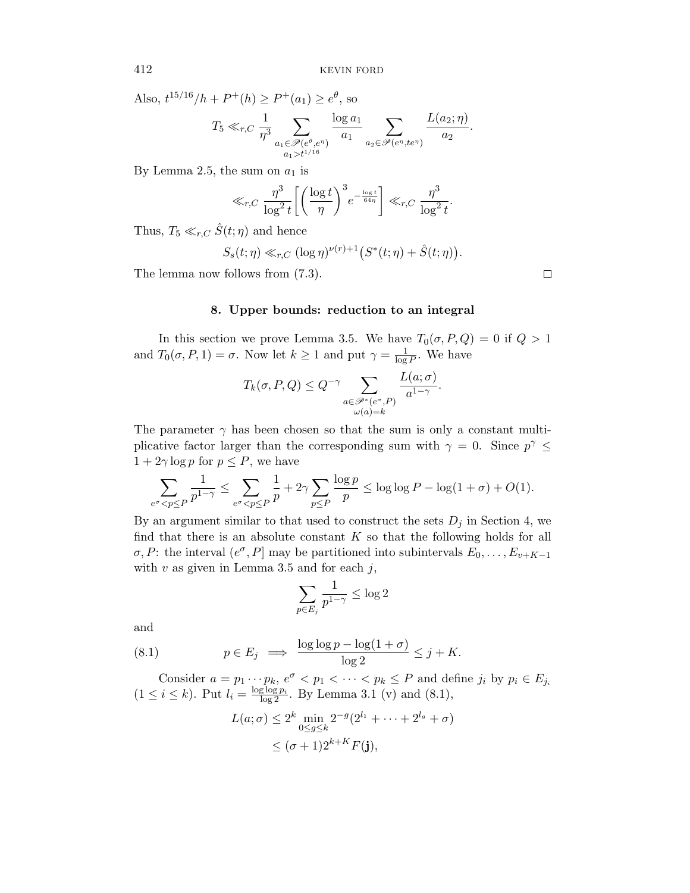Also, $t^{15/16}/h + P^+(h) \ge P^+(a_1) \ge e^{\theta}$, so

$$T_5 \ll_{r,C} \frac{1}{\eta^3} \sum_{\substack{a_1 \in \mathscr{P}(e^{\theta}, e^{\eta}) \\ a_1 > t^{1/16}}} \frac{\log a_1}{a_1} \sum_{a_2 \in \mathscr{P}(e^{\eta}, te^{\eta})} \frac{L(a_2;\eta)}{a_2}.$$

By Lemma 2.5, the sum on $a_1$ is

$$\ll_{r,C} \frac{\eta^3}{\log^2 t}\left[\left(\frac{\log t}{\eta}\right)^3 e^{-\frac{\log t}{64\eta}}\right] \ll_{r,C} \frac{\eta^3}{\log^2 t}.$$

Thus, $T_5 \ll_{r,C} \hat{S}(t;\eta)$ and hence

$$S_s(t;\eta) \ll_{r,C} (\log \eta)^{\nu(r)+1}\big(S^*(t;\eta) + \hat{S}(t;\eta)\big).$$

The lemma now follows from (7.3). $\square$

## 8. Upper bounds: reduction to an integral

In this section we prove Lemma 3.5. We have $T_0(\sigma, P, Q) = 0$ if $Q > 1$ and $T_0(\sigma, P, 1) = \sigma$. Now let $k \ge 1$ and put $\gamma = \frac{1}{\log P}$. We have

$$T_k(\sigma, P, Q) \le Q^{-\gamma} \sum_{\substack{a \in \mathscr{P}^*(e^{\sigma}, P) \\ \omega(a) = k}} \frac{L(a;\sigma)}{a^{1-\gamma}}.$$

The parameter $\gamma$ has been chosen so that the sum is only a constant multiplicative factor larger than the corresponding sum with $\gamma = 0$. Since $p^{\gamma} \le 1 + 2\gamma \log p$ for $p \le P$, we have

$$\sum_{e^{\sigma} < p \le P} \frac{1}{p^{1-\gamma}} \le \sum_{e^{\sigma} < p \le P} \frac{1}{p} + 2\gamma \sum_{p \le P} \frac{\log p}{p} \le \log\log P - \log(1+\sigma) + O(1).$$

By an argument similar to that used to construct the sets $D_j$ in Section 4, we find that there is an absolute constant $K$ so that the following holds for all $\sigma, P$: the interval $(e^{\sigma}, P]$ may be partitioned into subintervals $E_0, \ldots, E_{v+K-1}$ with $v$ as given in Lemma 3.5 and for each $j$,

$$\sum_{p \in E_j} \frac{1}{p^{1-\gamma}} \le \log 2$$

and

$$p \in E_j \implies \frac{\log\log p - \log(1+\sigma)}{\log 2} \le j + K. \tag{8.1}$$

Consider $a = p_1 \cdots p_k$, $e^{\sigma} < p_1 < \cdots < p_k \le P$ and define $j_i$ by $p_i \in E_{j_i}$ $(1 \le i \le k)$. Put $l_i = \frac{\log\log p_i}{\log 2}$. By Lemma 3.1 (v) and (8.1),

$$\begin{aligned} L(a;\sigma) &\le 2^k \min_{0 \le g \le k} 2^{-g}(2^{l_1} + \cdots + 2^{l_g} + \sigma) \\ &\le (\sigma+1)2^{k+K} F(\mathbf{j}), \end{aligned}$$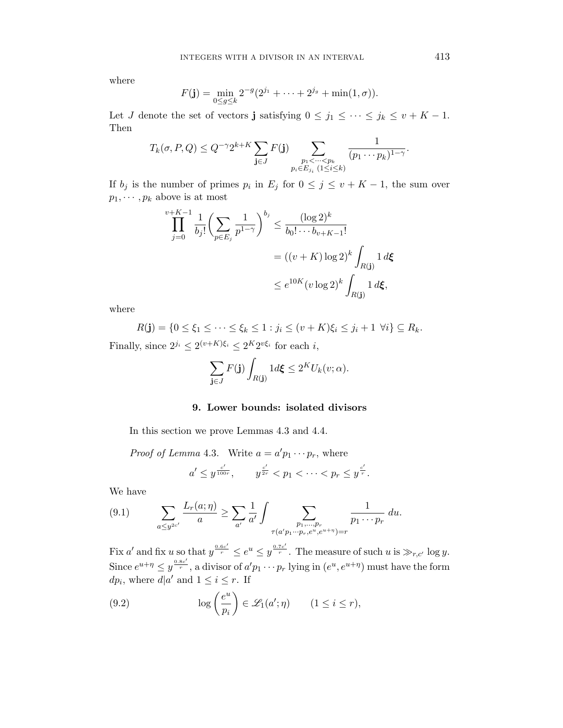where

$$F(\mathbf{j}) = \min_{0\le g\le k} 2^{-g}(2^{j_1} + \cdots + 2^{j_g} + \min(1,\sigma)).$$

Let $J$ denote the set of vectors $\mathbf{j}$ satisfying $0 \le j_1 \le \cdots \le j_k \le v + K - 1$. Then

$$T_k(\sigma, P, Q) \le Q^{-\gamma} 2^{k+K} \sum_{\mathbf{j}\in J} F(\mathbf{j}) \sum_{\substack{p_1<\cdots<p_k \\ p_i\in E_{j_i}\ (1\le i\le k)}} \frac{1}{(p_1\cdots p_k)^{1-\gamma}}.$$

If $b_j$ is the number of primes $p_i$ in $E_j$ for $0 \le j \le v + K - 1$, the sum over $p_1, \cdots, p_k$ above is at most

$$\begin{aligned}
\prod_{j=0}^{v+K-1} \frac{1}{b_j!}\bigg(\sum_{p\in E_j} \frac{1}{p^{1-\gamma}}\bigg)^{b_j} &\le \frac{(\log 2)^k}{b_0!\cdots b_{v+K-1}!} \\
&= ((v+K)\log 2)^k \int_{R(\mathbf{j})} 1\, d\boldsymbol{\xi} \\
&\le e^{10K} (v \log 2)^k \int_{R(\mathbf{j})} 1\, d\boldsymbol{\xi},
\end{aligned}$$

where

$$R(\mathbf{j}) = \{0 \le \xi_1 \le \cdots \le \xi_k \le 1 : j_i \le (v+K)\xi_i \le j_i + 1\ \ \forall i\} \subseteq R_k.$$

Finally, since $2^{j_i} \le 2^{(v+K)\xi_i} \le 2^K 2^{v\xi_i}$ for each $i$,

$$\sum_{\mathbf{j}\in J} F(\mathbf{j}) \int_{R(\mathbf{j})} 1 d\boldsymbol{\xi} \le 2^K U_k(v;\alpha).$$

## 9. Lower bounds: isolated divisors

In this section we prove Lemmas 4.3 and 4.4.

*Proof of Lemma* 4.3. Write $a = a' p_1 \cdots p_r$, where

$$a' \le y^{\frac{c'}{100r}}, \qquad y^{\frac{c'}{2r}} < p_1 < \cdots < p_r \le y^{\frac{c'}{r}}.$$

We have

$$\sum_{a\le y^{2c'}} \frac{L_r(a;\eta)}{a} \ge \sum_{a'} \frac{1}{a'} \int \sum_{\substack{p_1,\ldots,p_r \\ \tau(a'p_1\cdots p_r, e^u, e^{u+\eta}) = r}} \frac{1}{p_1\cdots p_r}\, du. \tag{9.1}$$

Fix $a'$ and fix $u$ so that $y^{\frac{0.6c'}{r}} \le e^u \le y^{\frac{0.7c'}{r}}$. The measure of such $u$ is $\gg_{r,c'} \log y$. Since $e^{u+\eta} \le y^{\frac{0.8c'}{r}}$, a divisor of $a'p_1\cdots p_r$ lying in $(e^u, e^{u+\eta})$ must have the form $dp_i$, where $d|a'$ and $1 \le i \le r$. If

$$\log\left(\frac{e^u}{p_i}\right) \in \mathscr{L}_1(a';\eta) \qquad (1 \le i \le r), \tag{9.2}$$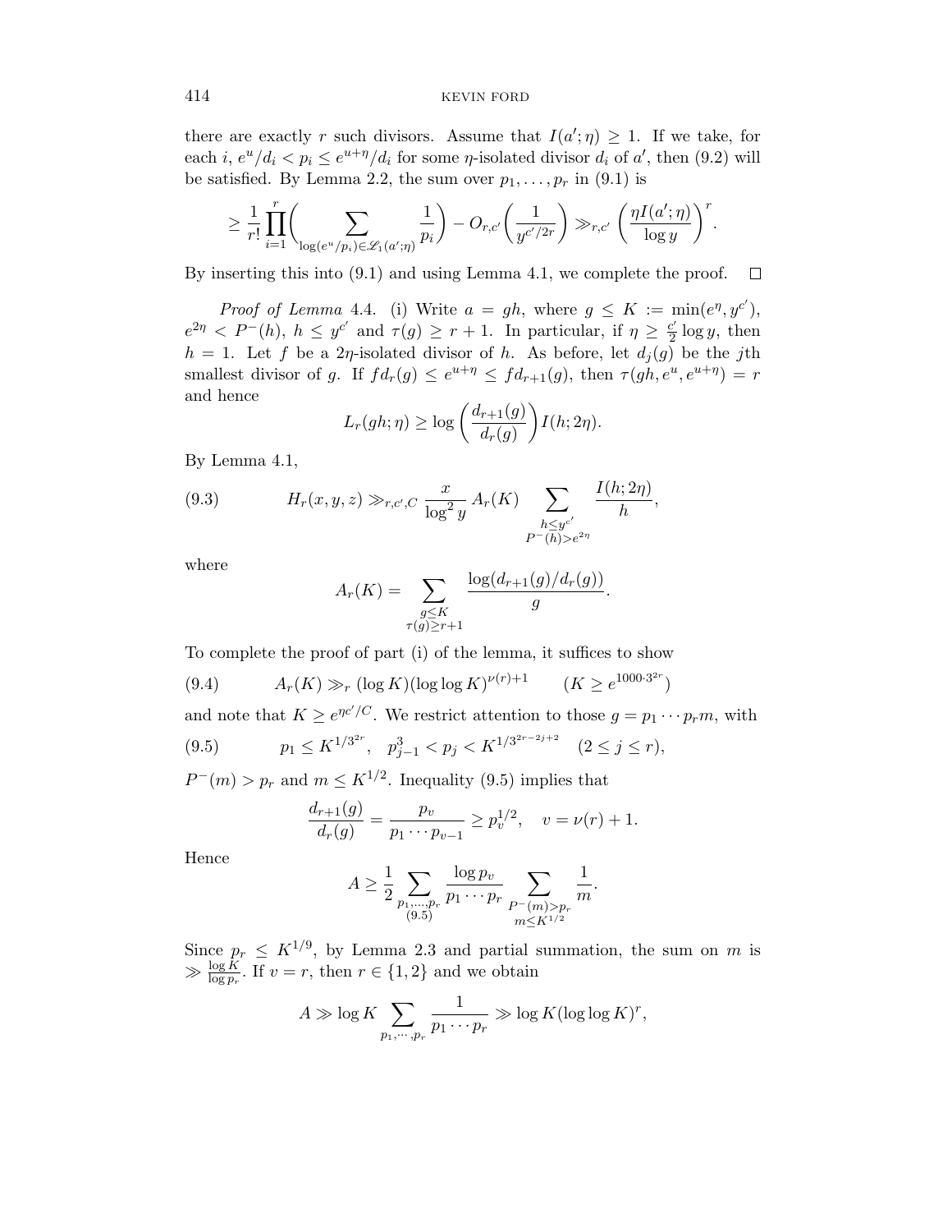there are exactly $r$ such divisors. Assume that $I(a';\eta) \ge 1$. If we take, for each $i$, $e^u/d_i < p_i \le e^{u+\eta}/d_i$ for some $\eta$-isolated divisor $d_i$ of $a'$, then (9.2) will be satisfied. By Lemma 2.2, the sum over $p_1, \ldots, p_r$ in (9.1) is

$$\ge \frac{1}{r!} \prod_{i=1}^r \Bigg( \sum_{\log(e^u/p_i) \in \mathscr{L}_1(a';\eta)} \frac{1}{p_i} \Bigg) - O_{r,c'}\left(\frac{1}{y^{c'/2r}}\right) \gg_{r,c'} \left( \frac{\eta I(a';\eta)}{\log y}\right)^r.$$

By inserting this into (9.1) and using Lemma 4.1, we complete the proof. $\square$

*Proof of Lemma* 4.4. (i) Write $a = gh$, where $g \le K := \min(e^\eta, y^{c'})$, $e^{2\eta} < P^-(h)$, $h \le y^{c'}$ and $\tau(g) \ge r+1$. In particular, if $\eta \ge \frac{c'}{2}\log y$, then $h = 1$. Let $f$ be a $2\eta$-isolated divisor of $h$. As before, let $d_j(g)$ be the $j$th smallest divisor of $g$. If $fd_r(g) \le e^{u+\eta} \le fd_{r+1}(g)$, then $\tau(gh, e^u, e^{u+\eta}) = r$ and hence

$$L_r(gh;\eta) \ge \log\left(\frac{d_{r+1}(g)}{d_r(g)}\right) I(h;2\eta).$$

By Lemma 4.1,

$$H_r(x,y,z) \gg_{r,c',C} \frac{x}{\log^2 y} A_r(K) \sum_{\substack{h \le y^{c'} \\ P^-(h) > e^{2\eta}}} \frac{I(h;2\eta)}{h}, \tag{9.3}$$

where

$$A_r(K) = \sum_{\substack{g \le K \\ \tau(g) \ge r+1}} \frac{\log(d_{r+1}(g)/d_r(g))}{g}.$$

To complete the proof of part (i) of the lemma, it suffices to show

$$A_r(K) \gg_r (\log K)(\log\log K)^{\nu(r)+1} \qquad (K \ge e^{1000\cdot 3^{2r}}) \tag{9.4}$$

and note that $K \ge e^{\eta c'/C}$. We restrict attention to those $g = p_1 \cdots p_r m$, with

$$p_1 \le K^{1/3^{2r}}, \quad p_{j-1}^3 < p_j < K^{1/3^{2r-2j+2}} \quad (2 \le j \le r), \tag{9.5}$$

$P^-(m) > p_r$ and $m \le K^{1/2}$. Inequality (9.5) implies that

$$\frac{d_{r+1}(g)}{d_r(g)} = \frac{p_v}{p_1 \cdots p_{v-1}} \ge p_v^{1/2}, \quad v = \nu(r)+1.$$

Hence

$$A \ge \frac{1}{2} \sum_{\substack{p_1,\ldots,p_r \\ (9.5)}} \frac{\log p_v}{p_1 \cdots p_r} \sum_{\substack{P^-(m) > p_r \\ m \le K^{1/2}}} \frac{1}{m}.$$

Since $p_r \le K^{1/9}$, by Lemma 2.3 and partial summation, the sum on $m$ is $\gg \frac{\log K}{\log p_r}$. If $v = r$, then $r \in \{1,2\}$ and we obtain

$$A \gg \log K \sum_{p_1,\cdots,p_r} \frac{1}{p_1 \cdots p_r} \gg \log K (\log\log K)^r,$$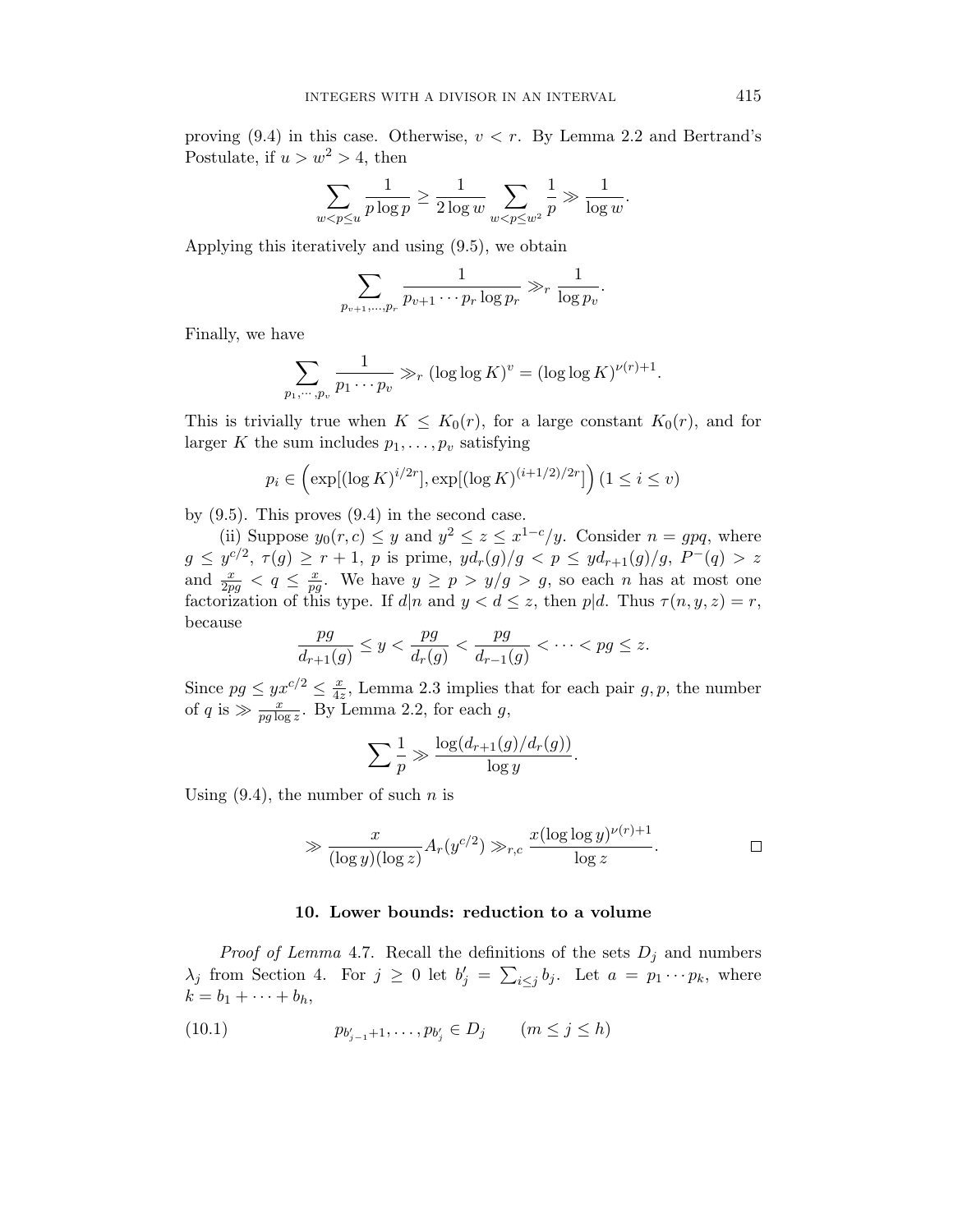proving (9.4) in this case. Otherwise, $v < r$. By Lemma 2.2 and Bertrand's Postulate, if $u > w^2 > 4$, then

$$\sum_{w<p\le u} \frac{1}{p\log p} \ge \frac{1}{2\log w} \sum_{w<p\le w^2} \frac{1}{p} \gg \frac{1}{\log w}.$$

Applying this iteratively and using (9.5), we obtain

$$\sum_{p_{v+1},\ldots,p_r} \frac{1}{p_{v+1}\cdots p_r \log p_r} \gg_r \frac{1}{\log p_v}.$$

Finally, we have

$$\sum_{p_1,\cdots,p_v} \frac{1}{p_1\cdots p_v} \gg_r (\log\log K)^v = (\log\log K)^{\nu(r)+1}.$$

This is trivially true when $K \le K_0(r)$, for a large constant $K_0(r)$, and for larger $K$ the sum includes $p_1,\ldots,p_v$ satisfying

$$p_i \in \Big(\exp[(\log K)^{i/2r}], \exp[(\log K)^{(i+1/2)/2r}]\Big)\, (1 \le i \le v)$$

by (9.5). This proves (9.4) in the second case.

(ii) Suppose $y_0(r,c) \le y$ and $y^2 \le z \le x^{1-c}/y$. Consider $n = gpq$, where $g \le y^{c/2}$, $\tau(g) \ge r+1$, $p$ is prime, $yd_r(g)/g < p \le yd_{r+1}(g)/g$, $P^-(q) > z$ and $\frac{x}{2pg} < q \le \frac{x}{pg}$. We have $y \ge p > y/g > g$, so each $n$ has at most one factorization of this type. If $d|n$ and $y < d \le z$, then $p|d$. Thus $\tau(n,y,z) = r$, because

$$\frac{pg}{d_{r+1}(g)} \le y < \frac{pg}{d_r(g)} < \frac{pg}{d_{r-1}(g)} < \cdots < pg \le z.$$

Since $pg \le yx^{c/2} \le \frac{x}{4z}$, Lemma 2.3 implies that for each pair $g, p$, the number of $q$ is $\gg \frac{x}{pg\log z}$. By Lemma 2.2, for each $g$,

$$\sum \frac{1}{p} \gg \frac{\log(d_{r+1}(g)/d_r(g))}{\log y}.$$

Using (9.4), the number of such $n$ is

$$\gg \frac{x}{(\log y)(\log z)} A_r(y^{c/2}) \gg_{r,c} \frac{x(\log\log y)^{\nu(r)+1}}{\log z}. \qquad \square$$

## 10. Lower bounds: reduction to a volume

*Proof of Lemma* 4.7. Recall the definitions of the sets $D_j$ and numbers $\lambda_j$ from Section 4. For $j \ge 0$ let $b_j' = \sum_{i\le j} b_j$. Let $a = p_1\cdots p_k$, where $k = b_1 + \cdots + b_h$,

$$p_{b'_{j-1}+1},\ldots,p_{b'_j} \in D_j \qquad (m \le j \le h) \tag{10.1}$$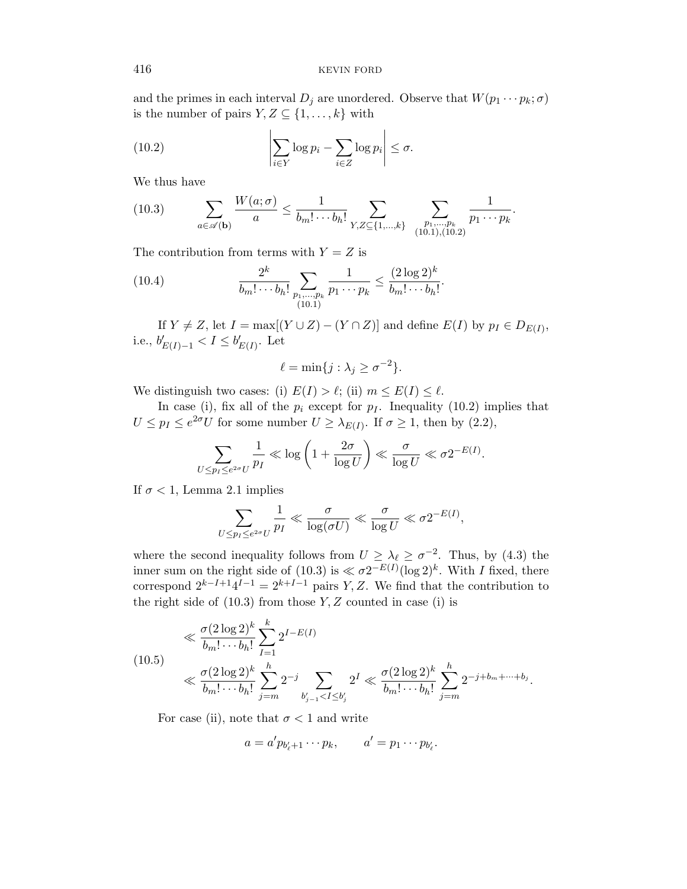and the primes in each interval $D_j$ are unordered. Observe that $W(p_1 \cdots p_k; \sigma)$ is the number of pairs $Y, Z \subseteq \{1, \dots, k\}$ with

$$\left| \sum_{i \in Y} \log p_i - \sum_{i \in Z} \log p_i \right| \le \sigma. \tag{10.2}$$

We thus have

$$\sum_{a \in \mathscr{A}(\mathbf{b})} \frac{W(a;\sigma)}{a} \le \frac{1}{b_m! \cdots b_h!} \sum_{Y,Z \subseteq \{1,\dots,k\}} \sum_{\substack{p_1,\dots,p_k \\ (10.1),(10.2)}} \frac{1}{p_1 \cdots p_k}. \tag{10.3}$$

The contribution from terms with $Y = Z$ is

$$\frac{2^k}{b_m! \cdots b_h!} \sum_{\substack{p_1,\dots,p_k \\ (10.1)}} \frac{1}{p_1 \cdots p_k} \le \frac{(2\log 2)^k}{b_m! \cdots b_h!}. \tag{10.4}$$

If $Y \ne Z$, let $I = \max[(Y \cup Z) - (Y \cap Z)]$ and define $E(I)$ by $p_I \in D_{E(I)}$, i.e., $b'_{E(I)-1} < I \le b'_{E(I)}$. Let

$$\ell = \min\{j : \lambda_j \ge \sigma^{-2}\}.$$

We distinguish two cases: (i) $E(I) > \ell$; (ii) $m \le E(I) \le \ell$.

In case (i), fix all of the $p_i$ except for $p_I$. Inequality (10.2) implies that $U \le p_I \le e^{2\sigma} U$ for some number $U \ge \lambda_{E(I)}$. If $\sigma \ge 1$, then by (2.2),

$$\sum_{U \le p_I \le e^{2\sigma} U} \frac{1}{p_I} \ll \log\left(1 + \frac{2\sigma}{\log U}\right) \ll \frac{\sigma}{\log U} \ll \sigma 2^{-E(I)}.$$

If $\sigma < 1$, Lemma 2.1 implies

$$\sum_{U \le p_I \le e^{2\sigma} U} \frac{1}{p_I} \ll \frac{\sigma}{\log(\sigma U)} \ll \frac{\sigma}{\log U} \ll \sigma 2^{-E(I)},$$

where the second inequality follows from $U \ge \lambda_\ell \ge \sigma^{-2}$. Thus, by (4.3) the inner sum on the right side of (10.3) is $\ll \sigma 2^{-E(I)} (\log 2)^k$. With $I$ fixed, there correspond $2^{k-I+1} 4^{I-1} = 2^{k+I-1}$ pairs $Y, Z$. We find that the contribution to the right side of (10.3) from those $Y, Z$ counted in case (i) is

$$\begin{aligned} &\ll \frac{\sigma (2\log 2)^k}{b_m! \cdots b_h!} \sum_{I=1}^{k} 2^{I - E(I)} \\ &\ll \frac{\sigma (2\log 2)^k}{b_m! \cdots b_h!} \sum_{j=m}^{h} 2^{-j} \sum_{b'_{j-1} < I \le b'_j} 2^I \ll \frac{\sigma (2\log 2)^k}{b_m! \cdots b_h!} \sum_{j=m}^{h} 2^{-j + b_m + \cdots + b_j}. \end{aligned} \tag{10.5}$$

For case (ii), note that $\sigma < 1$ and write

$$a = a' p_{b'_\ell + 1} \cdots p_k, \qquad a' = p_1 \cdots p_{b'_\ell}.$$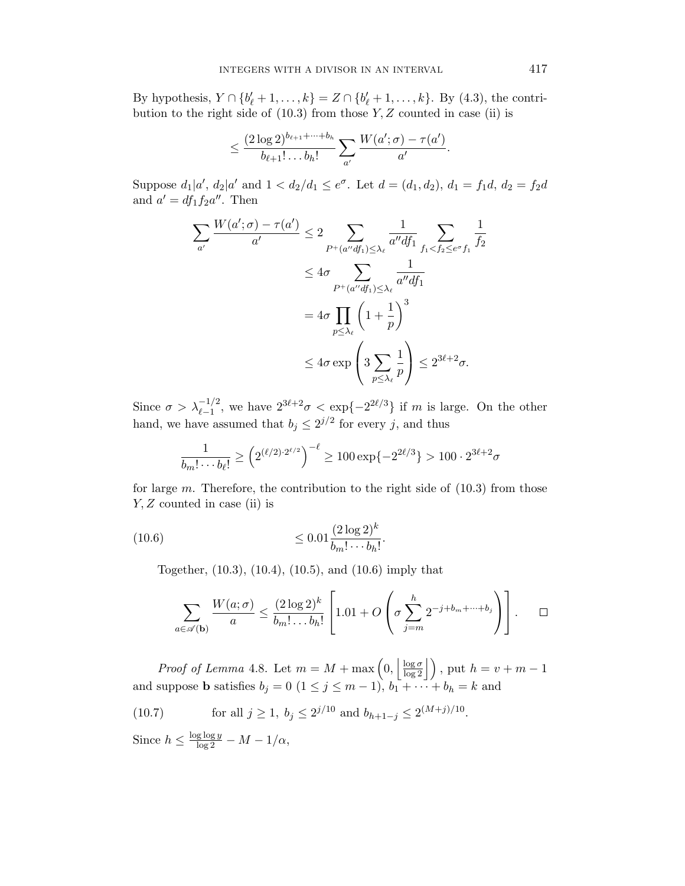By hypothesis, $Y \cap \{b'_\ell + 1, \ldots, k\} = Z \cap \{b'_\ell + 1, \ldots, k\}$. By (4.3), the contribution to the right side of (10.3) from those $Y, Z$ counted in case (ii) is

$$\le \frac{(2\log 2)^{b_{\ell+1}+\cdots+b_h}}{b_{\ell+1}! \ldots b_h!} \sum_{a'} \frac{W(a';\sigma) - \tau(a')}{a'}.$$

Suppose $d_1 | a'$, $d_2 | a'$ and $1 < d_2/d_1 \le e^\sigma$. Let $d = (d_1, d_2)$, $d_1 = f_1 d$, $d_2 = f_2 d$ and $a' = d f_1 f_2 a''$. Then

$$\begin{aligned}
\sum_{a'} \frac{W(a';\sigma) - \tau(a')}{a'} &\le 2 \sum_{P^+(a'' d f_1) \le \lambda_\ell} \frac{1}{a'' d f_1} \sum_{f_1 < f_2 \le e^\sigma f_1} \frac{1}{f_2} \\
&\le 4\sigma \sum_{P^+(a'' d f_1) \le \lambda_\ell} \frac{1}{a'' d f_1} \\
&= 4\sigma \prod_{p \le \lambda_\ell} \left(1 + \frac{1}{p}\right)^3 \\
&\le 4\sigma \exp\left(3 \sum_{p \le \lambda_\ell} \frac{1}{p}\right) \le 2^{3\ell+2}\sigma.
\end{aligned}$$

Since $\sigma > \lambda_{\ell-1}^{-1/2}$, we have $2^{3\ell+2}\sigma < \exp\{-2^{2\ell/3}\}$ if $m$ is large. On the other hand, we have assumed that $b_j \le 2^{j/2}$ for every $j$, and thus

$$\frac{1}{b_m! \cdots b_\ell!} \ge \left(2^{(\ell/2)\cdot 2^{\ell/2}}\right)^{-\ell} \ge 100 \exp\{-2^{2\ell/3}\} > 100 \cdot 2^{3\ell+2}\sigma$$

for large $m$. Therefore, the contribution to the right side of (10.3) from those $Y, Z$ counted in case (ii) is

$$\le 0.01 \frac{(2\log 2)^k}{b_m! \cdots b_h!}. \tag{10.6}$$

Together, (10.3), (10.4), (10.5), and (10.6) imply that

$$\sum_{a \in \mathscr{A}(\mathbf{b})} \frac{W(a;\sigma)}{a} \le \frac{(2\log 2)^k}{b_m! \ldots b_h!} \left[1.01 + O\left(\sigma \sum_{j=m}^{h} 2^{-j+b_m+\cdots+b_j}\right)\right]. \qquad \square$$

*Proof of Lemma* 4.8. Let $m = M + \max\left(0, \left\lfloor \frac{\log \sigma}{\log 2} \right\rfloor\right)$, put $h = v + m - 1$ and suppose $\mathbf{b}$ satisfies $b_j = 0$ $(1 \le j \le m-1)$, $b_1 + \cdots + b_h = k$ and

$$\text{for all } j \ge 1,\ b_j \le 2^{j/10} \text{ and } b_{h+1-j} \le 2^{(M+j)/10}. \tag{10.7}$$

Since $h \le \frac{\log\log y}{\log 2} - M - 1/\alpha$,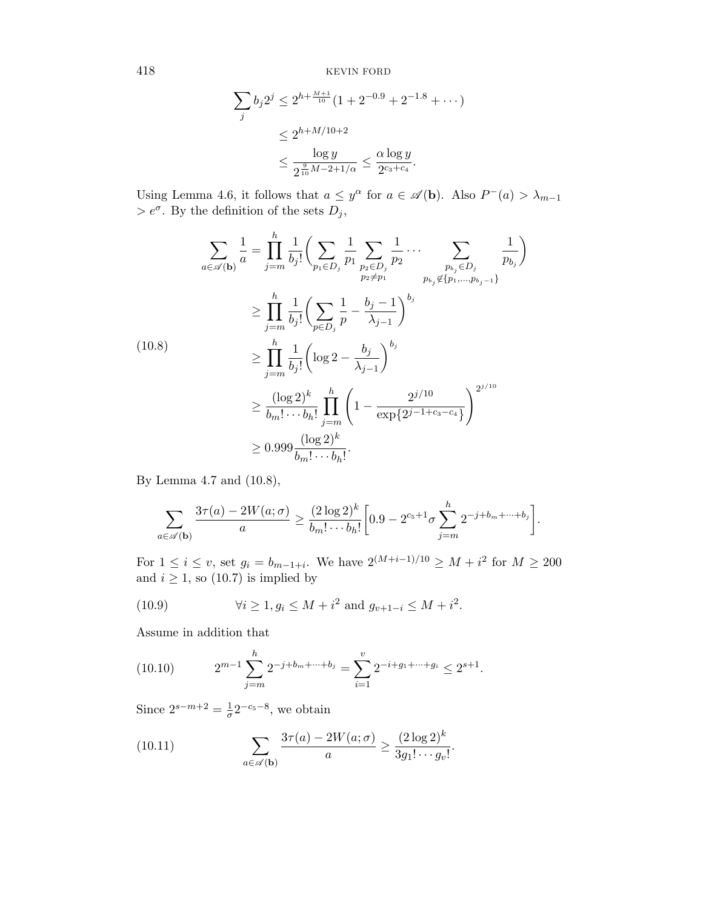$$
\begin{aligned}
\sum_j b_j 2^j &\le 2^{h+\frac{M+1}{10}}(1+2^{-0.9}+2^{-1.8}+\cdots)\\
&\le 2^{h+M/10+2}\\
&\le \frac{\log y}{2^{\frac{9}{10}M-2+1/\alpha}} \le \frac{\alpha \log y}{2^{c_3+c_4}}.
\end{aligned}
$$

Using Lemma 4.6, it follows that $a \le y^\alpha$ for $a \in \mathscr{A}(\mathbf{b})$. Also $P^-(a) > \lambda_{m-1} > e^\sigma$. By the definition of the sets $D_j$,

$$
\tag{10.8}
\begin{aligned}
\sum_{a\in\mathscr{A}(\mathbf{b})} \frac{1}{a} &= \prod_{j=m}^{h} \frac{1}{b_j!}\Bigg( \sum_{p_1\in D_j} \frac{1}{p_1} \sum_{\substack{p_2\in D_j\\ p_2\ne p_1}} \frac{1}{p_2} \cdots \sum_{\substack{p_{b_j}\in D_j\\ p_{b_j}\notin\{p_1,\ldots,p_{b_j-1}\}}} \frac{1}{p_{b_j}} \Bigg)\\
&\ge \prod_{j=m}^{h} \frac{1}{b_j!}\Bigg( \sum_{p\in D_j}\frac{1}{p} - \frac{b_j-1}{\lambda_{j-1}}\Bigg)^{b_j}\\
&\ge \prod_{j=m}^{h} \frac{1}{b_j!}\Bigg( \log 2 - \frac{b_j}{\lambda_{j-1}}\Bigg)^{b_j}\\
&\ge \frac{(\log 2)^k}{b_m!\cdots b_h!} \prod_{j=m}^{h}\left(1-\frac{2^{j/10}}{\exp\{2^{j-1+c_3-c_4}\}}\right)^{2^{j/10}}\\
&\ge 0.999\frac{(\log 2)^k}{b_m!\cdots b_h!}.
\end{aligned}
$$

By Lemma 4.7 and (10.8),

$$
\sum_{a\in\mathscr{A}(\mathbf{b})} \frac{3\tau(a)-2W(a;\sigma)}{a} \ge \frac{(2\log 2)^k}{b_m!\cdots b_h!}\Bigg[0.9 - 2^{c_5+1}\sigma \sum_{j=m}^{h} 2^{-j+b_m+\cdots+b_j}\Bigg].
$$

For $1 \le i \le v$, set $g_i = b_{m-1+i}$. We have $2^{(M+i-1)/10} \ge M+i^2$ for $M \ge 200$ and $i \ge 1$, so (10.7) is implied by

$$
\tag{10.9}
\forall i \ge 1, g_i \le M+i^2 \text{ and } g_{v+1-i} \le M+i^2.
$$

Assume in addition that

$$
\tag{10.10}
2^{m-1}\sum_{j=m}^{h} 2^{-j+b_m+\cdots+b_j} = \sum_{i=1}^{v} 2^{-i+g_1+\cdots+g_i} \le 2^{s+1}.
$$

Since $2^{s-m+2} = \frac{1}{\sigma}2^{-c_5-8}$, we obtain

$$
\tag{10.11}
\sum_{a\in\mathscr{A}(\mathbf{b})} \frac{3\tau(a)-2W(a;\sigma)}{a} \ge \frac{(2\log 2)^k}{3g_1!\cdots g_v!}.
$$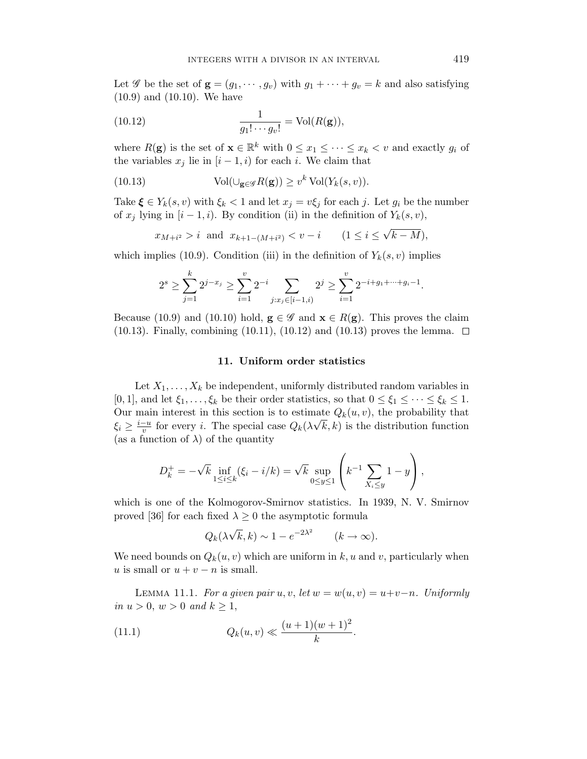Let $\mathscr{G}$ be the set of $\mathbf{g} = (g_1, \cdots, g_v)$ with $g_1 + \cdots + g_v = k$ and also satisfying (10.9) and (10.10). We have

$$\frac{1}{g_1! \cdots g_v!} = \operatorname{Vol}(R(\mathbf{g})), \tag{10.12}$$

where $R(\mathbf{g})$ is the set of $\mathbf{x} \in \mathbb{R}^k$ with $0 \le x_1 \le \cdots \le x_k < v$ and exactly $g_i$ of the variables $x_j$ lie in $[i-1, i)$ for each $i$. We claim that

$$\operatorname{Vol}(\cup_{\mathbf{g} \in \mathscr{G}} R(\mathbf{g})) \ge v^k \operatorname{Vol}(Y_k(s, v)). \tag{10.13}$$

Take $\boldsymbol{\xi} \in Y_k(s, v)$ with $\xi_k < 1$ and let $x_j = v\xi_j$ for each $j$. Let $g_i$ be the number of $x_j$ lying in $[i-1, i)$. By condition (ii) in the definition of $Y_k(s, v)$,

$$x_{M+i^2} > i \ \text{ and } \ x_{k+1-(M+i^2)} < v - i \qquad (1 \le i \le \sqrt{k - M}),$$

which implies (10.9). Condition (iii) in the definition of $Y_k(s, v)$ implies

$$2^s \ge \sum_{j=1}^{k} 2^{j - x_j} \ge \sum_{i=1}^{v} 2^{-i} \sum_{j : x_j \in [i-1, i)} 2^j \ge \sum_{i=1}^{v} 2^{-i + g_1 + \cdots + g_i - 1}.$$

Because (10.9) and (10.10) hold, $\mathbf{g} \in \mathscr{G}$ and $\mathbf{x} \in R(\mathbf{g})$. This proves the claim (10.13). Finally, combining (10.11), (10.12) and (10.13) proves the lemma. $\square$

## 11. Uniform order statistics

Let $X_1, \ldots, X_k$ be independent, uniformly distributed random variables in $[0, 1]$, and let $\xi_1, \ldots, \xi_k$ be their order statistics, so that $0 \le \xi_1 \le \cdots \le \xi_k \le 1$. Our main interest in this section is to estimate $Q_k(u, v)$, the probability that $\xi_i \ge \frac{i-u}{v}$ for every $i$. The special case $Q_k(\lambda\sqrt{k}, k)$ is the distribution function (as a function of $\lambda$) of the quantity

$$D_k^+ = -\sqrt{k} \inf_{1 \le i \le k} (\xi_i - i/k) = \sqrt{k} \sup_{0 \le y \le 1} \left( k^{-1} \sum_{X_i \le y} 1 - y \right),$$

which is one of the Kolmogorov-Smirnov statistics. In 1939, N. V. Smirnov proved [36] for each fixed $\lambda \ge 0$ the asymptotic formula

$$Q_k(\lambda\sqrt{k}, k) \sim 1 - e^{-2\lambda^2} \qquad (k \to \infty).$$

We need bounds on $Q_k(u, v)$ which are uniform in $k, u$ and $v$, particularly when $u$ is small or $u + v - n$ is small.

Lemma 11.1. *For a given pair $u, v$, let $w = w(u, v) = u + v - n$. Uniformly in $u > 0$, $w > 0$ and $k \ge 1$,*

$$Q_k(u, v) \ll \frac{(u+1)(w+1)^2}{k}. \tag{11.1}$$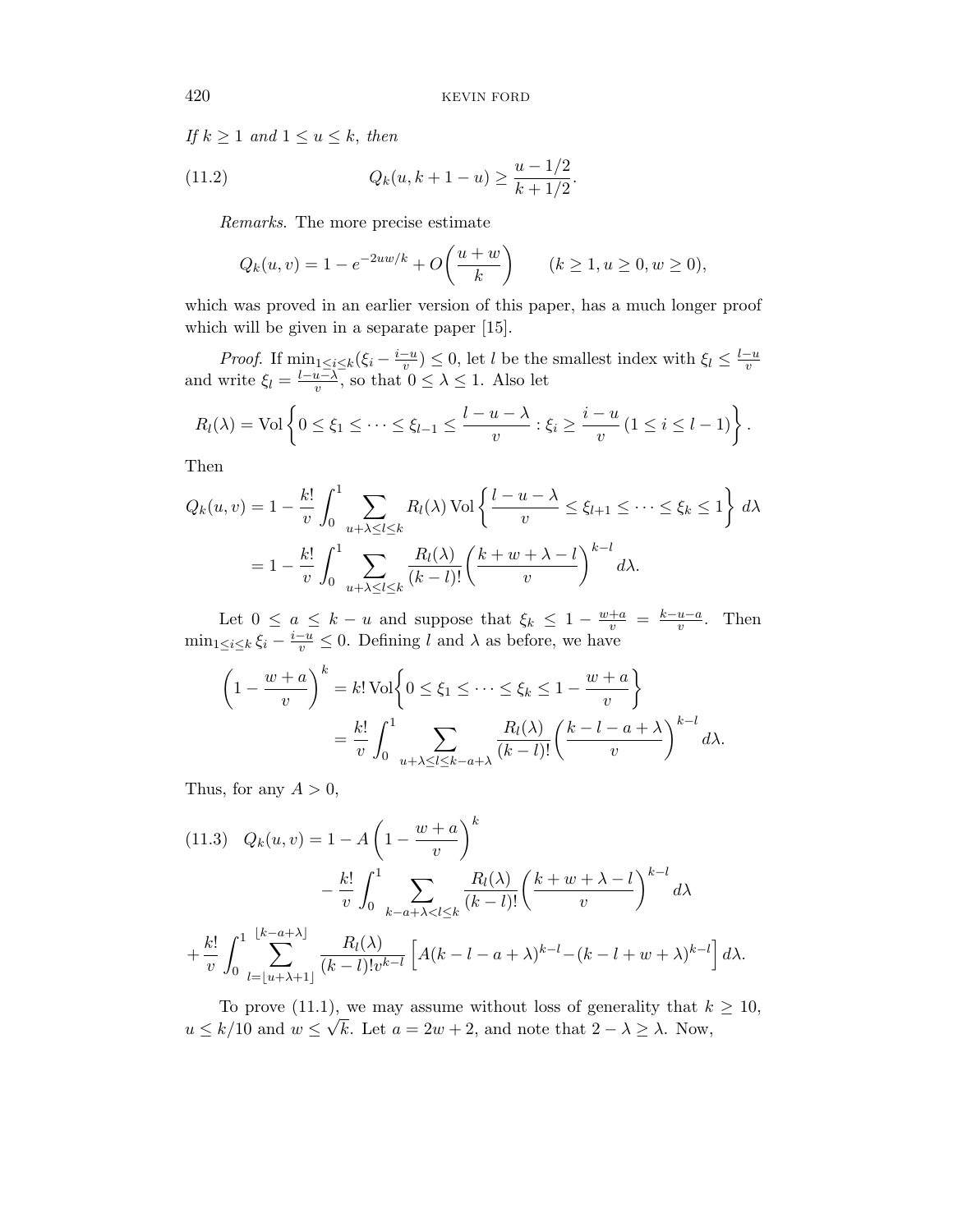*If $k \geq 1$ and $1 \leq u \leq k$, then*

$$Q_k(u, k+1-u) \geq \frac{u - 1/2}{k + 1/2}. \tag{11.2}$$

*Remarks.* The more precise estimate

$$Q_k(u,v) = 1 - e^{-2uw/k} + O\biggl(\frac{u+w}{k}\biggr) \qquad (k \geq 1, u \geq 0, w \geq 0),$$

which was proved in an earlier version of this paper, has a much longer proof which will be given in a separate paper [15].

*Proof.* If $\min_{1 \leq i \leq k}(\xi_i - \frac{i-u}{v}) \leq 0$, let $l$ be the smallest index with $\xi_l \leq \frac{l-u}{v}$ and write $\xi_l = \frac{l-u-\lambda}{v}$, so that $0 \leq \lambda \leq 1$. Also let

$$R_l(\lambda) = \operatorname{Vol}\left\{0 \leq \xi_1 \leq \cdots \leq \xi_{l-1} \leq \frac{l-u-\lambda}{v} : \xi_i \geq \frac{i-u}{v}\,(1 \leq i \leq l-1)\right\}.$$

Then

$$\begin{aligned}
Q_k(u,v) &= 1 - \frac{k!}{v}\int_0^1 \sum_{u+\lambda \leq l \leq k} R_l(\lambda) \operatorname{Vol}\left\{\frac{l-u-\lambda}{v} \leq \xi_{l+1} \leq \cdots \leq \xi_k \leq 1\right\}\, d\lambda \\
&= 1 - \frac{k!}{v}\int_0^1 \sum_{u+\lambda \leq l \leq k} \frac{R_l(\lambda)}{(k-l)!}\biggl(\frac{k+w+\lambda-l}{v}\biggr)^{k-l} d\lambda.
\end{aligned}$$

Let $0 \leq a \leq k-u$ and suppose that $\xi_k \leq 1 - \frac{w+a}{v} = \frac{k-u-a}{v}$. Then $\min_{1 \leq i \leq k} \xi_i - \frac{i-u}{v} \leq 0$. Defining $l$ and $\lambda$ as before, we have

$$\begin{aligned}
\biggl(1 - \frac{w+a}{v}\biggr)^k &= k! \operatorname{Vol}\biggl\{0 \leq \xi_1 \leq \cdots \leq \xi_k \leq 1 - \frac{w+a}{v}\biggr\} \\
&= \frac{k!}{v}\int_0^1 \sum_{u+\lambda \leq l \leq k-a+\lambda} \frac{R_l(\lambda)}{(k-l)!}\biggl(\frac{k-l-a+\lambda}{v}\biggr)^{k-l} d\lambda.
\end{aligned}$$

Thus, for any $A > 0$,

$$\begin{aligned}
Q_k(u,v) = 1 - A\left(1 - \frac{w+a}{v}\right)^k &\\
&- \frac{k!}{v}\int_0^1 \sum_{k-a+\lambda < l \leq k} \frac{R_l(\lambda)}{(k-l)!}\biggl(\frac{k+w+\lambda-l}{v}\biggr)^{k-l} d\lambda \\
+ \frac{k!}{v}\int_0^1 \sum_{l=\lfloor u+\lambda+1\rfloor}^{\lfloor k-a+\lambda\rfloor} &\frac{R_l(\lambda)}{(k-l)!v^{k-l}}\Bigl[A(k-l-a+\lambda)^{k-l} - (k-l+w+\lambda)^{k-l}\Bigr]\, d\lambda.
\end{aligned} \tag{11.3}$$

To prove (11.1), we may assume without loss of generality that $k \geq 10$, $u \leq k/10$ and $w \leq \sqrt{k}$. Let $a = 2w + 2$, and note that $2 - \lambda \geq \lambda$. Now,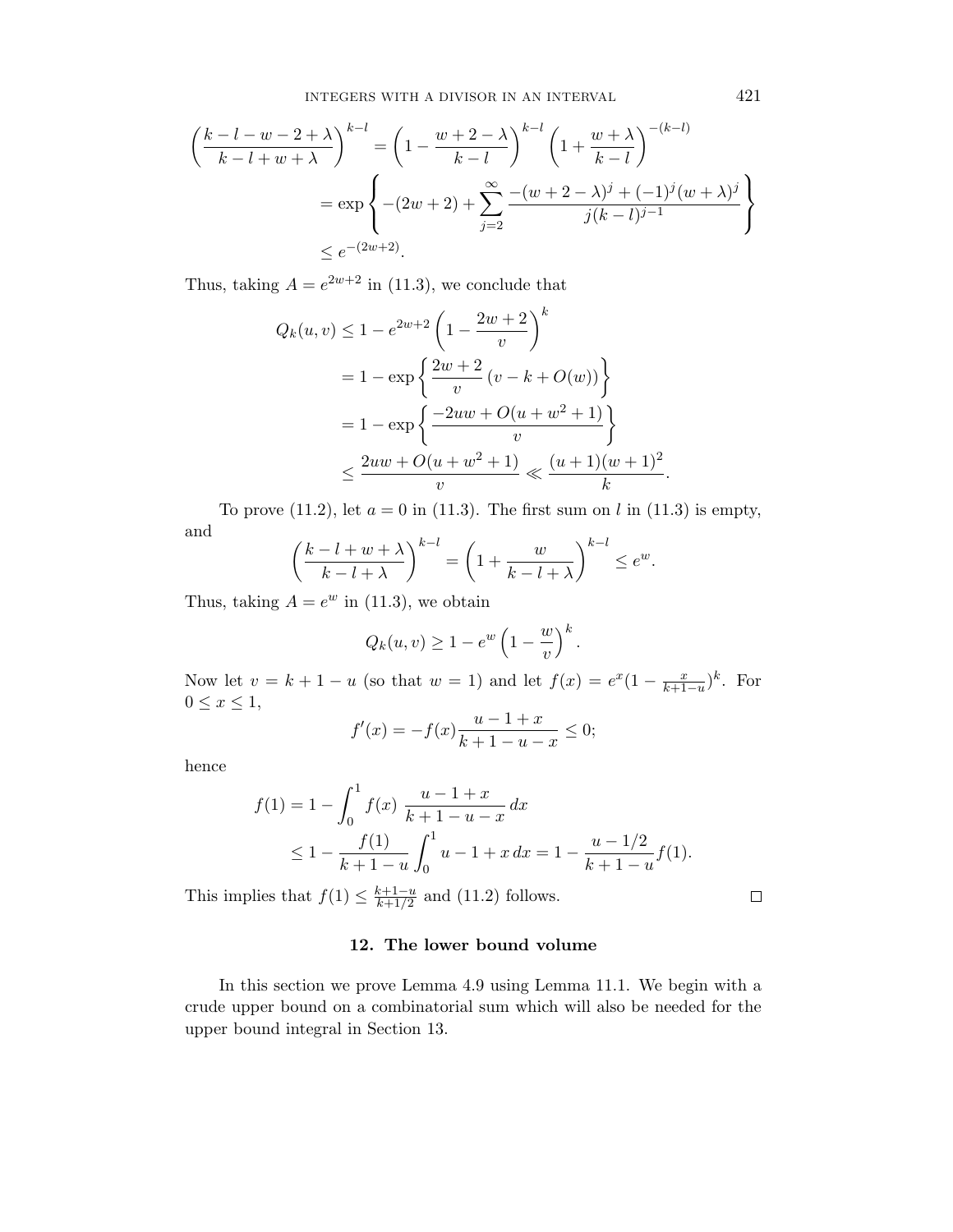$$\left(\frac{k-l-w-2+\lambda}{k-l+w+\lambda}\right)^{k-l} = \left(1-\frac{w+2-\lambda}{k-l}\right)^{k-l}\left(1+\frac{w+\lambda}{k-l}\right)^{-(k-l)}$$
$$= \exp\left\{-(2w+2)+\sum_{j=2}^{\infty}\frac{-(w+2-\lambda)^j+(-1)^j(w+\lambda)^j}{j(k-l)^{j-1}}\right\}$$
$$\le e^{-(2w+2)}.$$

Thus, taking $A = e^{2w+2}$ in (11.3), we conclude that

$$\begin{aligned}
Q_k(u,v) &\le 1 - e^{2w+2}\left(1-\frac{2w+2}{v}\right)^k \\
&= 1-\exp\left\{\frac{2w+2}{v}\left(v-k+O(w)\right)\right\} \\
&= 1-\exp\left\{\frac{-2uw+O(u+w^2+1)}{v}\right\} \\
&\le \frac{2uw+O(u+w^2+1)}{v} \ll \frac{(u+1)(w+1)^2}{k}.
\end{aligned}$$

To prove (11.2), let $a = 0$ in (11.3). The first sum on $l$ in (11.3) is empty, and

$$\left(\frac{k-l+w+\lambda}{k-l+\lambda}\right)^{k-l} = \left(1+\frac{w}{k-l+\lambda}\right)^{k-l} \le e^w.$$

Thus, taking $A = e^w$ in (11.3), we obtain

$$Q_k(u,v) \ge 1 - e^w\left(1-\frac{w}{v}\right)^k.$$

Now let $v = k+1-u$ (so that $w = 1$) and let $f(x) = e^x(1-\frac{x}{k+1-u})^k$. For $0 \le x \le 1$,

$$f'(x) = -f(x)\frac{u-1+x}{k+1-u-x} \le 0;$$

hence

$$\begin{aligned}
f(1) &= 1 - \int_0^1 f(x)\ \frac{u-1+x}{k+1-u-x}\,dx \\
&\le 1 - \frac{f(1)}{k+1-u}\int_0^1 u-1+x\,dx = 1-\frac{u-1/2}{k+1-u}f(1).
\end{aligned}$$

This implies that $f(1) \le \frac{k+1-u}{k+1/2}$ and (11.2) follows. □

## 12. The lower bound volume

In this section we prove Lemma 4.9 using Lemma 11.1. We begin with a crude upper bound on a combinatorial sum which will also be needed for the upper bound integral in Section 13.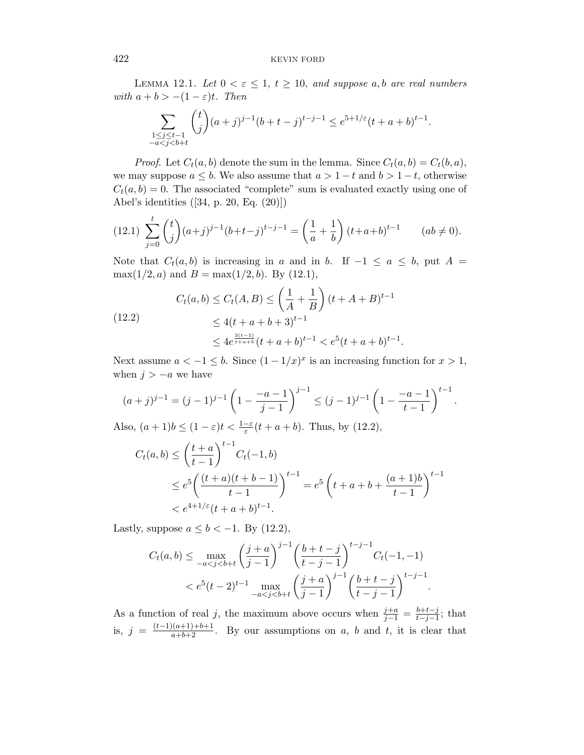Lemma 12.1. *Let $0 < \varepsilon \le 1$, $t \ge 10$, and suppose $a, b$ are real numbers with $a + b > -(1-\varepsilon)t$. Then*

$$\sum_{\substack{1 \le j \le t-1 \\ -a < j < b+t}} \binom{t}{j} (a+j)^{j-1} (b+t-j)^{t-j-1} \le e^{5+1/\varepsilon} (t+a+b)^{t-1}.$$

*Proof.* Let $C_t(a,b)$ denote the sum in the lemma. Since $C_t(a,b) = C_t(b,a)$, we may suppose $a \le b$. We also assume that $a > 1-t$ and $b > 1-t$, otherwise $C_t(a,b) = 0$. The associated "complete" sum is evaluated exactly using one of Abel's identities ([34, p. 20, Eq. (20)])

$$\sum_{j=0}^{t} \binom{t}{j} (a+j)^{j-1} (b+t-j)^{t-j-1} = \left( \frac{1}{a} + \frac{1}{b} \right) (t+a+b)^{t-1} \qquad (ab \ne 0). \tag{12.1}$$

Note that $C_t(a,b)$ is increasing in $a$ and in $b$. If $-1 \le a \le b$, put $A = \max(1/2, a)$ and $B = \max(1/2, b)$. By (12.1),

$$\begin{aligned} C_t(a,b) &\le C_t(A,B) \le \left( \frac{1}{A} + \frac{1}{B} \right) (t+A+B)^{t-1} \\ &\le 4(t+a+b+3)^{t-1} \\ &\le 4e^{\frac{3(t-1)}{t+a+b}} (t+a+b)^{t-1} < e^5 (t+a+b)^{t-1}. \end{aligned} \tag{12.2}$$

Next assume $a < -1 \le b$. Since $(1-1/x)^x$ is an increasing function for $x > 1$, when $j > -a$ we have

$$(a+j)^{j-1} = (j-1)^{j-1} \left( 1 - \frac{-a-1}{j-1} \right)^{j-1} \le (j-1)^{j-1} \left( 1 - \frac{-a-1}{t-1} \right)^{t-1}.$$

Also, $(a+1)b \le (1-\varepsilon)t < \frac{1-\varepsilon}{\varepsilon}(t+a+b)$. Thus, by (12.2),

$$\begin{aligned} C_t(a,b) &\le \left( \frac{t+a}{t-1} \right)^{t-1} C_t(-1,b) \\ &\le e^5 \left( \frac{(t+a)(t+b-1)}{t-1} \right)^{t-1} = e^5 \left( t+a+b+\frac{(a+1)b}{t-1} \right)^{t-1} \\ &< e^{4+1/\varepsilon} (t+a+b)^{t-1}. \end{aligned}$$

Lastly, suppose $a \le b < -1$. By (12.2),

$$\begin{aligned} C_t(a,b) &\le \max_{-a<j<b+t} \left( \frac{j+a}{j-1} \right)^{j-1} \left( \frac{b+t-j}{t-j-1} \right)^{t-j-1} C_t(-1,-1) \\ &< e^5 (t-2)^{t-1} \max_{-a<j<b+t} \left( \frac{j+a}{j-1} \right)^{j-1} \left( \frac{b+t-j}{t-j-1} \right)^{t-j-1}. \end{aligned}$$

As a function of real $j$, the maximum above occurs when $\frac{j+a}{j-1} = \frac{b+t-j}{t-j-1}$; that is, $j = \frac{(t-1)(a+1)+b+1}{a+b+2}$. By our assumptions on $a$, $b$ and $t$, it is clear that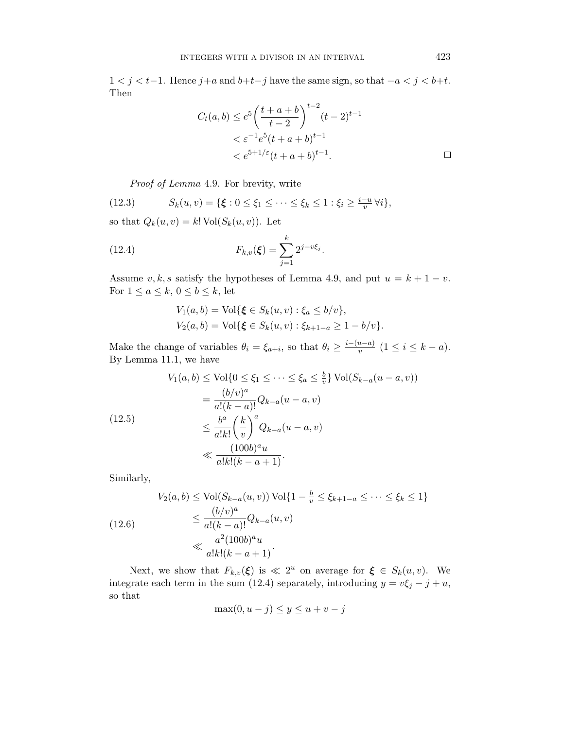$1 < j < t-1$. Hence $j+a$ and $b+t-j$ have the same sign, so that $-a < j < b+t$. Then

$$
\begin{aligned}
C_t(a,b) &\le e^5 \left( \frac{t+a+b}{t-2} \right)^{t-2} (t-2)^{t-1} \\
&< \varepsilon^{-1} e^5 (t+a+b)^{t-1} \\
&< e^{5+1/\varepsilon} (t+a+b)^{t-1}. \qquad \square
\end{aligned}
$$

*Proof of Lemma* 4.9. For brevity, write

$$
S_k(u,v) = \{ \boldsymbol{\xi} : 0 \le \xi_1 \le \cdots \le \xi_k \le 1 : \xi_i \ge \tfrac{i-u}{v} \ \forall i \}, \tag{12.3}
$$

so that $Q_k(u,v) = k! \operatorname{Vol}(S_k(u,v))$. Let

$$
F_{k,v}(\boldsymbol{\xi}) = \sum_{j=1}^{k} 2^{j - v\xi_j}. \tag{12.4}
$$

Assume $v, k, s$ satisfy the hypotheses of Lemma 4.9, and put $u = k+1-v$. For $1 \le a \le k$, $0 \le b \le k$, let

$$
\begin{aligned}
V_1(a,b) &= \operatorname{Vol}\{ \boldsymbol{\xi} \in S_k(u,v) : \xi_a \le b/v \}, \\
V_2(a,b) &= \operatorname{Vol}\{ \boldsymbol{\xi} \in S_k(u,v) : \xi_{k+1-a} \ge 1 - b/v \}.
\end{aligned}
$$

Make the change of variables $\theta_i = \xi_{a+i}$, so that $\theta_i \ge \frac{i-(u-a)}{v}$ $(1 \le i \le k-a)$. By Lemma 11.1, we have

$$
\begin{aligned}
V_1(a,b) &\le \operatorname{Vol}\{ 0 \le \xi_1 \le \cdots \le \xi_a \le \tfrac{b}{v} \} \operatorname{Vol}(S_{k-a}(u-a,v)) \\
&= \frac{(b/v)^a}{a!(k-a)!} Q_{k-a}(u-a,v) \\
&\le \frac{b^a}{a!k!} \left( \frac{k}{v} \right)^a Q_{k-a}(u-a,v) \\
&\ll \frac{(100b)^a u}{a!k!(k-a+1)}.
\end{aligned} \tag{12.5}
$$

Similarly,

$$
\begin{aligned}
V_2(a,b) &\le \operatorname{Vol}(S_{k-a}(u,v)) \operatorname{Vol}\{ 1 - \tfrac{b}{v} \le \xi_{k+1-a} \le \cdots \le \xi_k \le 1 \} \\
&\le \frac{(b/v)^a}{a!(k-a)!} Q_{k-a}(u,v) \\
&\ll \frac{a^2 (100b)^a u}{a!k!(k-a+1)}.
\end{aligned} \tag{12.6}
$$

Next, we show that $F_{k,v}(\boldsymbol{\xi})$ is $\ll 2^u$ on average for $\boldsymbol{\xi} \in S_k(u,v)$. We integrate each term in the sum (12.4) separately, introducing $y = v\xi_j - j + u$, so that

$$
\max(0, u-j) \le y \le u + v - j
$$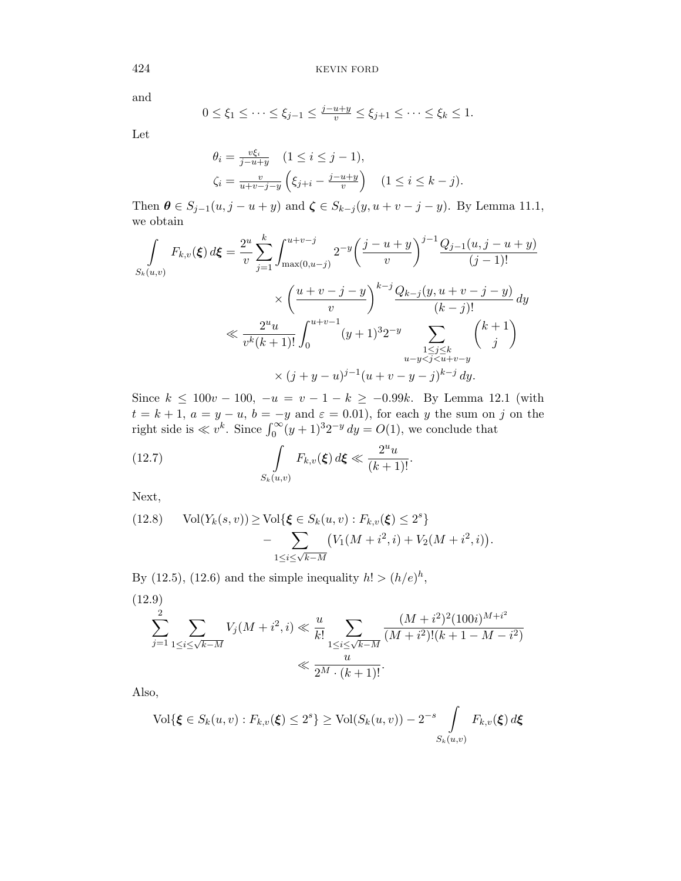and

$$0 \le \xi_1 \le \cdots \le \xi_{j-1} \le \tfrac{j-u+y}{v} \le \xi_{j+1} \le \cdots \le \xi_k \le 1.$$

Let

$$\theta_i = \tfrac{v\xi_i}{j-u+y} \quad (1 \le i \le j-1),$$
$$\zeta_i = \tfrac{v}{u+v-j-y}\left(\xi_{j+i} - \tfrac{j-u+y}{v}\right) \quad (1 \le i \le k-j).$$

Then $\boldsymbol{\theta} \in S_{j-1}(u, j-u+y)$ and $\boldsymbol{\zeta} \in S_{k-j}(y, u+v-j-y)$. By Lemma 11.1, we obtain

$$\begin{aligned}
\int\limits_{S_k(u,v)} F_{k,v}(\boldsymbol{\xi})\, d\boldsymbol{\xi} &= \frac{2^u}{v} \sum_{j=1}^{k} \int_{\max(0,u-j)}^{u+v-j} 2^{-y} \left(\frac{j-u+y}{v}\right)^{j-1} \frac{Q_{j-1}(u, j-u+y)}{(j-1)!} \\
&\qquad\qquad \times \left(\frac{u+v-j-y}{v}\right)^{k-j} \frac{Q_{k-j}(y, u+v-j-y)}{(k-j)!}\, dy \\
&\ll \frac{2^u u}{v^k (k+1)!} \int_0^{u+v-1} (y+1)^3 2^{-y} \sum_{\substack{1 \le j \le k \\ u-y < j < u+v-y}} \binom{k+1}{j} \\
&\qquad\qquad \times (j+y-u)^{j-1}(u+v-y-j)^{k-j}\, dy.
\end{aligned}$$

Since $k \le 100v - 100$, $-u = v - 1 - k \ge -0.99k$. By Lemma 12.1 (with $t = k+1$, $a = y-u$, $b = -y$ and $\varepsilon = 0.01$), for each $y$ the sum on $j$ on the right side is $\ll v^k$. Since $\int_0^\infty (y+1)^3 2^{-y}\, dy = O(1)$, we conclude that

$$\int\limits_{S_k(u,v)} F_{k,v}(\boldsymbol{\xi})\, d\boldsymbol{\xi} \ll \frac{2^u u}{(k+1)!}. \tag{12.7}$$

Next,

$$\begin{aligned}
\mathrm{Vol}(Y_k(s,v)) \ge \mathrm{Vol}\{\boldsymbol{\xi} \in S_k(u,v) : F_{k,v}(\boldsymbol{\xi}) \le 2^s\} \\
- \sum_{1 \le i \le \sqrt{k-M}} \big(V_1(M+i^2, i) + V_2(M+i^2, i)\big).
\end{aligned} \tag{12.8}$$

By (12.5), (12.6) and the simple inequality $h! > (h/e)^h$,

$$\begin{aligned}
\sum_{j=1}^{2} \sum_{1 \le i \le \sqrt{k-M}} V_j(M+i^2, i) &\ll \frac{u}{k!} \sum_{1 \le i \le \sqrt{k-M}} \frac{(M+i^2)^2 (100i)^{M+i^2}}{(M+i^2)!(k+1-M-i^2)} \\
&\ll \frac{u}{2^M \cdot (k+1)!}.
\end{aligned} \tag{12.9}$$

Also,

$$\mathrm{Vol}\{\boldsymbol{\xi} \in S_k(u,v) : F_{k,v}(\boldsymbol{\xi}) \le 2^s\} \ge \mathrm{Vol}(S_k(u,v)) - 2^{-s} \int\limits_{S_k(u,v)} F_{k,v}(\boldsymbol{\xi})\, d\boldsymbol{\xi}$$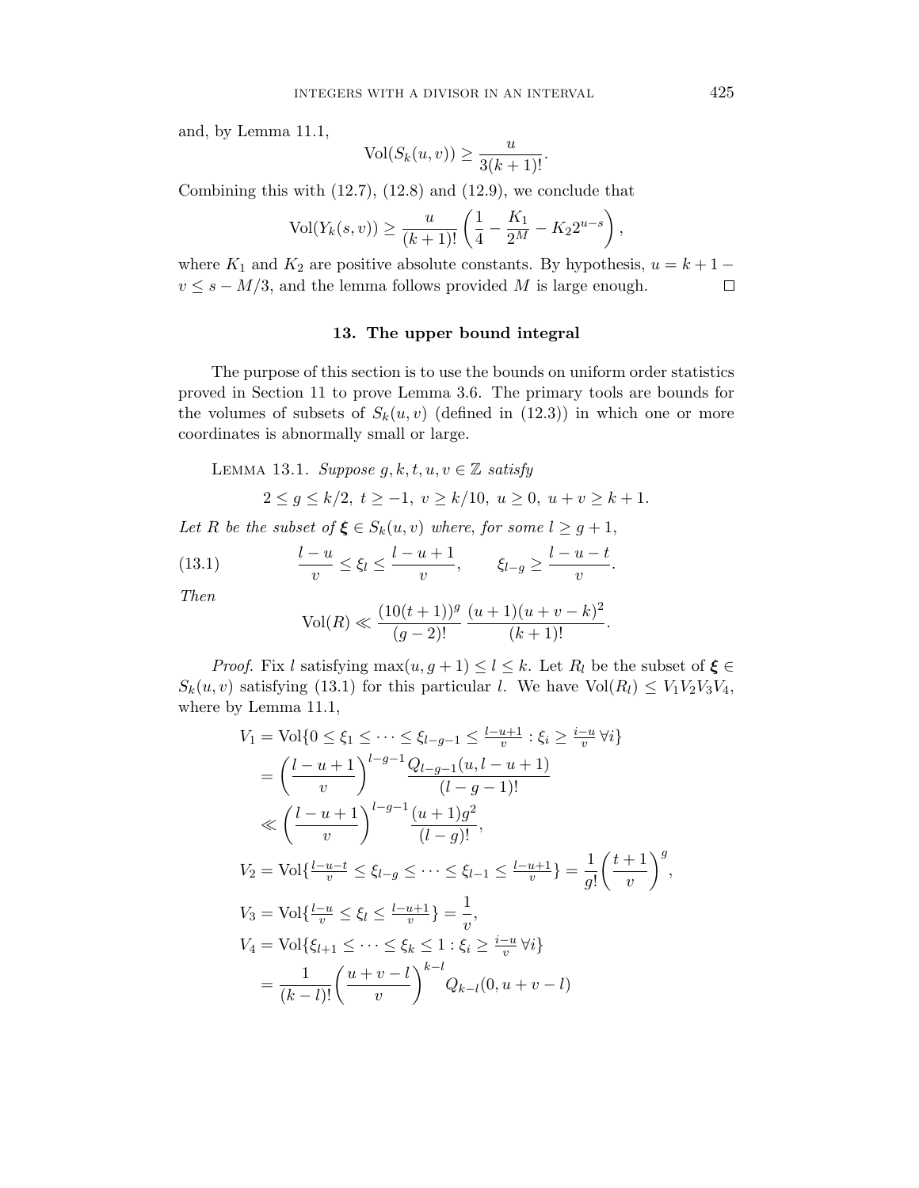and, by Lemma 11.1,

$$\mathrm{Vol}(S_k(u,v)) \ge \frac{u}{3(k+1)!}.$$

Combining this with (12.7), (12.8) and (12.9), we conclude that

$$\mathrm{Vol}(Y_k(s,v)) \ge \frac{u}{(k+1)!}\left(\frac{1}{4} - \frac{K_1}{2^M} - K_2 2^{u-s}\right),$$

where $K_1$ and $K_2$ are positive absolute constants. By hypothesis, $u = k+1-v \le s - M/3$, and the lemma follows provided $M$ is large enough. $\square$

## 13. The upper bound integral

The purpose of this section is to use the bounds on uniform order statistics proved in Section 11 to prove Lemma 3.6. The primary tools are bounds for the volumes of subsets of $S_k(u,v)$ (defined in (12.3)) in which one or more coordinates is abnormally small or large.

Lemma 13.1. *Suppose $g,k,t,u,v \in \mathbb{Z}$ satisfy*

$$2 \le g \le k/2,\ t \ge -1,\ v \ge k/10,\ u \ge 0,\ u+v \ge k+1.$$

*Let $R$ be the subset of $\boldsymbol{\xi} \in S_k(u,v)$ where, for some $l \ge g+1$,*

$$\frac{l-u}{v} \le \xi_l \le \frac{l-u+1}{v}, \qquad \xi_{l-g} \ge \frac{l-u-t}{v}. \tag{13.1}$$

*Then*

$$\mathrm{Vol}(R) \ll \frac{(10(t+1))^g}{(g-2)!}\,\frac{(u+1)(u+v-k)^2}{(k+1)!}.$$

*Proof.* Fix $l$ satisfying $\max(u,g+1) \le l \le k$. Let $R_l$ be the subset of $\boldsymbol{\xi} \in S_k(u,v)$ satisfying (13.1) for this particular $l$. We have $\mathrm{Vol}(R_l) \le V_1V_2V_3V_4$, where by Lemma 11.1,

$$\begin{aligned}
V_1 &= \mathrm{Vol}\{0 \le \xi_1 \le \cdots \le \xi_{l-g-1} \le \tfrac{l-u+1}{v} : \xi_i \ge \tfrac{i-u}{v}\ \forall i\}\\
&= \left(\frac{l-u+1}{v}\right)^{l-g-1}\frac{Q_{l-g-1}(u,l-u+1)}{(l-g-1)!}\\
&\ll \left(\frac{l-u+1}{v}\right)^{l-g-1}\frac{(u+1)g^2}{(l-g)!},\\
V_2 &= \mathrm{Vol}\{\tfrac{l-u-t}{v} \le \xi_{l-g} \le \cdots \le \xi_{l-1} \le \tfrac{l-u+1}{v}\} = \frac{1}{g!}\left(\frac{t+1}{v}\right)^g,\\
V_3 &= \mathrm{Vol}\{\tfrac{l-u}{v} \le \xi_l \le \tfrac{l-u+1}{v}\} = \frac{1}{v},\\
V_4 &= \mathrm{Vol}\{\xi_{l+1} \le \cdots \le \xi_k \le 1 : \xi_i \ge \tfrac{i-u}{v}\ \forall i\}\\
&= \frac{1}{(k-l)!}\left(\frac{u+v-l}{v}\right)^{k-l} Q_{k-l}(0,u+v-l)
\end{aligned}$$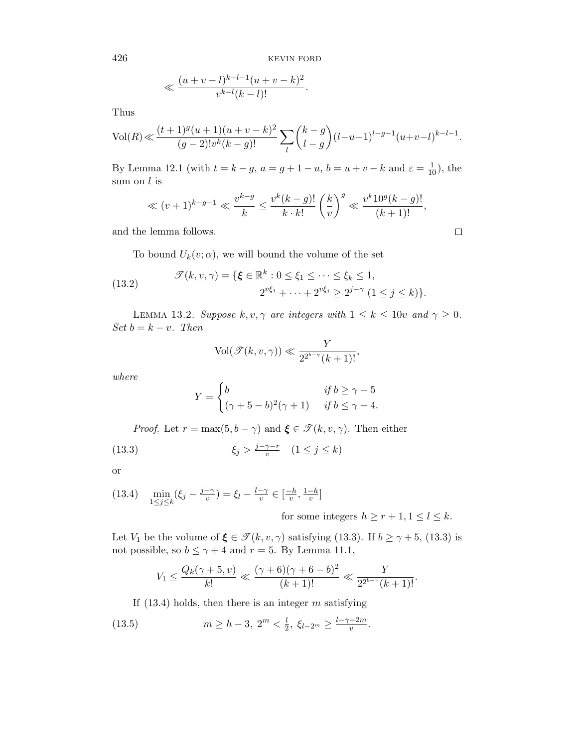$$\ll \frac{(u+v-l)^{k-l-1}(u+v-k)^2}{v^{k-l}(k-l)!}.$$

Thus

$$\mathrm{Vol}(R) \ll \frac{(t+1)^g (u+1)(u+v-k)^2}{(g-2)! v^k (k-g)!} \sum_l \binom{k-g}{l-g} (l-u+1)^{l-g-1} (u+v-l)^{k-l-1}.$$

By Lemma 12.1 (with $t = k-g$, $a = g+1-u$, $b = u+v-k$ and $\varepsilon = \frac{1}{10}$), the sum on $l$ is

$$\ll (v+1)^{k-g-1} \ll \frac{v^{k-g}}{k} \le \frac{v^k (k-g)!}{k \cdot k!} \left(\frac{k}{v}\right)^g \ll \frac{v^k 10^g (k-g)!}{(k+1)!},$$

and the lemma follows. $\square$

To bound $U_k(v;\alpha)$, we will bound the volume of the set

$$\mathscr{T}(k,v,\gamma) = \{\boldsymbol{\xi} \in \mathbb{R}^k : 0 \le \xi_1 \le \cdots \le \xi_k \le 1, \\ 2^{v\xi_1} + \cdots + 2^{v\xi_j} \ge 2^{j-\gamma} \ (1 \le j \le k)\}. \tag{13.2}$$

Lemma 13.2. *Suppose $k, v, \gamma$ are integers with $1 \le k \le 10v$ and $\gamma \ge 0$. Set $b = k - v$. Then*

$$\mathrm{Vol}(\mathscr{T}(k,v,\gamma)) \ll \frac{Y}{2^{2^{b-\gamma}}(k+1)!},$$

*where*

$$Y = \begin{cases} b & \text{if } b \ge \gamma + 5 \\ (\gamma + 5 - b)^2 (\gamma + 1) & \text{if } b \le \gamma + 4. \end{cases}$$

*Proof.* Let $r = \max(5, b-\gamma)$ and $\boldsymbol{\xi} \in \mathscr{T}(k,v,\gamma)$. Then either

$$\xi_j > \tfrac{j-\gamma-r}{v} \quad (1 \le j \le k) \tag{13.3}$$

or

$$\min_{1 \le j \le k} (\xi_j - \tfrac{j-\gamma}{v}) = \xi_l - \tfrac{l-\gamma}{v} \in [\tfrac{-h}{v}, \tfrac{1-h}{v}] \tag{13.4}$$

for some integers $h \ge r+1, 1 \le l \le k$.

Let $V_1$ be the volume of $\boldsymbol{\xi} \in \mathscr{T}(k,v,\gamma)$ satisfying (13.3). If $b \ge \gamma + 5$, (13.3) is not possible, so $b \le \gamma + 4$ and $r = 5$. By Lemma 11.1,

$$V_1 \le \frac{Q_k(\gamma+5, v)}{k!} \ll \frac{(\gamma+6)(\gamma+6-b)^2}{(k+1)!} \ll \frac{Y}{2^{2^{b-\gamma}}(k+1)!}.$$

If (13.4) holds, then there is an integer $m$ satisfying

$$m \ge h-3, \ 2^m < \tfrac{l}{2}, \ \xi_{l-2^m} \ge \tfrac{l-\gamma-2m}{v}. \tag{13.5}$$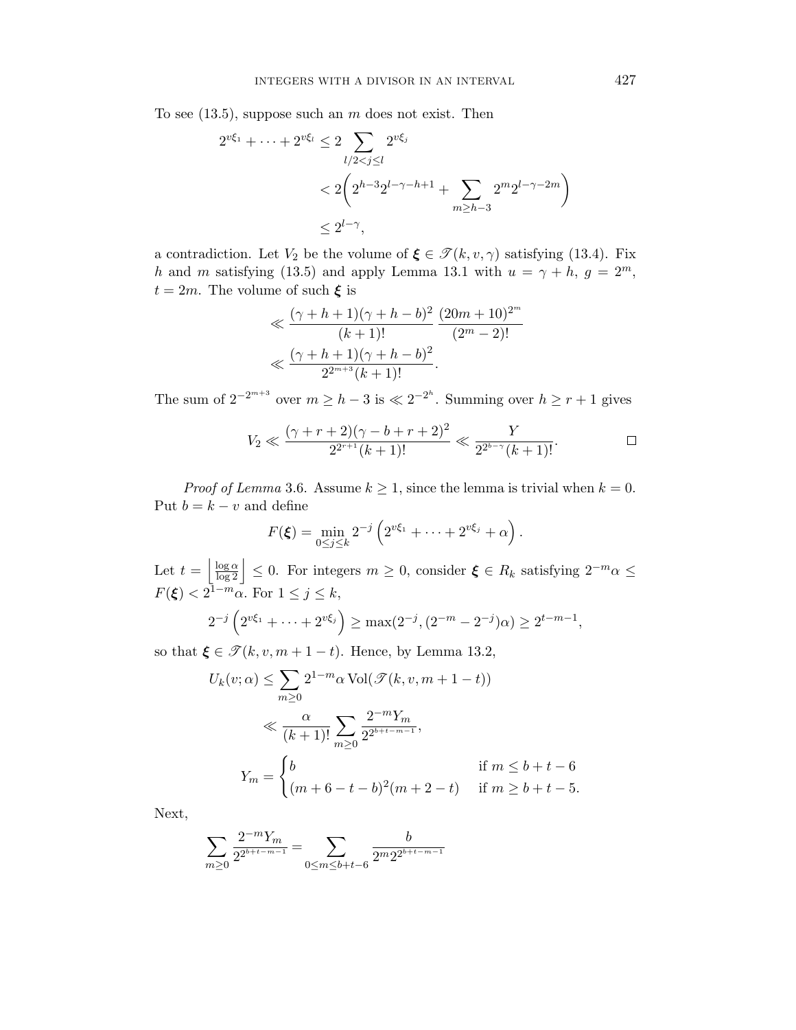To see (13.5), suppose such an $m$ does not exist. Then

$$
\begin{aligned}
2^{v\xi_1} + \cdots + 2^{v\xi_l} &\le 2 \sum_{l/2<j\le l} 2^{v\xi_j} \\
&< 2\left(2^{h-3}2^{l-\gamma-h+1} + \sum_{m\ge h-3} 2^m 2^{l-\gamma-2m}\right) \\
&\le 2^{l-\gamma},
\end{aligned}
$$

a contradiction. Let $V_2$ be the volume of $\boldsymbol{\xi} \in \mathscr{T}(k,v,\gamma)$ satisfying (13.4). Fix $h$ and $m$ satisfying (13.5) and apply Lemma 13.1 with $u = \gamma + h$, $g = 2^m$, $t = 2m$. The volume of such $\boldsymbol{\xi}$ is

$$
\begin{aligned}
&\ll \frac{(\gamma+h+1)(\gamma+h-b)^2}{(k+1)!} \frac{(20m+10)^{2^m}}{(2^m-2)!} \\
&\ll \frac{(\gamma+h+1)(\gamma+h-b)^2}{2^{2^{m+3}}(k+1)!}.
\end{aligned}
$$

The sum of $2^{-2^{m+3}}$ over $m \ge h-3$ is $\ll 2^{-2^h}$. Summing over $h \ge r+1$ gives

$$
V_2 \ll \frac{(\gamma+r+2)(\gamma-b+r+2)^2}{2^{2^{r+1}}(k+1)!} \ll \frac{Y}{2^{2^{b-\gamma}}(k+1)!}. \qquad \square
$$

*Proof of Lemma* 3.6. Assume $k \ge 1$, since the lemma is trivial when $k=0$. Put $b = k - v$ and define

$$
F(\boldsymbol{\xi}) = \min_{0\le j\le k} 2^{-j}\left(2^{v\xi_1} + \cdots + 2^{v\xi_j} + \alpha\right).
$$

Let $t = \left\lfloor \frac{\log \alpha}{\log 2} \right\rfloor \le 0$. For integers $m \ge 0$, consider $\boldsymbol{\xi} \in R_k$ satisfying $2^{-m}\alpha \le F(\boldsymbol{\xi}) < 2^{1-m}\alpha$. For $1 \le j \le k$,

$$
2^{-j}\left(2^{v\xi_1} + \cdots + 2^{v\xi_j}\right) \ge \max(2^{-j}, (2^{-m} - 2^{-j})\alpha) \ge 2^{t-m-1},
$$

so that $\boldsymbol{\xi} \in \mathscr{T}(k, v, m+1-t)$. Hence, by Lemma 13.2,

$$
\begin{aligned}
U_k(v;\alpha) &\le \sum_{m\ge 0} 2^{1-m}\alpha \operatorname{Vol}(\mathscr{T}(k,v,m+1-t)) \\
&\ll \frac{\alpha}{(k+1)!} \sum_{m\ge 0} \frac{2^{-m}Y_m}{2^{2^{b+t-m-1}}}, \\
Y_m &= \begin{cases} b & \text{if } m \le b+t-6 \\ (m+6-t-b)^2(m+2-t) & \text{if } m \ge b+t-5. \end{cases}
\end{aligned}
$$

Next,

$$
\sum_{m\ge 0} \frac{2^{-m}Y_m}{2^{2^{b+t-m-1}}} = \sum_{0\le m\le b+t-6} \frac{b}{2^m 2^{2^{b+t-m-1}}}
$$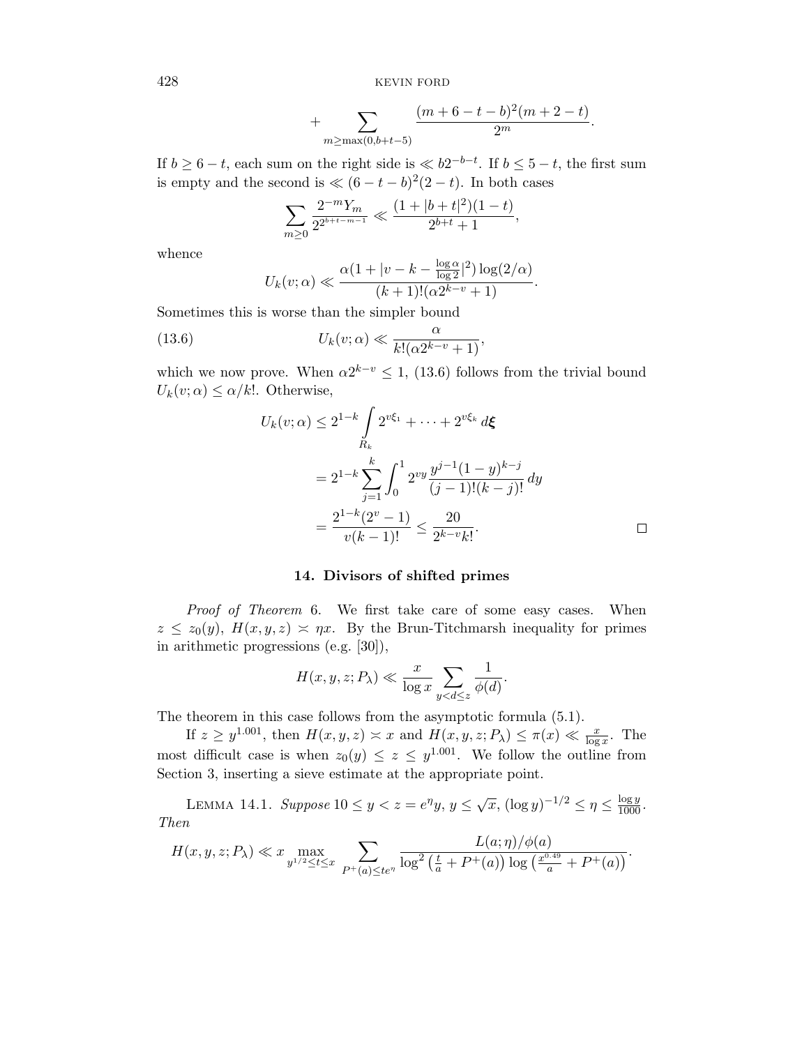$$+ \sum_{m \ge \max(0, b+t-5)} \frac{(m+6-t-b)^2(m+2-t)}{2^m}.$$

If $b \ge 6-t$, each sum on the right side is $\ll b2^{-b-t}$. If $b \le 5-t$, the first sum is empty and the second is $\ll (6-t-b)^2(2-t)$. In both cases

$$\sum_{m \ge 0} \frac{2^{-m} Y_m}{2^{2^{b+t-m-1}}} \ll \frac{(1+|b+t|^2)(1-t)}{2^{b+t}+1},$$

whence

$$U_k(v;\alpha) \ll \frac{\alpha(1+|v-k-\frac{\log \alpha}{\log 2}|^2)\log(2/\alpha)}{(k+1)!(\alpha 2^{k-v}+1)}.$$

Sometimes this is worse than the simpler bound

$$U_k(v;\alpha) \ll \frac{\alpha}{k!(\alpha 2^{k-v}+1)}, \tag{13.6}$$

which we now prove. When $\alpha 2^{k-v} \le 1$, (13.6) follows from the trivial bound $U_k(v;\alpha) \le \alpha/k!$. Otherwise,

$$\begin{aligned} U_k(v;\alpha) &\le 2^{1-k} \int_{R_k} 2^{v\xi_1} + \cdots + 2^{v\xi_k} \, d\boldsymbol{\xi} \\ &= 2^{1-k} \sum_{j=1}^{k} \int_0^1 2^{vy} \frac{y^{j-1}(1-y)^{k-j}}{(j-1)!(k-j)!} \, dy \\ &= \frac{2^{1-k}(2^v-1)}{v(k-1)!} \le \frac{20}{2^{k-v} k!}. \end{aligned}$$

□

## 14. Divisors of shifted primes

*Proof of Theorem* 6. We first take care of some easy cases. When $z \le z_0(y)$, $H(x,y,z) \asymp \eta x$. By the Brun-Titchmarsh inequality for primes in arithmetic progressions (e.g. [30]),

$$H(x,y,z;P_\lambda) \ll \frac{x}{\log x} \sum_{y<d\le z} \frac{1}{\phi(d)}.$$

The theorem in this case follows from the asymptotic formula (5.1).

If $z \ge y^{1.001}$, then $H(x,y,z) \asymp x$ and $H(x,y,z;P_\lambda) \le \pi(x) \ll \frac{x}{\log x}$. The most difficult case is when $z_0(y) \le z \le y^{1.001}$. We follow the outline from Section 3, inserting a sieve estimate at the appropriate point.

LEMMA 14.1. *Suppose* $10 \le y < z = e^\eta y$, $y \le \sqrt{x}$, $(\log y)^{-1/2} \le \eta \le \frac{\log y}{1000}$. *Then*

$$H(x,y,z;P_\lambda) \ll x \max_{y^{1/2} \le t \le x} \sum_{P^+(a) \le te^\eta} \frac{L(a;\eta)/\phi(a)}{\log^2\left(\frac{t}{a}+P^+(a)\right)\log\left(\frac{x^{0.49}}{a}+P^+(a)\right)}.$$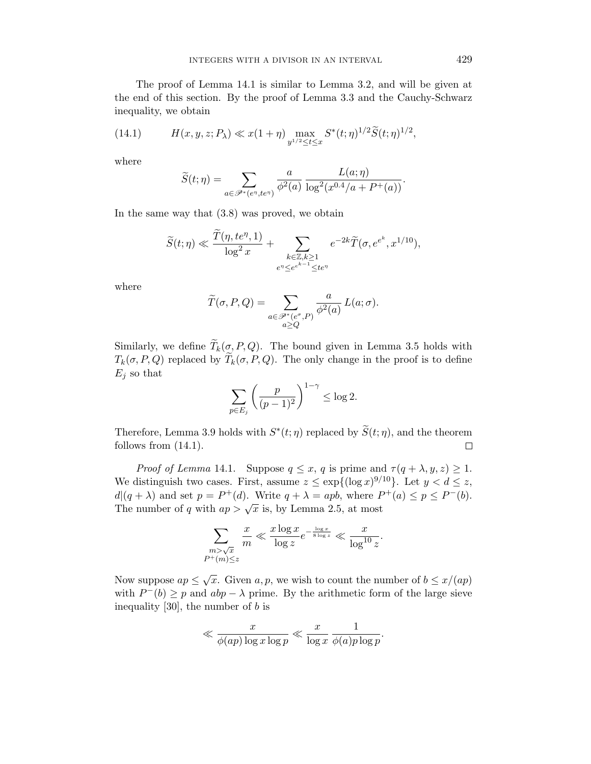The proof of Lemma 14.1 is similar to Lemma 3.2, and will be given at the end of this section. By the proof of Lemma 3.3 and the Cauchy-Schwarz inequality, we obtain

$$H(x, y, z; P_\lambda) \ll x(1+\eta) \max_{y^{1/2} \le t \le x} S^*(t;\eta)^{1/2} \widetilde{S}(t;\eta)^{1/2}, \tag{14.1}$$

where

$$\widetilde{S}(t;\eta) = \sum_{a \in \mathscr{P}^*(e^\eta, te^\eta)} \frac{a}{\phi^2(a)} \frac{L(a;\eta)}{\log^2(x^{0.4}/a + P^+(a))}.$$

In the same way that (3.8) was proved, we obtain

$$\widetilde{S}(t;\eta) \ll \frac{\widetilde{T}(\eta, te^\eta, 1)}{\log^2 x} + \sum_{\substack{k \in \mathbb{Z}, k \ge 1 \\ e^\eta \le e^{e^{k-1}} \le te^\eta}} e^{-2k} \widetilde{T}(\sigma, e^{e^k}, x^{1/10}),$$

where

$$\widetilde{T}(\sigma, P, Q) = \sum_{\substack{a \in \mathscr{P}^*(e^\sigma, P) \\ a \ge Q}} \frac{a}{\phi^2(a)} L(a;\sigma).$$

Similarly, we define $\widetilde{T}_k(\sigma, P, Q)$. The bound given in Lemma 3.5 holds with $T_k(\sigma, P, Q)$ replaced by $\widetilde{T}_k(\sigma, P, Q)$. The only change in the proof is to define $E_j$ so that

$$\sum_{p \in E_j} \left( \frac{p}{(p-1)^2} \right)^{1-\gamma} \le \log 2.$$

Therefore, Lemma 3.9 holds with $S^*(t;\eta)$ replaced by $\widetilde{S}(t;\eta)$, and the theorem follows from (14.1). $\square$

*Proof of Lemma* 14.1. Suppose $q \le x$, $q$ is prime and $\tau(q+\lambda, y, z) \ge 1$. We distinguish two cases. First, assume $z \le \exp\{(\log x)^{9/10}\}$. Let $y < d \le z$, $d | (q+\lambda)$ and set $p = P^+(d)$. Write $q + \lambda = apb$, where $P^+(a) \le p \le P^-(b)$. The number of $q$ with $ap > \sqrt{x}$ is, by Lemma 2.5, at most

$$\sum_{\substack{m > \sqrt{x} \\ P^+(m) \le z}} \frac{x}{m} \ll \frac{x \log x}{\log z} e^{-\frac{\log x}{8 \log z}} \ll \frac{x}{\log^{10} z}.$$

Now suppose $ap \le \sqrt{x}$. Given $a, p$, we wish to count the number of $b \le x/(ap)$ with $P^-(b) \ge p$ and $abp - \lambda$ prime. By the arithmetic form of the large sieve inequality [30], the number of $b$ is

$$\ll \frac{x}{\phi(ap) \log x \log p} \ll \frac{x}{\log x} \frac{1}{\phi(a) p \log p}.$$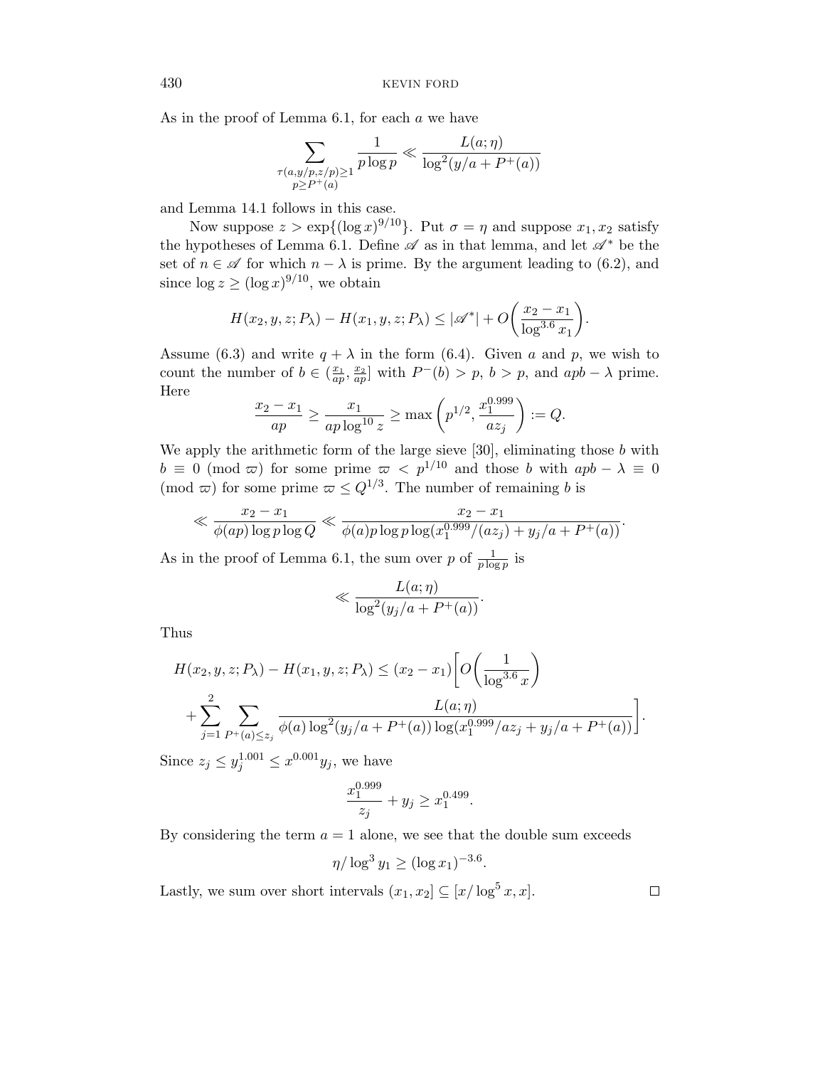As in the proof of Lemma 6.1, for each $a$ we have

$$\sum_{\substack{\tau(a,y/p,z/p)\ge 1\\ p\ge P^+(a)}} \frac{1}{p\log p} \ll \frac{L(a;\eta)}{\log^2(y/a+P^+(a))}$$

and Lemma 14.1 follows in this case.

Now suppose $z > \exp\{(\log x)^{9/10}\}$. Put $\sigma = \eta$ and suppose $x_1, x_2$ satisfy the hypotheses of Lemma 6.1. Define $\mathscr{A}$ as in that lemma, and let $\mathscr{A}^*$ be the set of $n \in \mathscr{A}$ for which $n - \lambda$ is prime. By the argument leading to (6.2), and since $\log z \ge (\log x)^{9/10}$, we obtain

$$H(x_2, y, z; P_\lambda) - H(x_1, y, z; P_\lambda) \le |\mathscr{A}^*| + O\left(\frac{x_2 - x_1}{\log^{3.6} x_1}\right).$$

Assume (6.3) and write $q + \lambda$ in the form (6.4). Given $a$ and $p$, we wish to count the number of $b \in (\frac{x_1}{ap}, \frac{x_2}{ap}]$ with $P^-(b) > p$, $b > p$, and $apb - \lambda$ prime. Here

$$\frac{x_2 - x_1}{ap} \ge \frac{x_1}{ap\log^{10} z} \ge \max\left(p^{1/2}, \frac{x_1^{0.999}}{az_j}\right) := Q.$$

We apply the arithmetic form of the large sieve [30], eliminating those $b$ with $b \equiv 0 \pmod{\varpi}$ for some prime $\varpi < p^{1/10}$ and those $b$ with $apb - \lambda \equiv 0 \pmod{\varpi}$ for some prime $\varpi \le Q^{1/3}$. The number of remaining $b$ is

$$\ll \frac{x_2 - x_1}{\phi(ap)\log p \log Q} \ll \frac{x_2 - x_1}{\phi(a) p \log p \log(x_1^{0.999}/(az_j) + y_j/a + P^+(a))}.$$

As in the proof of Lemma 6.1, the sum over $p$ of $\frac{1}{p\log p}$ is

$$\ll \frac{L(a;\eta)}{\log^2(y_j/a + P^+(a))}.$$

Thus

$$\begin{aligned} H(x_2, y, z; P_\lambda) - H(x_1, y, z; P_\lambda) &\le (x_2 - x_1)\Bigg[O\left(\frac{1}{\log^{3.6} x}\right) \\ &+ \sum_{j=1}^{2} \sum_{P^+(a)\le z_j} \frac{L(a;\eta)}{\phi(a)\log^2(y_j/a + P^+(a))\log(x_1^{0.999}/az_j + y_j/a + P^+(a))}\Bigg]. \end{aligned}$$

Since $z_j \le y_j^{1.001} \le x^{0.001} y_j$, we have

$$\frac{x_1^{0.999}}{z_j} + y_j \ge x_1^{0.499}.$$

By considering the term $a = 1$ alone, we see that the double sum exceeds

$$\eta/\log^3 y_1 \ge (\log x_1)^{-3.6}.$$

Lastly, we sum over short intervals $(x_1, x_2] \subseteq [x/\log^5 x, x]$. $\square$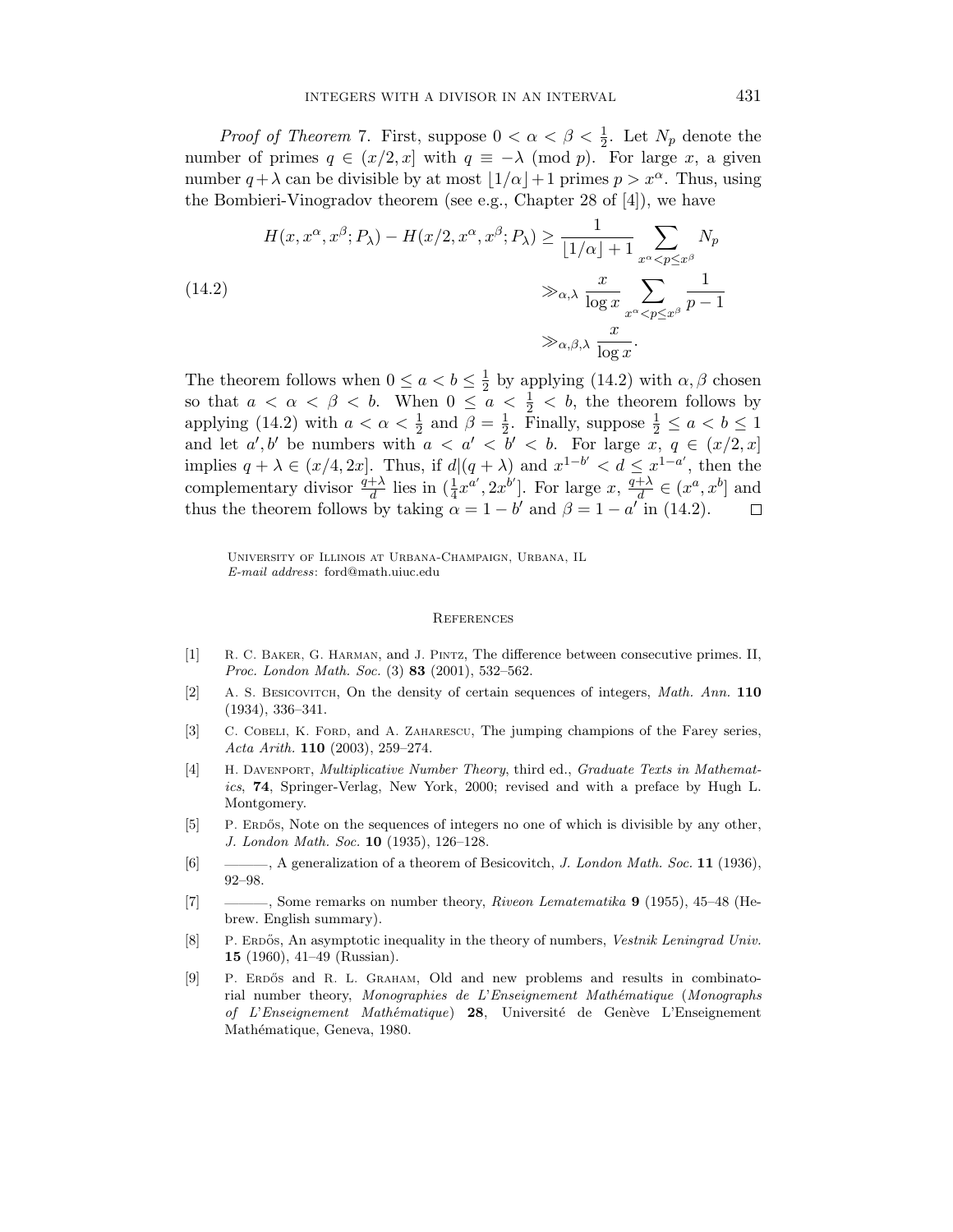*Proof of Theorem* 7. First, suppose $0 < \alpha < \beta < \frac{1}{2}$. Let $N_p$ denote the number of primes $q \in (x/2, x]$ with $q \equiv -\lambda \pmod{p}$. For large $x$, a given number $q + \lambda$ can be divisible by at most $\lfloor 1/\alpha \rfloor + 1$ primes $p > x^{\alpha}$. Thus, using the Bombieri-Vinogradov theorem (see e.g., Chapter 28 of [4]), we have

$$
\begin{aligned}
H(x, x^{\alpha}, x^{\beta}; P_{\lambda}) - H(x/2, x^{\alpha}, x^{\beta}; P_{\lambda}) &\geq \frac{1}{\lfloor 1/\alpha \rfloor + 1} \sum_{x^{\alpha} < p \leq x^{\beta}} N_p \\
&\gg_{\alpha,\lambda} \frac{x}{\log x} \sum_{x^{\alpha} < p \leq x^{\beta}} \frac{1}{p-1} \\
&\gg_{\alpha,\beta,\lambda} \frac{x}{\log x}.
\end{aligned} \tag{14.2}
$$

The theorem follows when $0 \leq a < b \leq \frac{1}{2}$ by applying (14.2) with $\alpha, \beta$ chosen so that $a < \alpha < \beta < b$. When $0 \leq a < \frac{1}{2} < b$, the theorem follows by applying (14.2) with $a < \alpha < \frac{1}{2}$ and $\beta = \frac{1}{2}$. Finally, suppose $\frac{1}{2} \leq a < b \leq 1$ and let $a', b'$ be numbers with $a < a' < b' < b$. For large $x$, $q \in (x/2, x]$ implies $q + \lambda \in (x/4, 2x]$. Thus, if $d | (q + \lambda)$ and $x^{1-b'} < d \leq x^{1-a'}$, then the complementary divisor $\frac{q+\lambda}{d}$ lies in $(\frac{1}{4}x^{a'}, 2x^{b'}]$. For large $x$, $\frac{q+\lambda}{d} \in (x^a, x^b]$ and thus the theorem follows by taking $\alpha = 1 - b'$ and $\beta = 1 - a'$ in (14.2). $\square$

University of Illinois at Urbana-Champaign, Urbana, IL
*E-mail address*: ford@math.uiuc.edu

## References

[1] R. C. Baker, G. Harman, and J. Pintz, The difference between consecutive primes. II, *Proc. London Math. Soc.* (3) **83** (2001), 532–562.

[2] A. S. Besicovitch, On the density of certain sequences of integers, *Math. Ann.* **110** (1934), 336–341.

[3] C. Cobeli, K. Ford, and A. Zaharescu, The jumping champions of the Farey series, *Acta Arith.* **110** (2003), 259–274.

[4] H. Davenport, *Multiplicative Number Theory*, third ed., *Graduate Texts in Mathematics*, **74**, Springer-Verlag, New York, 2000; revised and with a preface by Hugh L. Montgomery.

[5] P. Erdős, Note on the sequences of integers no one of which is divisible by any other, *J. London Math. Soc.* **10** (1935), 126–128.

[6] ———, A generalization of a theorem of Besicovitch, *J. London Math. Soc.* **11** (1936), 92–98.

[7] ———, Some remarks on number theory, *Riveon Lematematika* **9** (1955), 45–48 (Hebrew. English summary).

[8] P. Erdős, An asymptotic inequality in the theory of numbers, *Vestnik Leningrad Univ.* **15** (1960), 41–49 (Russian).

[9] P. Erdős and R. L. Graham, Old and new problems and results in combinatorial number theory, *Monographies de L'Enseignement Mathématique* (*Monographs of L'Enseignement Mathématique*) **28**, Université de Genève L'Enseignement Mathématique, Geneva, 1980.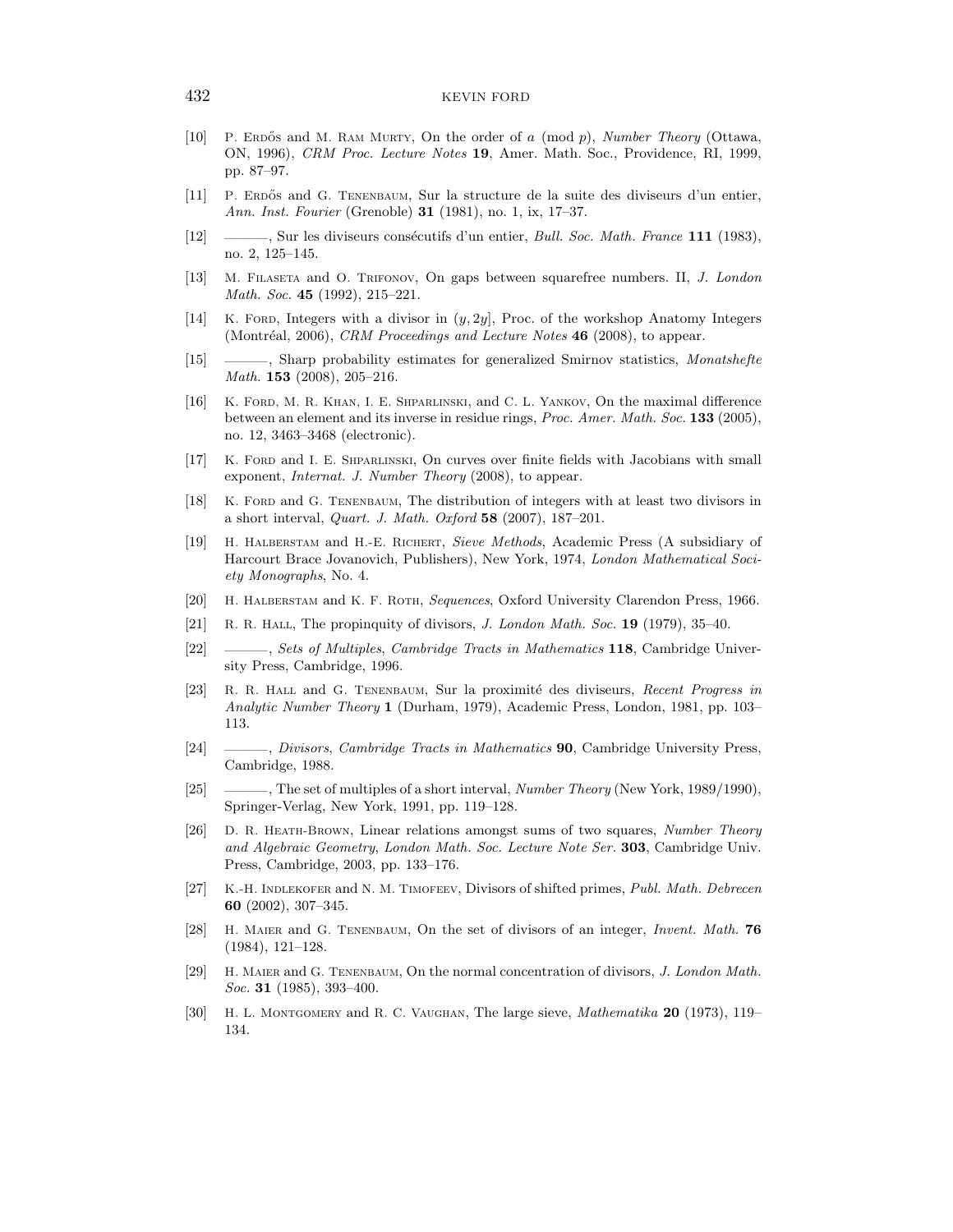[10] P. Erdős and M. Ram Murty, On the order of $a \pmod p$, *Number Theory* (Ottawa, ON, 1996), *CRM Proc. Lecture Notes* **19**, Amer. Math. Soc., Providence, RI, 1999, pp. 87–97.

[11] P. Erdős and G. Tenenbaum, Sur la structure de la suite des diviseurs d'un entier, *Ann. Inst. Fourier* (Grenoble) **31** (1981), no. 1, ix, 17–37.

[12] ———, Sur les diviseurs consécutifs d'un entier, *Bull. Soc. Math. France* **111** (1983), no. 2, 125–145.

[13] M. Filaseta and O. Trifonov, On gaps between squarefree numbers. II, *J. London Math. Soc.* **45** (1992), 215–221.

[14] K. Ford, Integers with a divisor in $(y, 2y]$, Proc. of the workshop Anatomy Integers (Montréal, 2006), *CRM Proceedings and Lecture Notes* **46** (2008), to appear.

[15] ———, Sharp probability estimates for generalized Smirnov statistics, *Monatshefte Math.* **153** (2008), 205–216.

[16] K. Ford, M. R. Khan, I. E. Shparlinski, and C. L. Yankov, On the maximal difference between an element and its inverse in residue rings, *Proc. Amer. Math. Soc.* **133** (2005), no. 12, 3463–3468 (electronic).

[17] K. Ford and I. E. Shparlinski, On curves over finite fields with Jacobians with small exponent, *Internat. J. Number Theory* (2008), to appear.

[18] K. Ford and G. Tenenbaum, The distribution of integers with at least two divisors in a short interval, *Quart. J. Math. Oxford* **58** (2007), 187–201.

[19] H. Halberstam and H.-E. Richert, *Sieve Methods*, Academic Press (A subsidiary of Harcourt Brace Jovanovich, Publishers), New York, 1974, *London Mathematical Society Monographs*, No. 4.

[20] H. Halberstam and K. F. Roth, *Sequences*, Oxford University Clarendon Press, 1966.

[21] R. R. Hall, The propinquity of divisors, *J. London Math. Soc.* **19** (1979), 35–40.

[22] ———, *Sets of Multiples*, *Cambridge Tracts in Mathematics* **118**, Cambridge University Press, Cambridge, 1996.

[23] R. R. Hall and G. Tenenbaum, Sur la proximité des diviseurs, *Recent Progress in Analytic Number Theory* **1** (Durham, 1979), Academic Press, London, 1981, pp. 103–113.

[24] ———, *Divisors*, *Cambridge Tracts in Mathematics* **90**, Cambridge University Press, Cambridge, 1988.

[25] ———, The set of multiples of a short interval, *Number Theory* (New York, 1989/1990), Springer-Verlag, New York, 1991, pp. 119–128.

[26] D. R. Heath-Brown, Linear relations amongst sums of two squares, *Number Theory and Algebraic Geometry*, *London Math. Soc. Lecture Note Ser.* **303**, Cambridge Univ. Press, Cambridge, 2003, pp. 133–176.

[27] K.-H. Indlekofer and N. M. Timofeev, Divisors of shifted primes, *Publ. Math. Debrecen* **60** (2002), 307–345.

[28] H. Maier and G. Tenenbaum, On the set of divisors of an integer, *Invent. Math.* **76** (1984), 121–128.

[29] H. Maier and G. Tenenbaum, On the normal concentration of divisors, *J. London Math. Soc.* **31** (1985), 393–400.

[30] H. L. Montgomery and R. C. Vaughan, The large sieve, *Mathematika* **20** (1973), 119–134.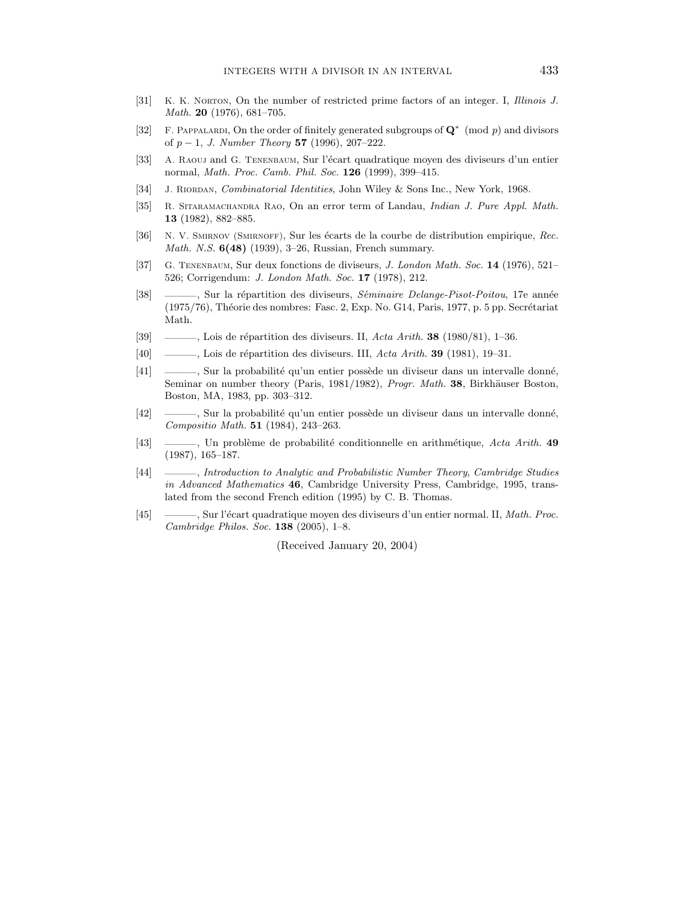[31] K. K. Norton, On the number of restricted prime factors of an integer. I, *Illinois J. Math.* **20** (1976), 681–705.

[32] F. Pappalardi, On the order of finitely generated subgroups of $\mathbf{Q}^*$ (mod $p$) and divisors of $p-1$, *J. Number Theory* **57** (1996), 207–222.

[33] A. Raouj and G. Tenenbaum, Sur l'écart quadratique moyen des diviseurs d'un entier normal, *Math. Proc. Camb. Phil. Soc.* **126** (1999), 399–415.

[34] J. Riordan, *Combinatorial Identities*, John Wiley & Sons Inc., New York, 1968.

[35] R. Sitaramachandra Rao, On an error term of Landau, *Indian J. Pure Appl. Math.* **13** (1982), 882–885.

[36] N. V. Smirnov (Smirnoff), Sur les écarts de la courbe de distribution empirique, *Rec. Math. N.S.* **6(48)** (1939), 3–26, Russian, French summary.

[37] G. Tenenbaum, Sur deux fonctions de diviseurs, *J. London Math. Soc.* **14** (1976), 521–526; Corrigendum: *J. London Math. Soc.* **17** (1978), 212.

[38] ———, Sur la répartition des diviseurs, *Séminaire Delange-Pisot-Poitou*, 17e année (1975/76), Théorie des nombres: Fasc. 2, Exp. No. G14, Paris, 1977, p. 5 pp. Secrétariat Math.

[39] ———, Lois de répartition des diviseurs. II, *Acta Arith.* **38** (1980/81), 1–36.

[40] ———, Lois de répartition des diviseurs. III, *Acta Arith.* **39** (1981), 19–31.

[41] ———, Sur la probabilité qu'un entier possède un diviseur dans un intervalle donné, Seminar on number theory (Paris, 1981/1982), *Progr. Math.* **38**, Birkhäuser Boston, Boston, MA, 1983, pp. 303–312.

[42] ———, Sur la probabilité qu'un entier possède un diviseur dans un intervalle donné, *Compositio Math.* **51** (1984), 243–263.

[43] ———, Un problème de probabilité conditionnelle en arithmétique, *Acta Arith.* **49** (1987), 165–187.

[44] ———, *Introduction to Analytic and Probabilistic Number Theory*, *Cambridge Studies in Advanced Mathematics* **46**, Cambridge University Press, Cambridge, 1995, translated from the second French edition (1995) by C. B. Thomas.

[45] ———, Sur l'écart quadratique moyen des diviseurs d'un entier normal. II, *Math. Proc. Cambridge Philos. Soc.* **138** (2005), 1–8.

(Received January 20, 2004)